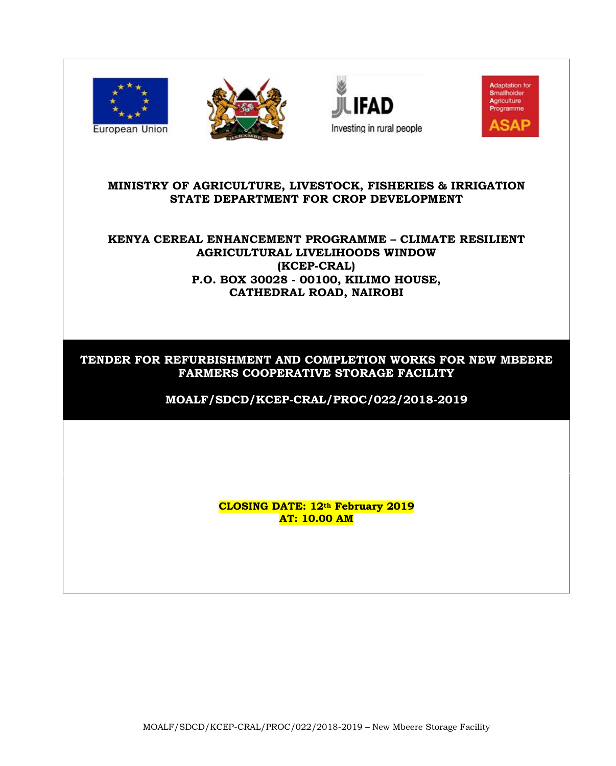European Union

Adaptation for Smallholder Agriculture Programme ASAP

IFAD Investing in rural people

**MINISTRY OF AGRICULTURE, LIVESTOCK, FISHERIES & IRRIGATION**
**STATE DEPARTMENT FOR CROP DEVELOPMENT**

**KENYA CEREAL ENHANCEMENT PROGRAMME – CLIMATE RESILIENT AGRICULTURAL LIVELIHOODS WINDOW**
**(KCEP-CRAL)**
**P.O. BOX 30028 - 00100, KILIMO HOUSE,**
**CATHEDRAL ROAD, NAIROBI**

# TENDER FOR REFURBISHMENT AND COMPLETION WORKS FOR NEW MBEERE FARMERS COOPERATIVE STORAGE FACILITY

**MOALF/SDCD/KCEP-CRAL/PROC/022/2018-2019**

**CLOSING DATE: 12th February 2019**
**AT: 10.00 AM**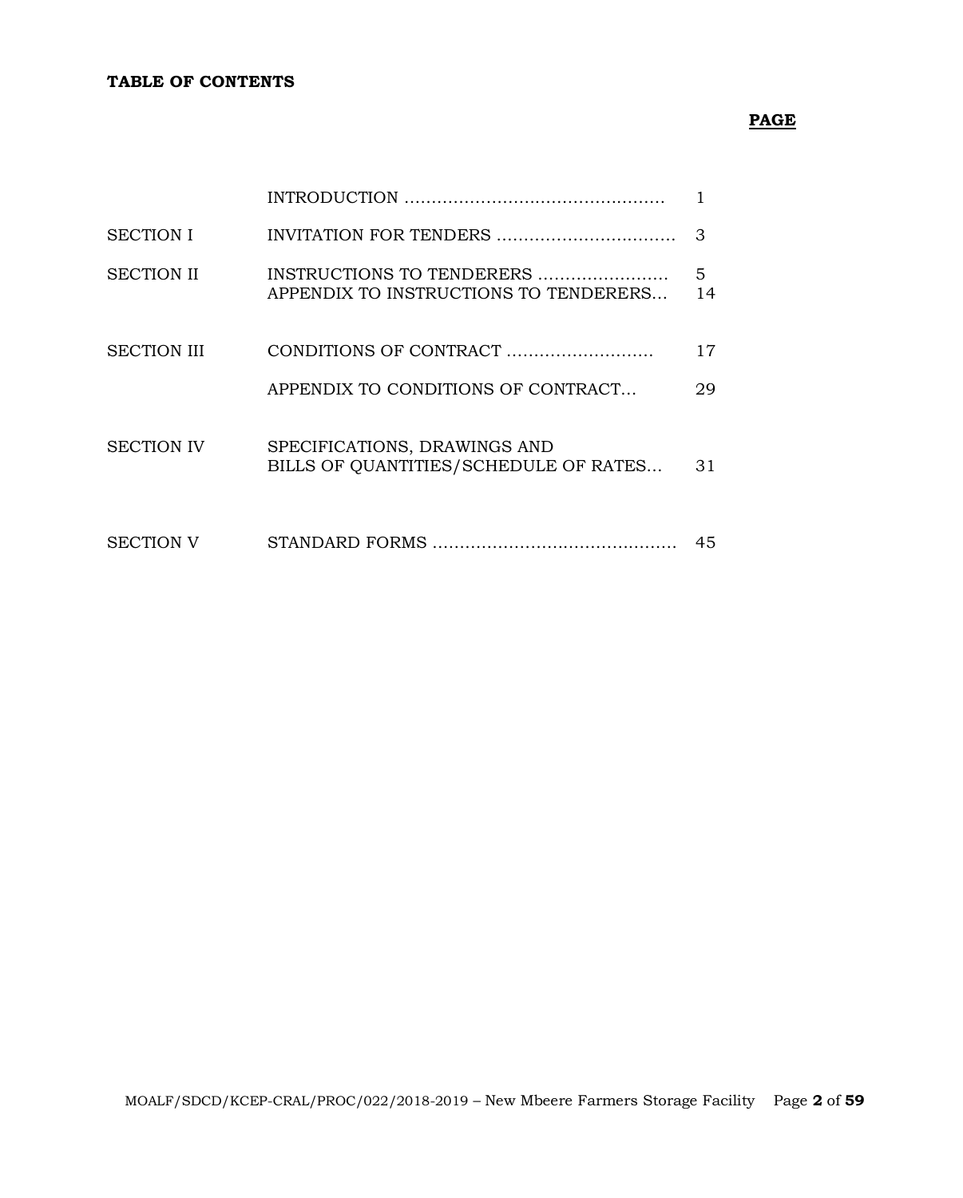**TABLE OF CONTENTS**

| | | **PAGE** |
|---|---|---|
| | INTRODUCTION ................................................ | 1 |
| SECTION I | INVITATION FOR TENDERS ................................ | 3 |
| SECTION II | INSTRUCTIONS TO TENDERERS ...................... | 5 |
| | APPENDIX TO INSTRUCTIONS TO TENDERERS... | 14 |
| SECTION III | CONDITIONS OF CONTRACT ........................... | 17 |
| | APPENDIX TO CONDITIONS OF CONTRACT... | 29 |
| SECTION IV | SPECIFICATIONS, DRAWINGS AND BILLS OF QUANTITIES/SCHEDULE OF RATES... | 31 |
| SECTION V | STANDARD FORMS ............................................ | 45 |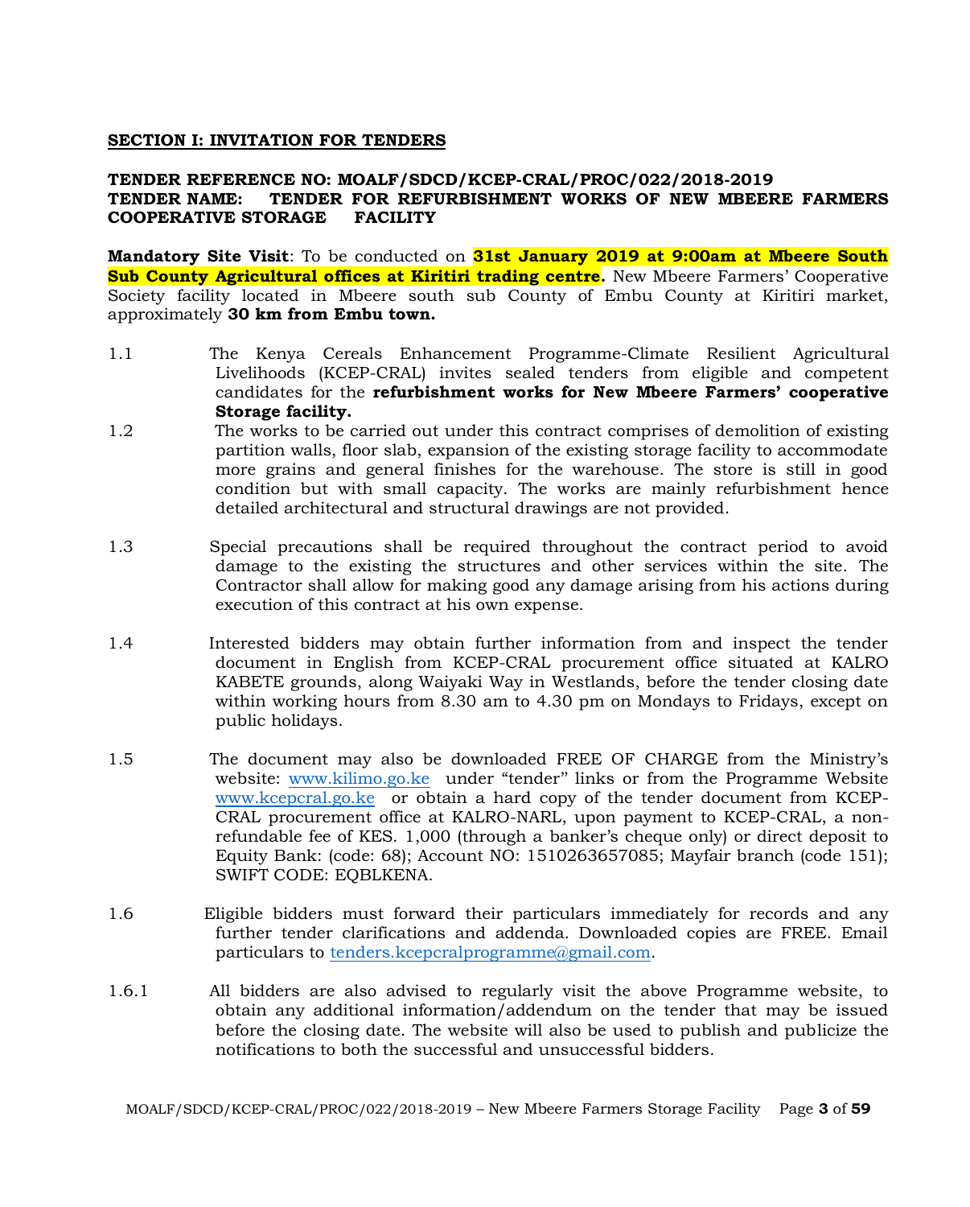## SECTION I: INVITATION FOR TENDERS

**TENDER REFERENCE NO: MOALF/SDCD/KCEP-CRAL/PROC/022/2018-2019**
**TENDER NAME: TENDER FOR REFURBISHMENT WORKS OF NEW MBEERE FARMERS COOPERATIVE STORAGE FACILITY**

**Mandatory Site Visit**: To be conducted on **31st January 2019 at 9:00am at Mbeere South Sub County Agricultural offices at Kiritiri trading centre.** New Mbeere Farmers' Cooperative Society facility located in Mbeere south sub County of Embu County at Kiritiri market, approximately **30 km from Embu town.**

1.1 The Kenya Cereals Enhancement Programme-Climate Resilient Agricultural Livelihoods (KCEP-CRAL) invites sealed tenders from eligible and competent candidates for the **refurbishment works for New Mbeere Farmers' cooperative Storage facility.**

1.2 The works to be carried out under this contract comprises of demolition of existing partition walls, floor slab, expansion of the existing storage facility to accommodate more grains and general finishes for the warehouse. The store is still in good condition but with small capacity. The works are mainly refurbishment hence detailed architectural and structural drawings are not provided.

1.3 Special precautions shall be required throughout the contract period to avoid damage to the existing the structures and other services within the site. The Contractor shall allow for making good any damage arising from his actions during execution of this contract at his own expense.

1.4 Interested bidders may obtain further information from and inspect the tender document in English from KCEP-CRAL procurement office situated at KALRO KABETE grounds, along Waiyaki Way in Westlands, before the tender closing date within working hours from 8.30 am to 4.30 pm on Mondays to Fridays, except on public holidays.

1.5 The document may also be downloaded FREE OF CHARGE from the Ministry's website: www.kilimo.go.ke under "tender" links or from the Programme Website www.kcepcral.go.ke or obtain a hard copy of the tender document from KCEP-CRAL procurement office at KALRO-NARL, upon payment to KCEP-CRAL, a non-refundable fee of KES. 1,000 (through a banker's cheque only) or direct deposit to Equity Bank: (code: 68); Account NO: 1510263657085; Mayfair branch (code 151); SWIFT CODE: EQBLKENA.

1.6 Eligible bidders must forward their particulars immediately for records and any further tender clarifications and addenda. Downloaded copies are FREE. Email particulars to tenders.kcepcralprogramme@gmail.com.

1.6.1 All bidders are also advised to regularly visit the above Programme website, to obtain any additional information/addendum on the tender that may be issued before the closing date. The website will also be used to publish and publicize the notifications to both the successful and unsuccessful bidders.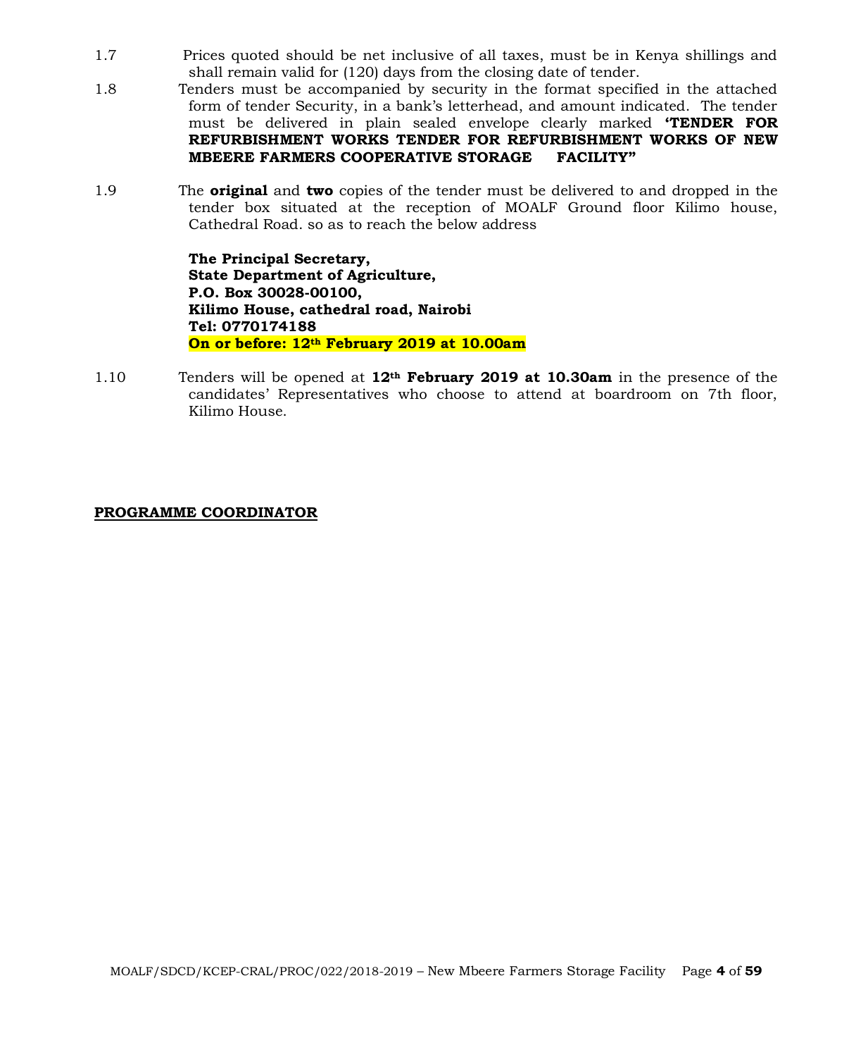1.7 Prices quoted should be net inclusive of all taxes, must be in Kenya shillings and shall remain valid for (120) days from the closing date of tender.

1.8 Tenders must be accompanied by security in the format specified in the attached form of tender Security, in a bank's letterhead, and amount indicated. The tender must be delivered in plain sealed envelope clearly marked **'TENDER FOR REFURBISHMENT WORKS TENDER FOR REFURBISHMENT WORKS OF NEW MBEERE FARMERS COOPERATIVE STORAGE FACILITY"**

1.9 The **original** and **two** copies of the tender must be delivered to and dropped in the tender box situated at the reception of MOALF Ground floor Kilimo house, Cathedral Road. so as to reach the below address

**The Principal Secretary,**
**State Department of Agriculture,**
**P.O. Box 30028-00100,**
**Kilimo House, cathedral road, Nairobi**
**Tel: 0770174188**
**On or before: 12th February 2019 at 10.00am**

1.10 Tenders will be opened at **12th February 2019 at 10.30am** in the presence of the candidates' Representatives who choose to attend at boardroom on 7th floor, Kilimo House.

**PROGRAMME COORDINATOR**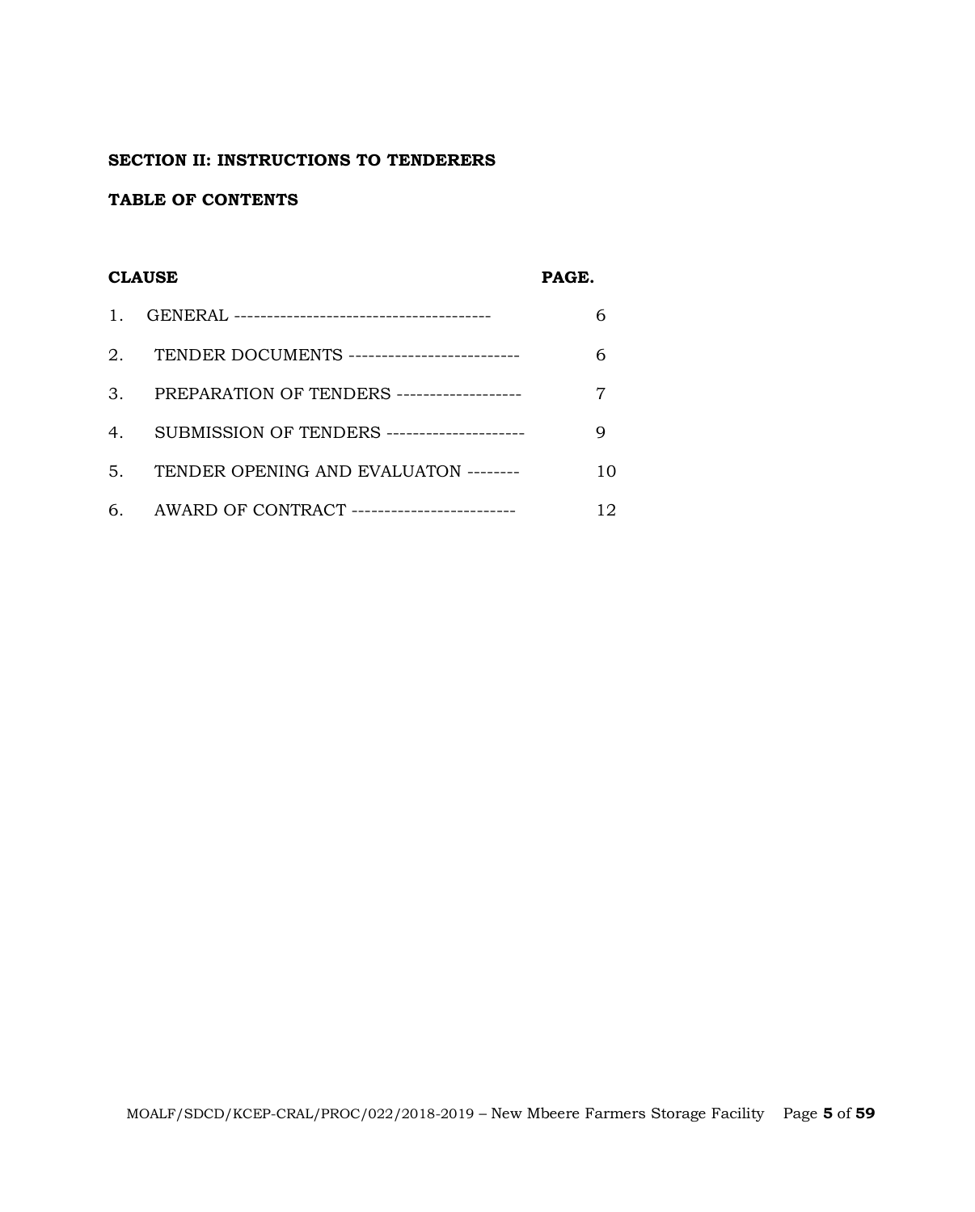**SECTION II: INSTRUCTIONS TO TENDERERS**

**TABLE OF CONTENTS**

| **CLAUSE** | **PAGE.** |
|---|---|
| 1. GENERAL --------------------------------------- | 6 |
| 2. TENDER DOCUMENTS -------------------------- | 6 |
| 3. PREPARATION OF TENDERS ------------------- | 7 |
| 4. SUBMISSION OF TENDERS --------------------- | 9 |
| 5. TENDER OPENING AND EVALUATON -------- | 10 |
| 6. AWARD OF CONTRACT ------------------------- | 12 |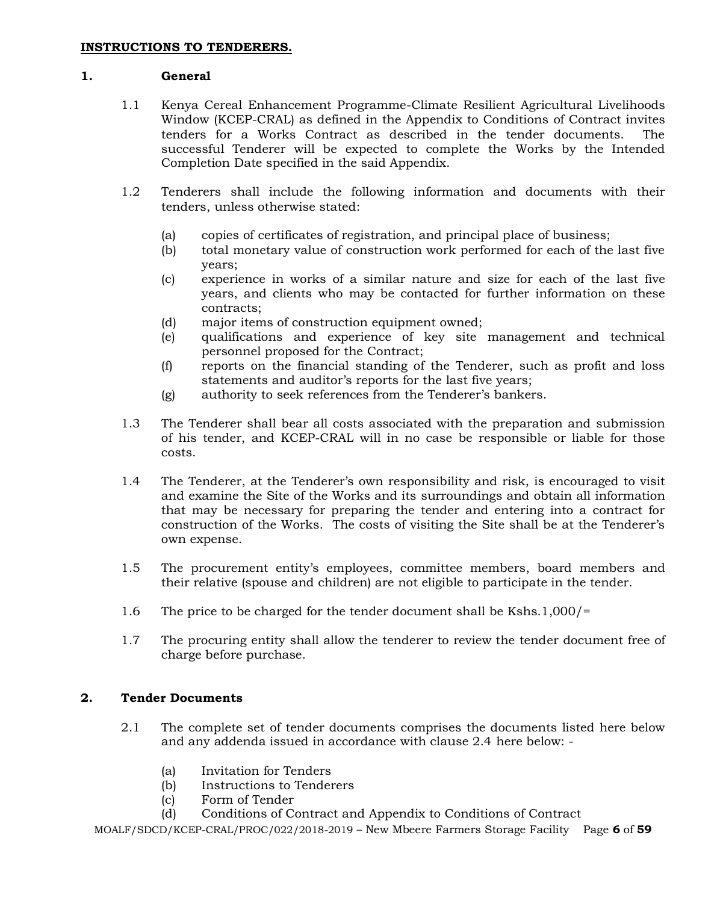## INSTRUCTIONS TO TENDERERS.

### 1. General

1.1 Kenya Cereal Enhancement Programme-Climate Resilient Agricultural Livelihoods Window (KCEP-CRAL) as defined in the Appendix to Conditions of Contract invites tenders for a Works Contract as described in the tender documents. The successful Tenderer will be expected to complete the Works by the Intended Completion Date specified in the said Appendix.

1.2 Tenderers shall include the following information and documents with their tenders, unless otherwise stated:

- (a) copies of certificates of registration, and principal place of business;
- (b) total monetary value of construction work performed for each of the last five years;
- (c) experience in works of a similar nature and size for each of the last five years, and clients who may be contacted for further information on these contracts;
- (d) major items of construction equipment owned;
- (e) qualifications and experience of key site management and technical personnel proposed for the Contract;
- (f) reports on the financial standing of the Tenderer, such as profit and loss statements and auditor's reports for the last five years;
- (g) authority to seek references from the Tenderer's bankers.

1.3 The Tenderer shall bear all costs associated with the preparation and submission of his tender, and KCEP-CRAL will in no case be responsible or liable for those costs.

1.4 The Tenderer, at the Tenderer's own responsibility and risk, is encouraged to visit and examine the Site of the Works and its surroundings and obtain all information that may be necessary for preparing the tender and entering into a contract for construction of the Works. The costs of visiting the Site shall be at the Tenderer's own expense.

1.5 The procurement entity's employees, committee members, board members and their relative (spouse and children) are not eligible to participate in the tender.

1.6 The price to be charged for the tender document shall be Kshs.1,000/=

1.7 The procuring entity shall allow the tenderer to review the tender document free of charge before purchase.

### 2. Tender Documents

2.1 The complete set of tender documents comprises the documents listed here below and any addenda issued in accordance with clause 2.4 here below: -

- (a) Invitation for Tenders
- (b) Instructions to Tenderers
- (c) Form of Tender
- (d) Conditions of Contract and Appendix to Conditions of Contract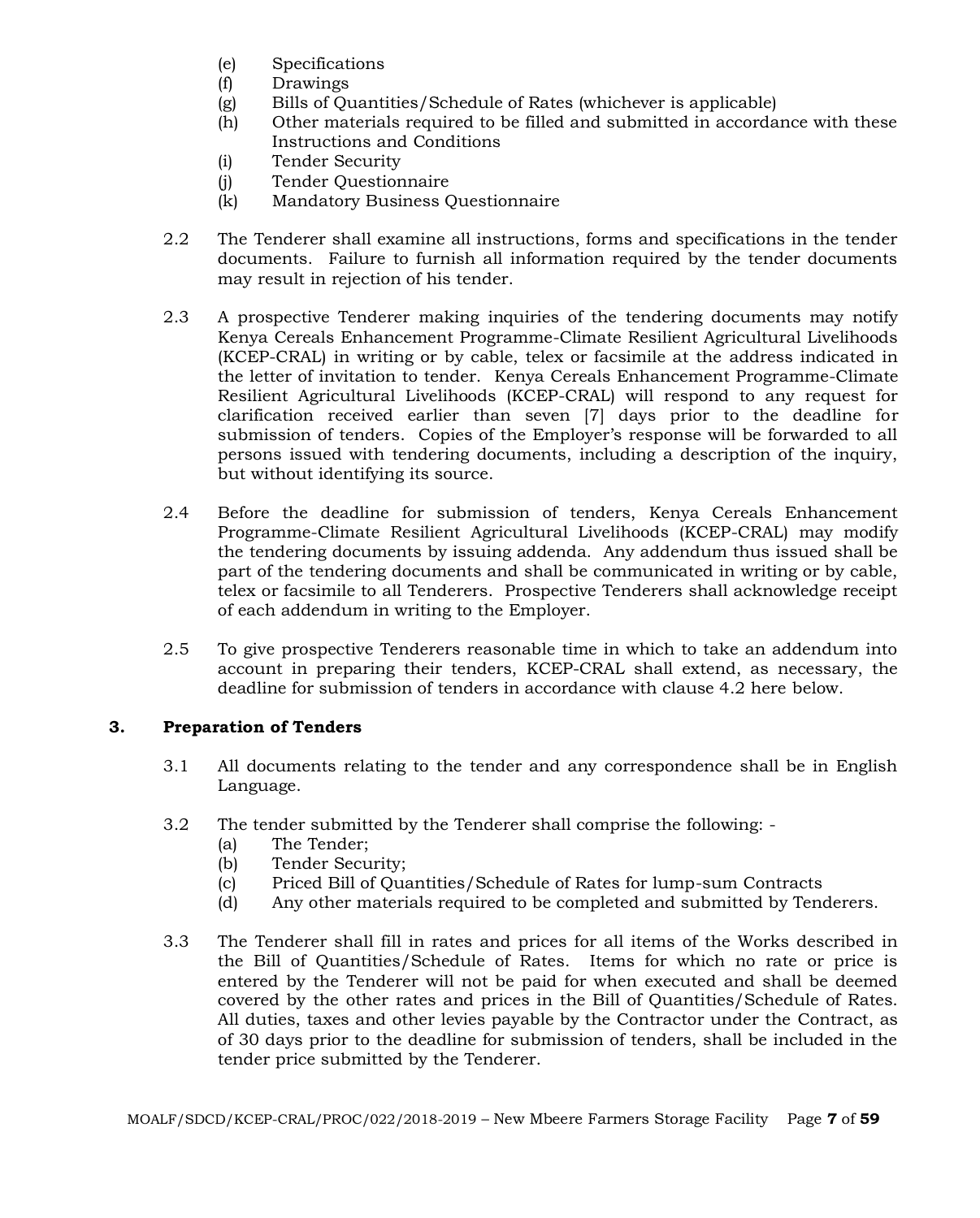(e) Specifications
(f) Drawings
(g) Bills of Quantities/Schedule of Rates (whichever is applicable)
(h) Other materials required to be filled and submitted in accordance with these Instructions and Conditions
(i) Tender Security
(j) Tender Questionnaire
(k) Mandatory Business Questionnaire

2.2 The Tenderer shall examine all instructions, forms and specifications in the tender documents. Failure to furnish all information required by the tender documents may result in rejection of his tender.

2.3 A prospective Tenderer making inquiries of the tendering documents may notify Kenya Cereals Enhancement Programme-Climate Resilient Agricultural Livelihoods (KCEP-CRAL) in writing or by cable, telex or facsimile at the address indicated in the letter of invitation to tender. Kenya Cereals Enhancement Programme-Climate Resilient Agricultural Livelihoods (KCEP-CRAL) will respond to any request for clarification received earlier than seven [7] days prior to the deadline for submission of tenders. Copies of the Employer's response will be forwarded to all persons issued with tendering documents, including a description of the inquiry, but without identifying its source.

2.4 Before the deadline for submission of tenders, Kenya Cereals Enhancement Programme-Climate Resilient Agricultural Livelihoods (KCEP-CRAL) may modify the tendering documents by issuing addenda. Any addendum thus issued shall be part of the tendering documents and shall be communicated in writing or by cable, telex or facsimile to all Tenderers. Prospective Tenderers shall acknowledge receipt of each addendum in writing to the Employer.

2.5 To give prospective Tenderers reasonable time in which to take an addendum into account in preparing their tenders, KCEP-CRAL shall extend, as necessary, the deadline for submission of tenders in accordance with clause 4.2 here below.

## 3. Preparation of Tenders

3.1 All documents relating to the tender and any correspondence shall be in English Language.

3.2 The tender submitted by the Tenderer shall comprise the following: -
(a) The Tender;
(b) Tender Security;
(c) Priced Bill of Quantities/Schedule of Rates for lump-sum Contracts
(d) Any other materials required to be completed and submitted by Tenderers.

3.3 The Tenderer shall fill in rates and prices for all items of the Works described in the Bill of Quantities/Schedule of Rates. Items for which no rate or price is entered by the Tenderer will not be paid for when executed and shall be deemed covered by the other rates and prices in the Bill of Quantities/Schedule of Rates. All duties, taxes and other levies payable by the Contractor under the Contract, as of 30 days prior to the deadline for submission of tenders, shall be included in the tender price submitted by the Tenderer.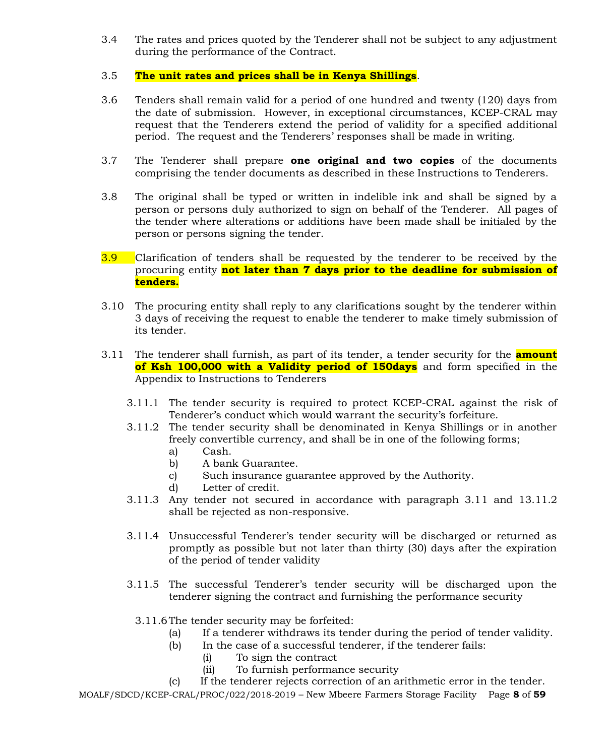3.4 The rates and prices quoted by the Tenderer shall not be subject to any adjustment during the performance of the Contract.

3.5 **The unit rates and prices shall be in Kenya Shillings**.

3.6 Tenders shall remain valid for a period of one hundred and twenty (120) days from the date of submission. However, in exceptional circumstances, KCEP-CRAL may request that the Tenderers extend the period of validity for a specified additional period. The request and the Tenderers' responses shall be made in writing.

3.7 The Tenderer shall prepare **one original and two copies** of the documents comprising the tender documents as described in these Instructions to Tenderers.

3.8 The original shall be typed or written in indelible ink and shall be signed by a person or persons duly authorized to sign on behalf of the Tenderer. All pages of the tender where alterations or additions have been made shall be initialed by the person or persons signing the tender.

3.9 Clarification of tenders shall be requested by the tenderer to be received by the procuring entity **not later than 7 days prior to the deadline for submission of tenders.**

3.10 The procuring entity shall reply to any clarifications sought by the tenderer within 3 days of receiving the request to enable the tenderer to make timely submission of its tender.

3.11 The tenderer shall furnish, as part of its tender, a tender security for the **amount of Ksh 100,000 with a Validity period of 150days** and form specified in the Appendix to Instructions to Tenderers

3.11.1 The tender security is required to protect KCEP-CRAL against the risk of Tenderer's conduct which would warrant the security's forfeiture.

3.11.2 The tender security shall be denominated in Kenya Shillings or in another freely convertible currency, and shall be in one of the following forms;

a) Cash.
b) A bank Guarantee.
c) Such insurance guarantee approved by the Authority.
d) Letter of credit.

3.11.3 Any tender not secured in accordance with paragraph 3.11 and 13.11.2 shall be rejected as non-responsive.

3.11.4 Unsuccessful Tenderer's tender security will be discharged or returned as promptly as possible but not later than thirty (30) days after the expiration of the period of tender validity

3.11.5 The successful Tenderer's tender security will be discharged upon the tenderer signing the contract and furnishing the performance security

3.11.6 The tender security may be forfeited:

(a) If a tenderer withdraws its tender during the period of tender validity.
(b) In the case of a successful tenderer, if the tenderer fails:
    (i) To sign the contract
    (ii) To furnish performance security
(c) If the tenderer rejects correction of an arithmetic error in the tender.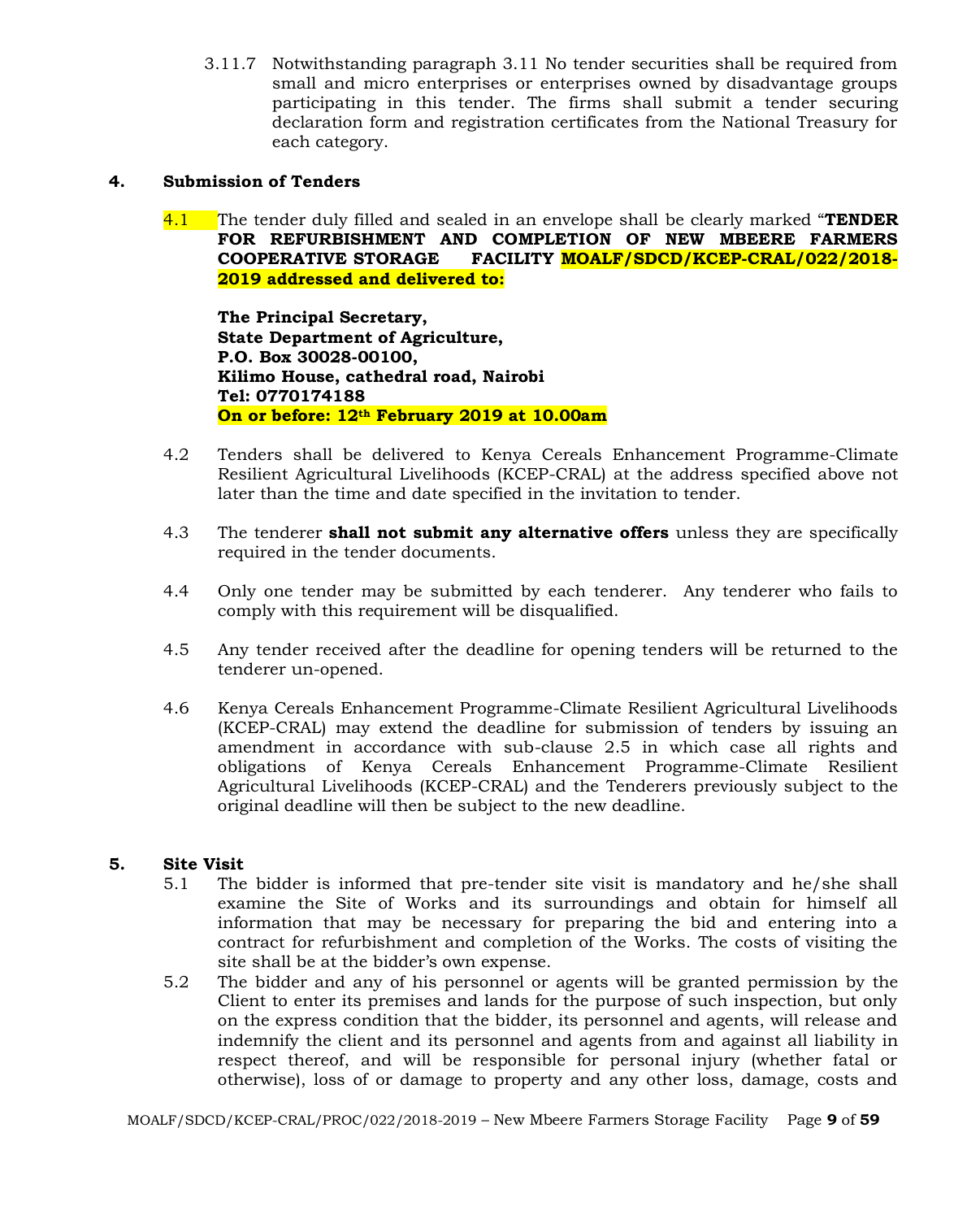3.11.7 Notwithstanding paragraph 3.11 No tender securities shall be required from small and micro enterprises or enterprises owned by disadvantage groups participating in this tender. The firms shall submit a tender securing declaration form and registration certificates from the National Treasury for each category.

## 4. Submission of Tenders

4.1 The tender duly filled and sealed in an envelope shall be clearly marked "**TENDER FOR REFURBISHMENT AND COMPLETION OF NEW MBEERE FARMERS COOPERATIVE STORAGE FACILITY MOALF/SDCD/KCEP-CRAL/022/2018-2019 addressed and delivered to:**

**The Principal Secretary,**
**State Department of Agriculture,**
**P.O. Box 30028-00100,**
**Kilimo House, cathedral road, Nairobi**
**Tel: 0770174188**
**On or before: 12th February 2019 at 10.00am**

4.2 Tenders shall be delivered to Kenya Cereals Enhancement Programme-Climate Resilient Agricultural Livelihoods (KCEP-CRAL) at the address specified above not later than the time and date specified in the invitation to tender.

4.3 The tenderer **shall not submit any alternative offers** unless they are specifically required in the tender documents.

4.4 Only one tender may be submitted by each tenderer. Any tenderer who fails to comply with this requirement will be disqualified.

4.5 Any tender received after the deadline for opening tenders will be returned to the tenderer un-opened.

4.6 Kenya Cereals Enhancement Programme-Climate Resilient Agricultural Livelihoods (KCEP-CRAL) may extend the deadline for submission of tenders by issuing an amendment in accordance with sub-clause 2.5 in which case all rights and obligations of Kenya Cereals Enhancement Programme-Climate Resilient Agricultural Livelihoods (KCEP-CRAL) and the Tenderers previously subject to the original deadline will then be subject to the new deadline.

## 5. Site Visit

5.1 The bidder is informed that pre-tender site visit is mandatory and he/she shall examine the Site of Works and its surroundings and obtain for himself all information that may be necessary for preparing the bid and entering into a contract for refurbishment and completion of the Works. The costs of visiting the site shall be at the bidder's own expense.

5.2 The bidder and any of his personnel or agents will be granted permission by the Client to enter its premises and lands for the purpose of such inspection, but only on the express condition that the bidder, its personnel and agents, will release and indemnify the client and its personnel and agents from and against all liability in respect thereof, and will be responsible for personal injury (whether fatal or otherwise), loss of or damage to property and any other loss, damage, costs and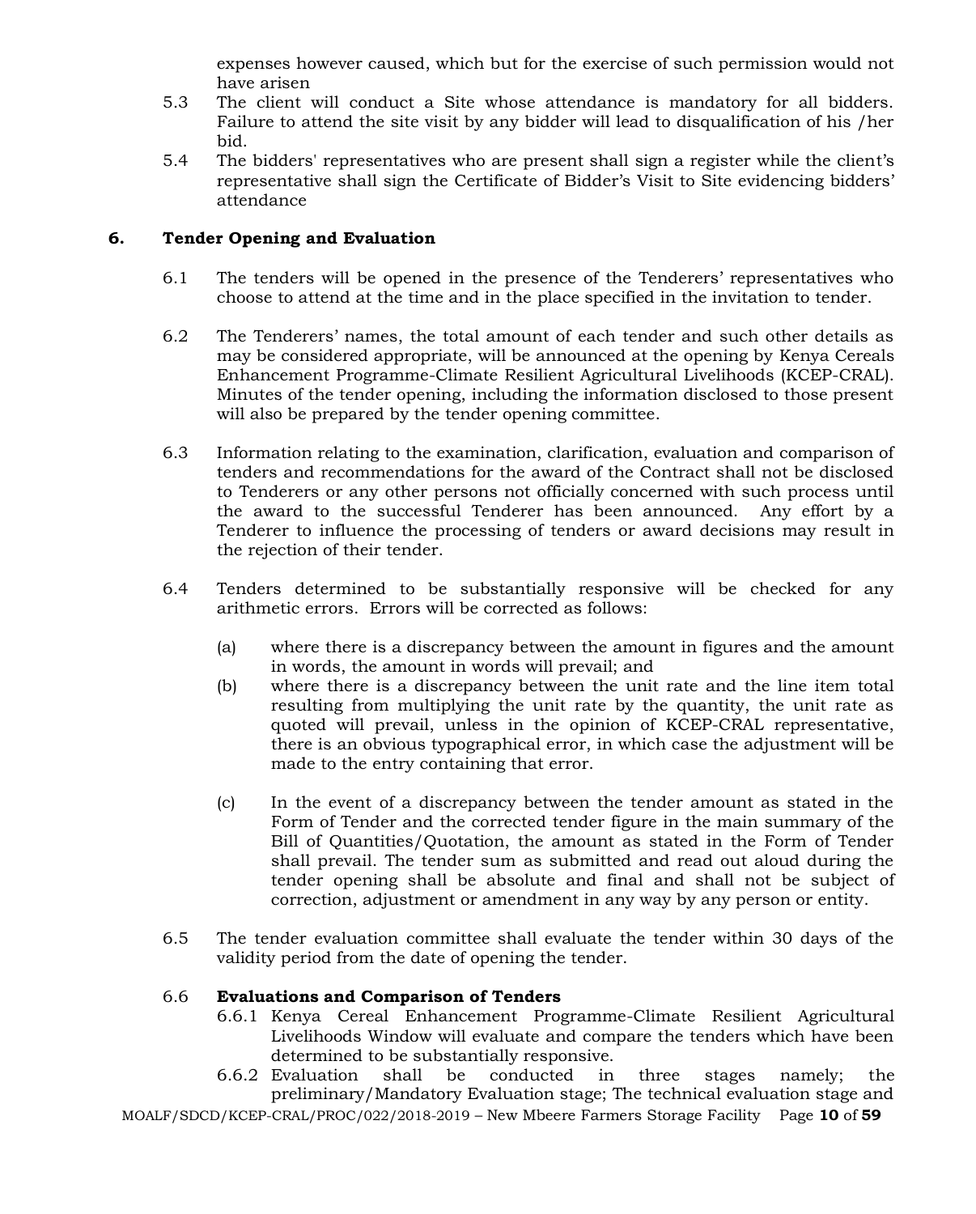expenses however caused, which but for the exercise of such permission would not have arisen

5.3 The client will conduct a Site whose attendance is mandatory for all bidders. Failure to attend the site visit by any bidder will lead to disqualification of his /her bid.

5.4 The bidders' representatives who are present shall sign a register while the client's representative shall sign the Certificate of Bidder's Visit to Site evidencing bidders' attendance

## 6. Tender Opening and Evaluation

6.1 The tenders will be opened in the presence of the Tenderers' representatives who choose to attend at the time and in the place specified in the invitation to tender.

6.2 The Tenderers' names, the total amount of each tender and such other details as may be considered appropriate, will be announced at the opening by Kenya Cereals Enhancement Programme-Climate Resilient Agricultural Livelihoods (KCEP-CRAL). Minutes of the tender opening, including the information disclosed to those present will also be prepared by the tender opening committee.

6.3 Information relating to the examination, clarification, evaluation and comparison of tenders and recommendations for the award of the Contract shall not be disclosed to Tenderers or any other persons not officially concerned with such process until the award to the successful Tenderer has been announced. Any effort by a Tenderer to influence the processing of tenders or award decisions may result in the rejection of their tender.

6.4 Tenders determined to be substantially responsive will be checked for any arithmetic errors. Errors will be corrected as follows:

(a) where there is a discrepancy between the amount in figures and the amount in words, the amount in words will prevail; and

(b) where there is a discrepancy between the unit rate and the line item total resulting from multiplying the unit rate by the quantity, the unit rate as quoted will prevail, unless in the opinion of KCEP-CRAL representative, there is an obvious typographical error, in which case the adjustment will be made to the entry containing that error.

(c) In the event of a discrepancy between the tender amount as stated in the Form of Tender and the corrected tender figure in the main summary of the Bill of Quantities/Quotation, the amount as stated in the Form of Tender shall prevail. The tender sum as submitted and read out aloud during the tender opening shall be absolute and final and shall not be subject of correction, adjustment or amendment in any way by any person or entity.

6.5 The tender evaluation committee shall evaluate the tender within 30 days of the validity period from the date of opening the tender.

6.6 **Evaluations and Comparison of Tenders**

6.6.1 Kenya Cereal Enhancement Programme-Climate Resilient Agricultural Livelihoods Window will evaluate and compare the tenders which have been determined to be substantially responsive.

6.6.2 Evaluation shall be conducted in three stages namely; the preliminary/Mandatory Evaluation stage; The technical evaluation stage and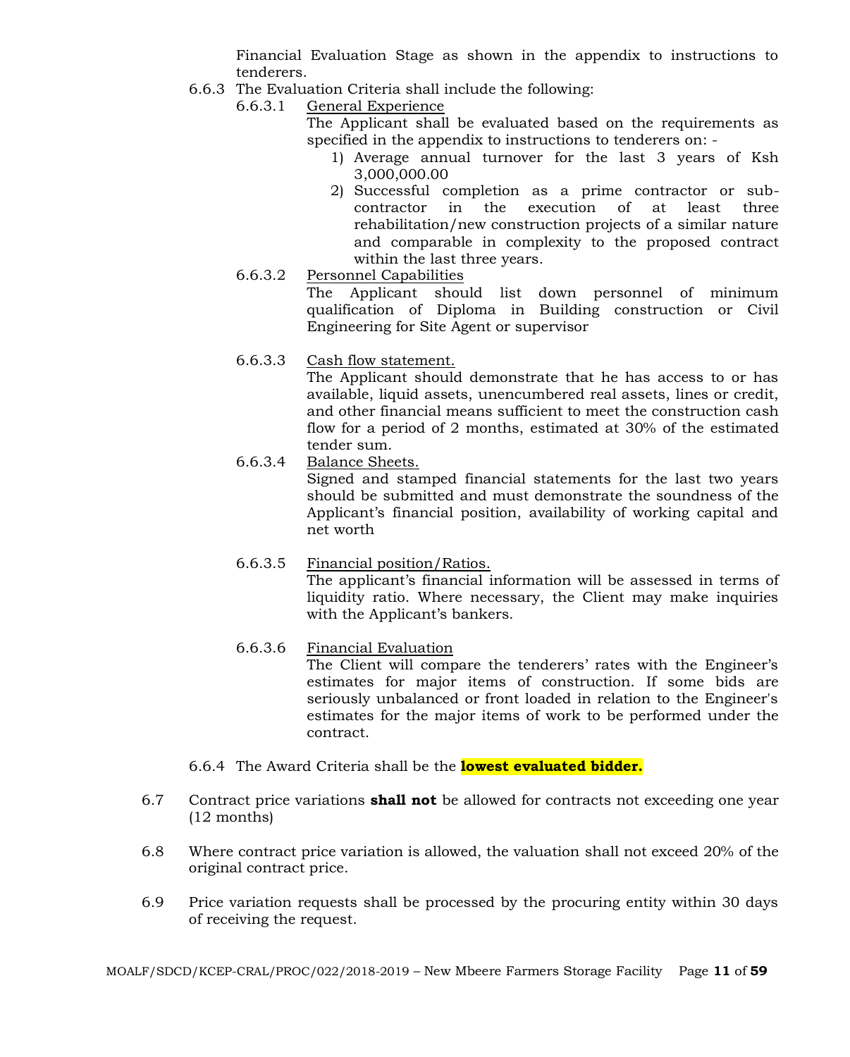Financial Evaluation Stage as shown in the appendix to instructions to tenderers.

6.6.3 The Evaluation Criteria shall include the following:

6.6.3.1 General Experience

The Applicant shall be evaluated based on the requirements as specified in the appendix to instructions to tenderers on: -

1) Average annual turnover for the last 3 years of Ksh 3,000,000.00
2) Successful completion as a prime contractor or sub-contractor in the execution of at least three rehabilitation/new construction projects of a similar nature and comparable in complexity to the proposed contract within the last three years.

6.6.3.2 Personnel Capabilities

The Applicant should list down personnel of minimum qualification of Diploma in Building construction or Civil Engineering for Site Agent or supervisor

6.6.3.3 Cash flow statement.

The Applicant should demonstrate that he has access to or has available, liquid assets, unencumbered real assets, lines or credit, and other financial means sufficient to meet the construction cash flow for a period of 2 months, estimated at 30% of the estimated tender sum.

6.6.3.4 Balance Sheets.

Signed and stamped financial statements for the last two years should be submitted and must demonstrate the soundness of the Applicant's financial position, availability of working capital and net worth

6.6.3.5 Financial position/Ratios.

The applicant's financial information will be assessed in terms of liquidity ratio. Where necessary, the Client may make inquiries with the Applicant's bankers.

6.6.3.6 Financial Evaluation

The Client will compare the tenderers' rates with the Engineer's estimates for major items of construction. If some bids are seriously unbalanced or front loaded in relation to the Engineer's estimates for the major items of work to be performed under the contract.

6.6.4 The Award Criteria shall be the **lowest evaluated bidder.**

6.7 Contract price variations **shall not** be allowed for contracts not exceeding one year (12 months)

6.8 Where contract price variation is allowed, the valuation shall not exceed 20% of the original contract price.

6.9 Price variation requests shall be processed by the procuring entity within 30 days of receiving the request.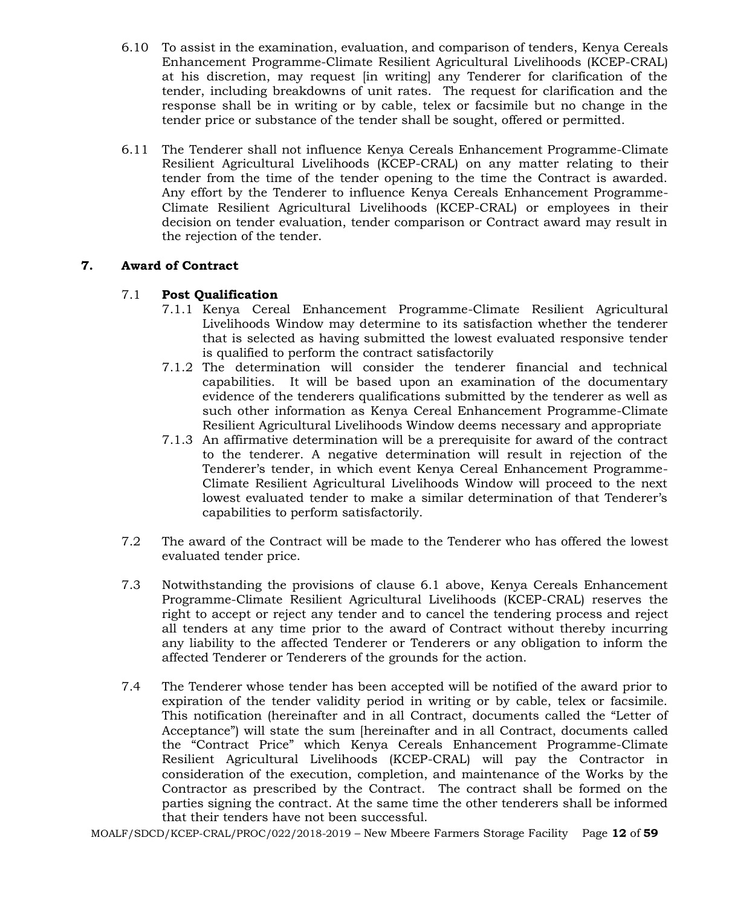6.10 To assist in the examination, evaluation, and comparison of tenders, Kenya Cereals Enhancement Programme-Climate Resilient Agricultural Livelihoods (KCEP-CRAL) at his discretion, may request [in writing] any Tenderer for clarification of the tender, including breakdowns of unit rates. The request for clarification and the response shall be in writing or by cable, telex or facsimile but no change in the tender price or substance of the tender shall be sought, offered or permitted.

6.11 The Tenderer shall not influence Kenya Cereals Enhancement Programme-Climate Resilient Agricultural Livelihoods (KCEP-CRAL) on any matter relating to their tender from the time of the tender opening to the time the Contract is awarded. Any effort by the Tenderer to influence Kenya Cereals Enhancement Programme-Climate Resilient Agricultural Livelihoods (KCEP-CRAL) or employees in their decision on tender evaluation, tender comparison or Contract award may result in the rejection of the tender.

## 7. Award of Contract

### 7.1 Post Qualification

7.1.1 Kenya Cereal Enhancement Programme-Climate Resilient Agricultural Livelihoods Window may determine to its satisfaction whether the tenderer that is selected as having submitted the lowest evaluated responsive tender is qualified to perform the contract satisfactorily

7.1.2 The determination will consider the tenderer financial and technical capabilities. It will be based upon an examination of the documentary evidence of the tenderers qualifications submitted by the tenderer as well as such other information as Kenya Cereal Enhancement Programme-Climate Resilient Agricultural Livelihoods Window deems necessary and appropriate

7.1.3 An affirmative determination will be a prerequisite for award of the contract to the tenderer. A negative determination will result in rejection of the Tenderer's tender, in which event Kenya Cereal Enhancement Programme-Climate Resilient Agricultural Livelihoods Window will proceed to the next lowest evaluated tender to make a similar determination of that Tenderer's capabilities to perform satisfactorily.

7.2 The award of the Contract will be made to the Tenderer who has offered the lowest evaluated tender price.

7.3 Notwithstanding the provisions of clause 6.1 above, Kenya Cereals Enhancement Programme-Climate Resilient Agricultural Livelihoods (KCEP-CRAL) reserves the right to accept or reject any tender and to cancel the tendering process and reject all tenders at any time prior to the award of Contract without thereby incurring any liability to the affected Tenderer or Tenderers or any obligation to inform the affected Tenderer or Tenderers of the grounds for the action.

7.4 The Tenderer whose tender has been accepted will be notified of the award prior to expiration of the tender validity period in writing or by cable, telex or facsimile. This notification (hereinafter and in all Contract, documents called the "Letter of Acceptance") will state the sum [hereinafter and in all Contract, documents called the "Contract Price" which Kenya Cereals Enhancement Programme-Climate Resilient Agricultural Livelihoods (KCEP-CRAL) will pay the Contractor in consideration of the execution, completion, and maintenance of the Works by the Contractor as prescribed by the Contract. The contract shall be formed on the parties signing the contract. At the same time the other tenderers shall be informed that their tenders have not been successful.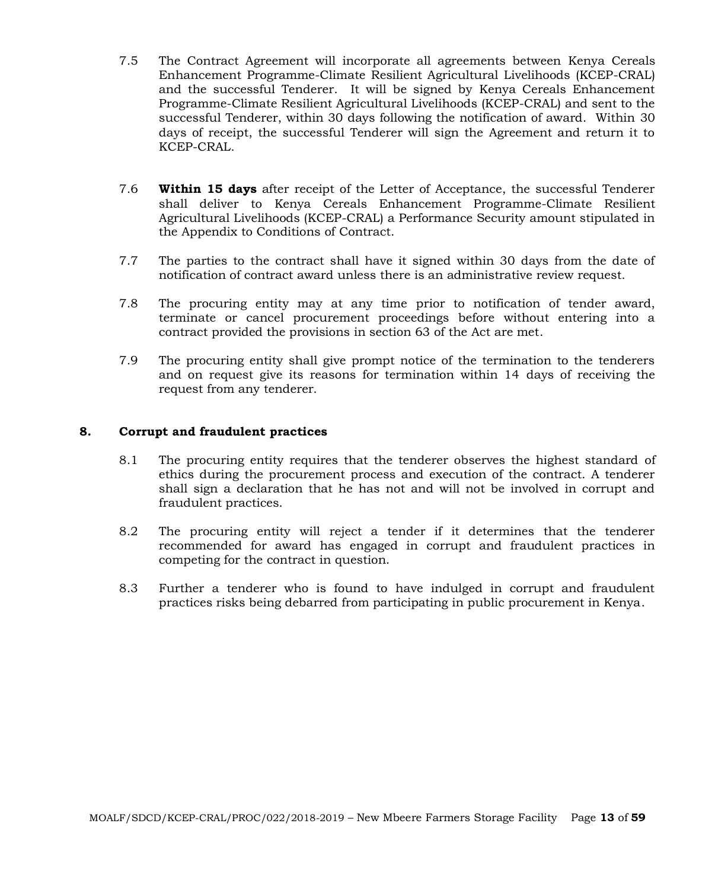7.5 The Contract Agreement will incorporate all agreements between Kenya Cereals Enhancement Programme-Climate Resilient Agricultural Livelihoods (KCEP-CRAL) and the successful Tenderer. It will be signed by Kenya Cereals Enhancement Programme-Climate Resilient Agricultural Livelihoods (KCEP-CRAL) and sent to the successful Tenderer, within 30 days following the notification of award. Within 30 days of receipt, the successful Tenderer will sign the Agreement and return it to KCEP-CRAL.

7.6 **Within 15 days** after receipt of the Letter of Acceptance, the successful Tenderer shall deliver to Kenya Cereals Enhancement Programme-Climate Resilient Agricultural Livelihoods (KCEP-CRAL) a Performance Security amount stipulated in the Appendix to Conditions of Contract.

7.7 The parties to the contract shall have it signed within 30 days from the date of notification of contract award unless there is an administrative review request.

7.8 The procuring entity may at any time prior to notification of tender award, terminate or cancel procurement proceedings before without entering into a contract provided the provisions in section 63 of the Act are met.

7.9 The procuring entity shall give prompt notice of the termination to the tenderers and on request give its reasons for termination within 14 days of receiving the request from any tenderer.

## 8. Corrupt and fraudulent practices

8.1 The procuring entity requires that the tenderer observes the highest standard of ethics during the procurement process and execution of the contract. A tenderer shall sign a declaration that he has not and will not be involved in corrupt and fraudulent practices.

8.2 The procuring entity will reject a tender if it determines that the tenderer recommended for award has engaged in corrupt and fraudulent practices in competing for the contract in question.

8.3 Further a tenderer who is found to have indulged in corrupt and fraudulent practices risks being debarred from participating in public procurement in Kenya.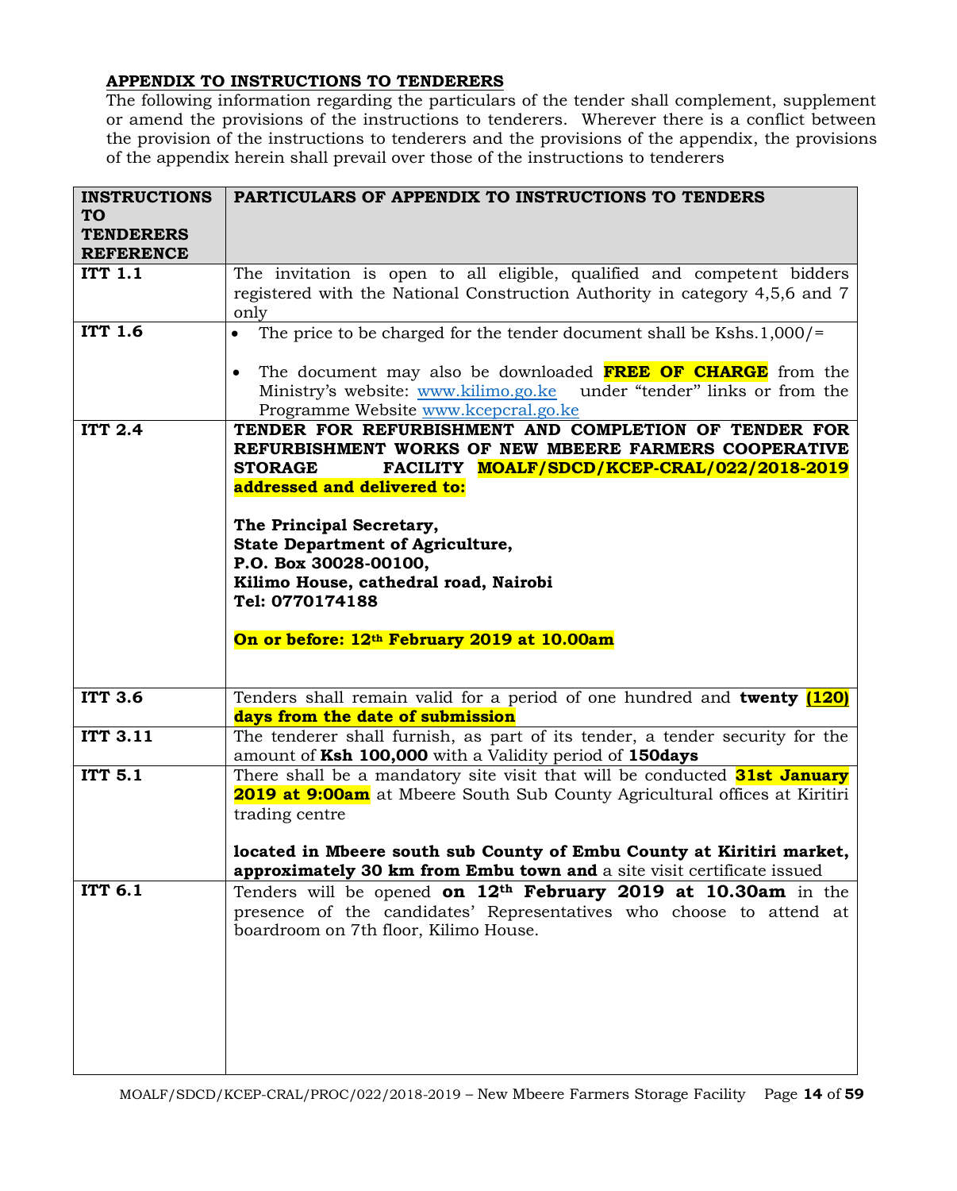**APPENDIX TO INSTRUCTIONS TO TENDERERS**

The following information regarding the particulars of the tender shall complement, supplement or amend the provisions of the instructions to tenderers. Wherever there is a conflict between the provision of the instructions to tenderers and the provisions of the appendix, the provisions of the appendix herein shall prevail over those of the instructions to tenderers

| INSTRUCTIONS TO TENDERERS REFERENCE | PARTICULARS OF APPENDIX TO INSTRUCTIONS TO TENDERS |
|---|---|
| **ITT 1.1** | The invitation is open to all eligible, qualified and competent bidders registered with the National Construction Authority in category 4,5,6 and 7 only |
| **ITT 1.6** | • The price to be charged for the tender document shall be Kshs.1,000/= <br> • The document may also be downloaded **FREE OF CHARGE** from the Ministry's website: www.kilimo.go.ke under "tender" links or from the Programme Website www.kcepcral.go.ke |
| **ITT 2.4** | **TENDER FOR REFURBISHMENT AND COMPLETION OF TENDER FOR REFURBISHMENT WORKS OF NEW MBEERE FARMERS COOPERATIVE STORAGE FACILITY MOALF/SDCD/KCEP-CRAL/022/2018-2019 addressed and delivered to:** <br><br> **The Principal Secretary,** <br> **State Department of Agriculture,** <br> **P.O. Box 30028-00100,** <br> **Kilimo House, cathedral road, Nairobi** <br> **Tel: 0770174188** <br><br> **On or before: 12th February 2019 at 10.00am** |
| **ITT 3.6** | Tenders shall remain valid for a period of one hundred and **twenty (120) days from the date of submission** |
| **ITT 3.11** | The tenderer shall furnish, as part of its tender, a tender security for the amount of **Ksh 100,000** with a Validity period of **150days** |
| **ITT 5.1** | There shall be a mandatory site visit that will be conducted **31st January 2019 at 9:00am** at Mbeere South Sub County Agricultural offices at Kiritiri trading centre <br><br> **located in Mbeere south sub County of Embu County at Kiritiri market, approximately 30 km from Embu town and** a site visit certificate issued |
| **ITT 6.1** | Tenders will be opened **on 12th February 2019 at 10.30am** in the presence of the candidates' Representatives who choose to attend at boardroom on 7th floor, Kilimo House. |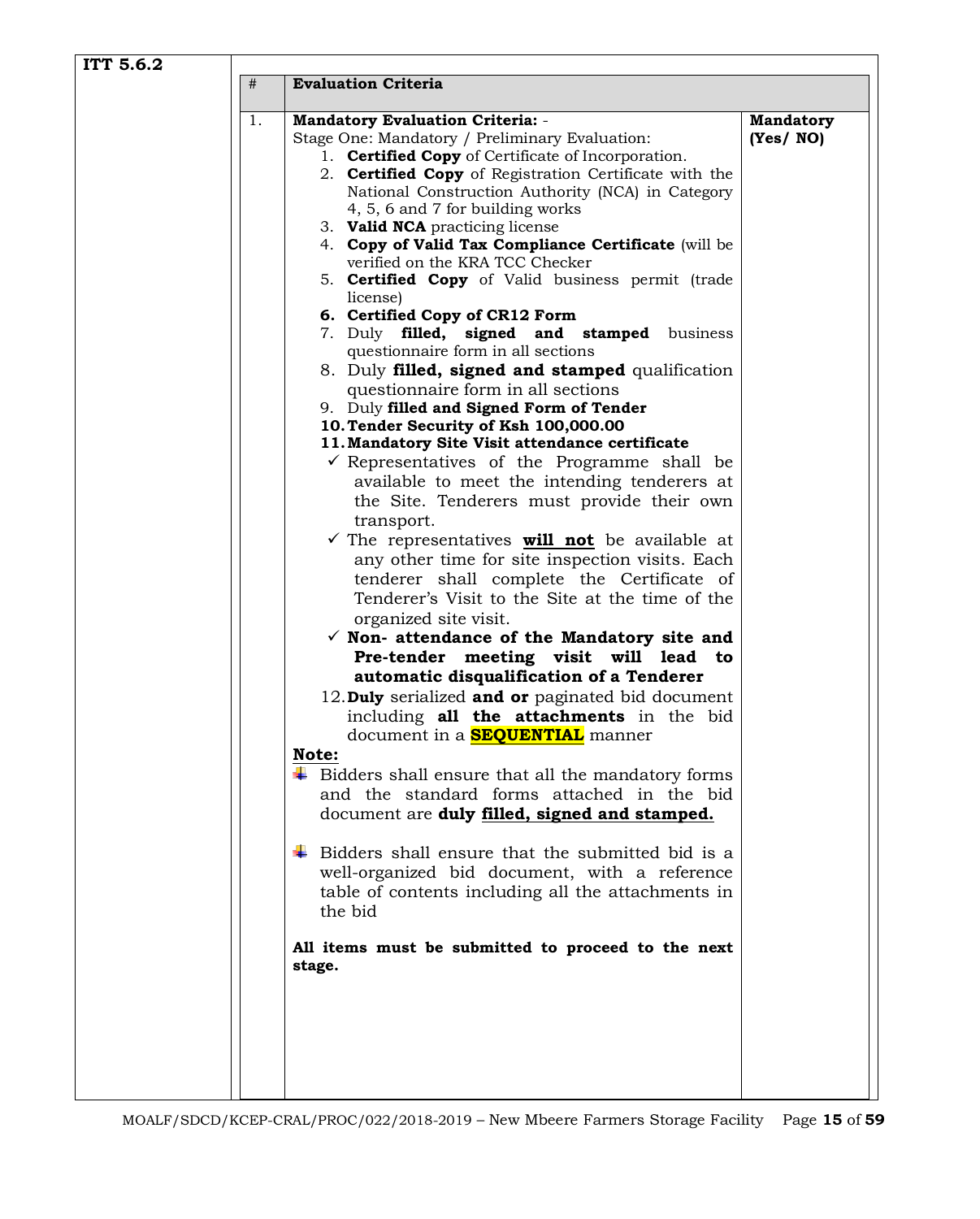**ITT 5.6.2**

| # | Evaluation Criteria | |
|---|---|---|
| 1. | **Mandatory Evaluation Criteria: -**<br>Stage One: Mandatory / Preliminary Evaluation:<br>1. **Certified Copy** of Certificate of Incorporation.<br>2. **Certified Copy** of Registration Certificate with the National Construction Authority (NCA) in Category 4, 5, 6 and 7 for building works<br>3. **Valid NCA** practicing license<br>4. **Copy of Valid Tax Compliance Certificate** (will be verified on the KRA TCC Checker<br>5. **Certified Copy** of Valid business permit (trade license)<br>**6. Certified Copy of CR12 Form**<br>7. Duly **filled, signed and stamped** business questionnaire form in all sections<br>8. Duly **filled, signed and stamped** qualification questionnaire form in all sections<br>9. Duly **filled and Signed Form of Tender**<br>**10. Tender Security of Ksh 100,000.00**<br>**11. Mandatory Site Visit attendance certificate**<br>✓ Representatives of the Programme shall be available to meet the intending tenderers at the Site. Tenderers must provide their own transport.<br>✓ The representatives <u>**will not**</u> be available at any other time for site inspection visits. Each tenderer shall complete the Certificate of Tenderer's Visit to the Site at the time of the organized site visit.<br>✓ **Non- attendance of the Mandatory site and Pre-tender meeting visit will lead to automatic disqualification of a Tenderer**<br>12. **Duly** serialized **and or** paginated bid document including **all the attachments** in the bid document in a **SEQUENTIAL** manner<br><br><u>**Note:**</u><br>- Bidders shall ensure that all the mandatory forms and the standard forms attached in the bid document are **duly <u>filled, signed and stamped.</u>**<br>- Bidders shall ensure that the submitted bid is a well-organized bid document, with a reference table of contents including all the attachments in the bid<br><br>**All items must be submitted to proceed to the next stage.** | **Mandatory (Yes/ NO)** |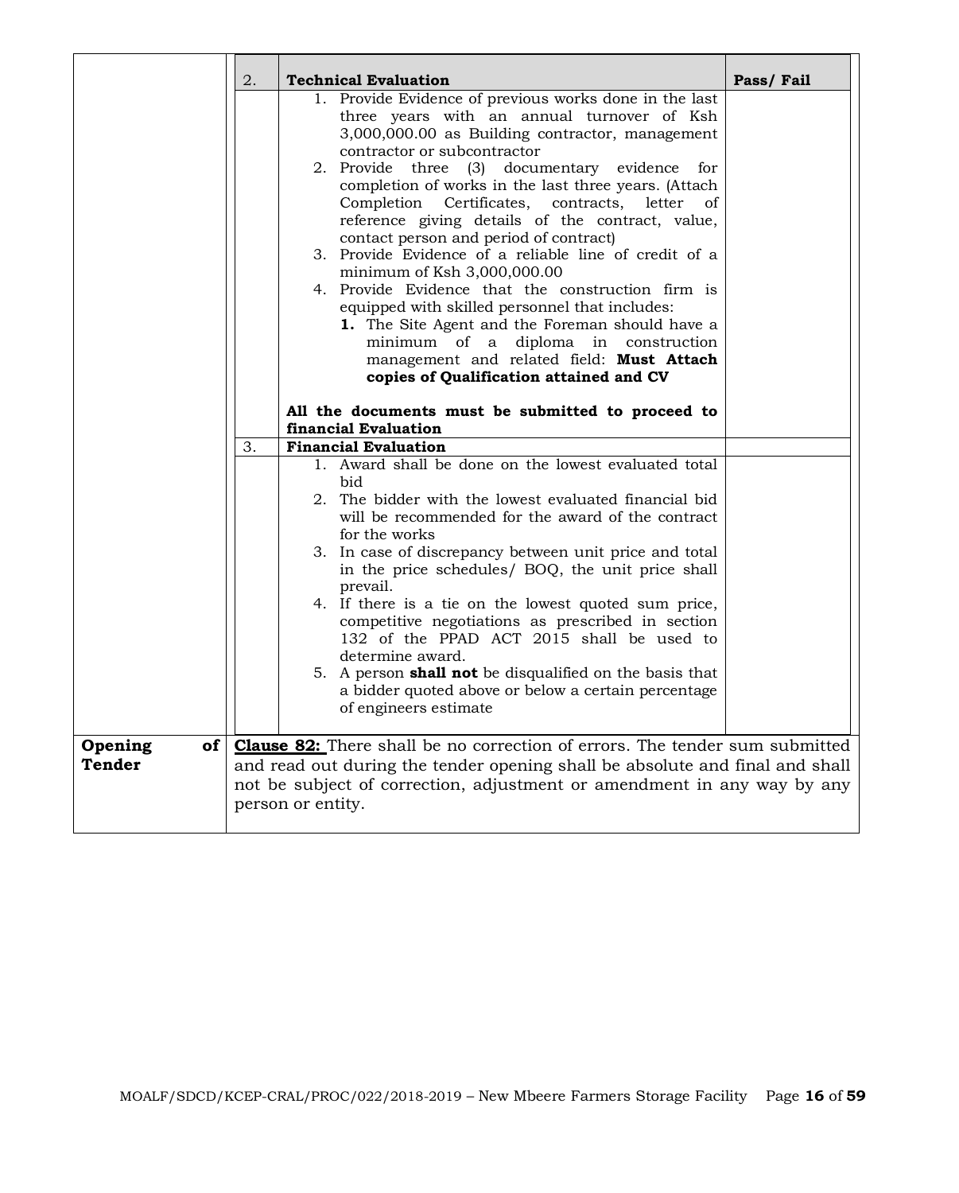| | | | |
|---|---|---|---|
| | 2. | **Technical Evaluation** | **Pass/ Fail** |
| | | 1. Provide Evidence of previous works done in the last three years with an annual turnover of Ksh 3,000,000.00 as Building contractor, management contractor or subcontractor<br>2. Provide three (3) documentary evidence for completion of works in the last three years. (Attach Completion Certificates, contracts, letter of reference giving details of the contract, value, contact person and period of contract)<br>3. Provide Evidence of a reliable line of credit of a minimum of Ksh 3,000,000.00<br>4. Provide Evidence that the construction firm is equipped with skilled personnel that includes:<br>&nbsp;&nbsp;&nbsp;&nbsp;**1.** The Site Agent and the Foreman should have a minimum of a diploma in construction management and related field: **Must Attach copies of Qualification attained and CV**<br><br>**All the documents must be submitted to proceed to financial Evaluation** | |
| | 3. | **Financial Evaluation** | |
| | | 1. Award shall be done on the lowest evaluated total bid<br>2. The bidder with the lowest evaluated financial bid will be recommended for the award of the contract for the works<br>3. In case of discrepancy between unit price and total in the price schedules/ BOQ, the unit price shall prevail.<br>4. If there is a tie on the lowest quoted sum price, competitive negotiations as prescribed in section 132 of the PPAD ACT 2015 shall be used to determine award.<br>5. A person **shall not** be disqualified on the basis that a bidder quoted above or below a certain percentage of engineers estimate | |
| **Opening of Tender** | **<u>Clause 82:</u>** There shall be no correction of errors. The tender sum submitted and read out during the tender opening shall be absolute and final and shall not be subject of correction, adjustment or amendment in any way by any person or entity. | | |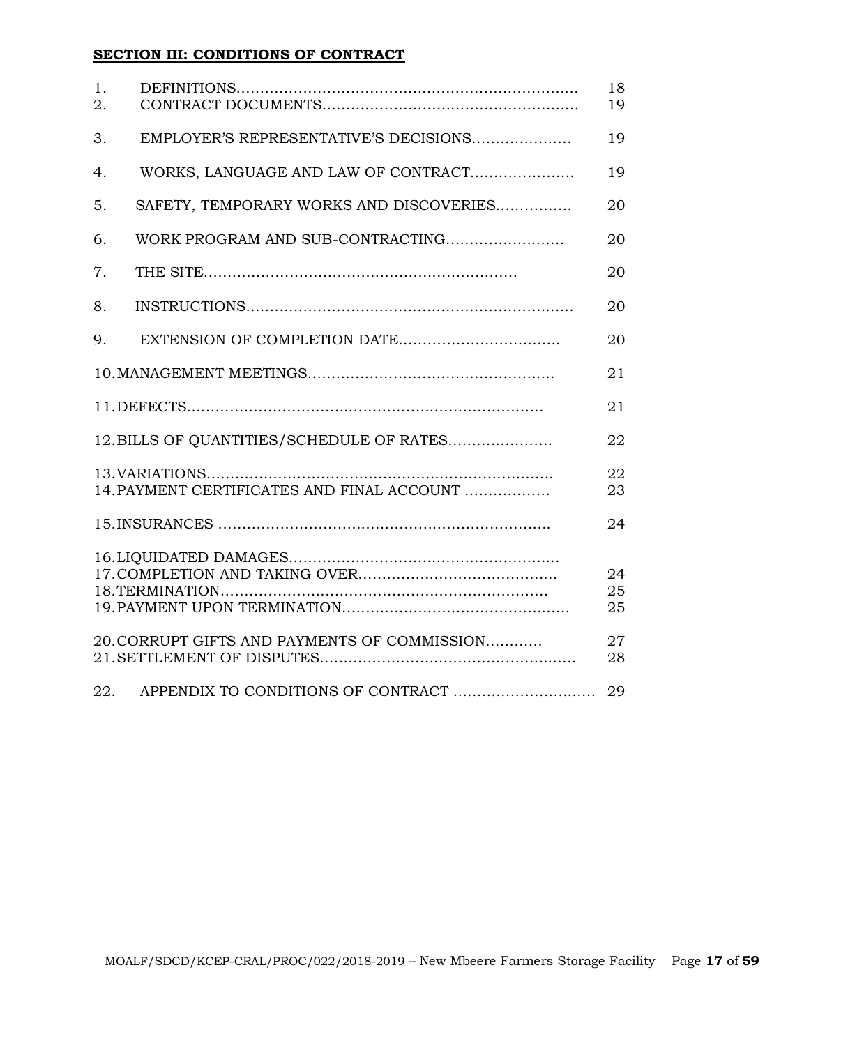## SECTION III: CONDITIONS OF CONTRACT

| | | |
|---|---|---|
| 1. | DEFINITIONS | 18 |
| 2. | CONTRACT DOCUMENTS | 19 |
| 3. | EMPLOYER'S REPRESENTATIVE'S DECISIONS | 19 |
| 4. | WORKS, LANGUAGE AND LAW OF CONTRACT | 19 |
| 5. | SAFETY, TEMPORARY WORKS AND DISCOVERIES | 20 |
| 6. | WORK PROGRAM AND SUB-CONTRACTING | 20 |
| 7. | THE SITE | 20 |
| 8. | INSTRUCTIONS | 20 |
| 9. | EXTENSION OF COMPLETION DATE | 20 |
| 10. | MANAGEMENT MEETINGS | 21 |
| 11. | DEFECTS | 21 |
| 12. | BILLS OF QUANTITIES/SCHEDULE OF RATES | 22 |
| 13. | VARIATIONS | 22 |
| 14. | PAYMENT CERTIFICATES AND FINAL ACCOUNT | 23 |
| 15. | INSURANCES | 24 |
| 16. | LIQUIDATED DAMAGES | |
| 17. | COMPLETION AND TAKING OVER | 24 |
| 18. | TERMINATION | 25 |
| 19. | PAYMENT UPON TERMINATION | 25 |
| 20. | CORRUPT GIFTS AND PAYMENTS OF COMMISSION | 27 |
| 21. | SETTLEMENT OF DISPUTES | 28 |
| 22. | APPENDIX TO CONDITIONS OF CONTRACT | 29 |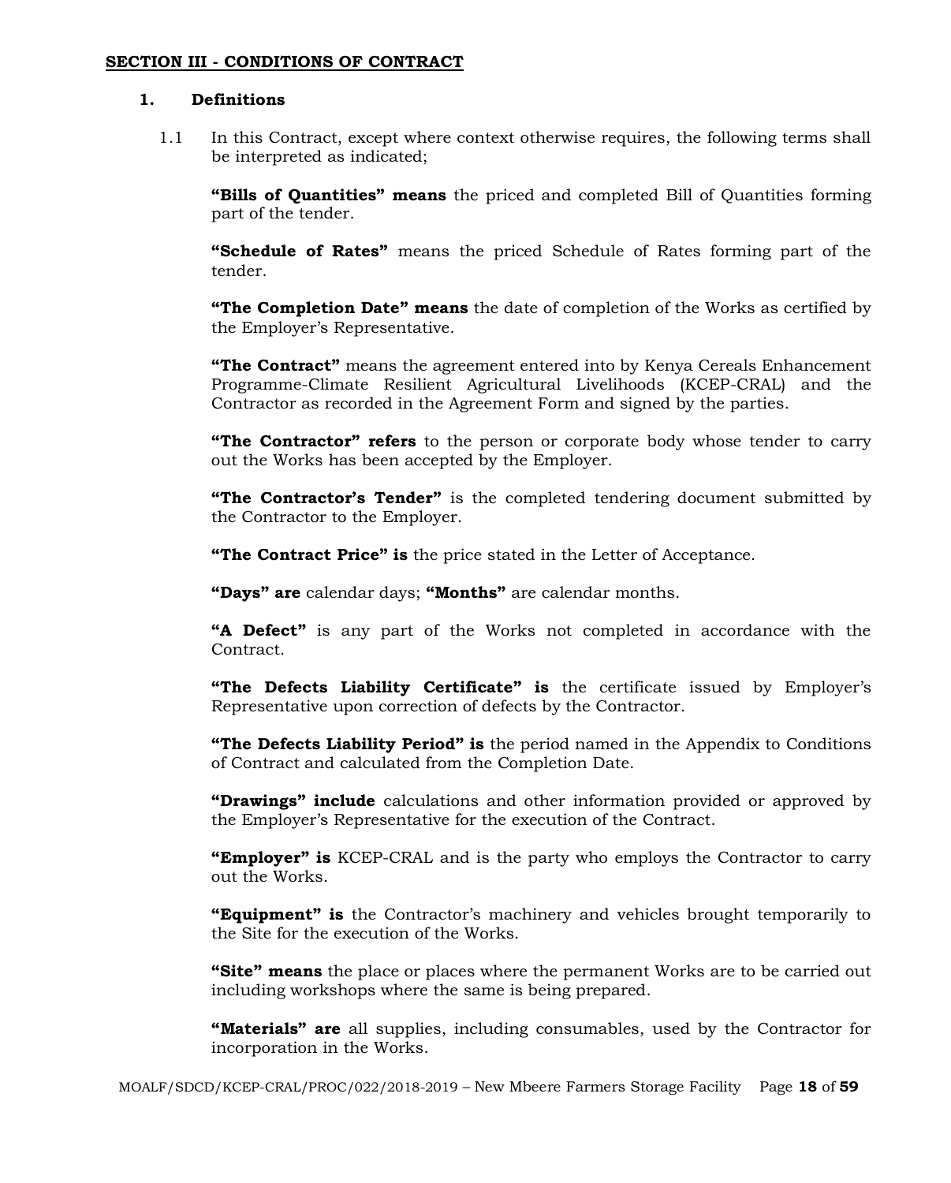**SECTION III - CONDITIONS OF CONTRACT**

## 1. Definitions

1.1 In this Contract, except where context otherwise requires, the following terms shall be interpreted as indicated;

**"Bills of Quantities" means** the priced and completed Bill of Quantities forming part of the tender.

**"Schedule of Rates"** means the priced Schedule of Rates forming part of the tender.

**"The Completion Date" means** the date of completion of the Works as certified by the Employer's Representative.

**"The Contract"** means the agreement entered into by Kenya Cereals Enhancement Programme-Climate Resilient Agricultural Livelihoods (KCEP-CRAL) and the Contractor as recorded in the Agreement Form and signed by the parties.

**"The Contractor" refers** to the person or corporate body whose tender to carry out the Works has been accepted by the Employer.

**"The Contractor's Tender"** is the completed tendering document submitted by the Contractor to the Employer.

**"The Contract Price" is** the price stated in the Letter of Acceptance.

**"Days" are** calendar days; **"Months"** are calendar months.

**"A Defect"** is any part of the Works not completed in accordance with the Contract.

**"The Defects Liability Certificate" is** the certificate issued by Employer's Representative upon correction of defects by the Contractor.

**"The Defects Liability Period" is** the period named in the Appendix to Conditions of Contract and calculated from the Completion Date.

**"Drawings" include** calculations and other information provided or approved by the Employer's Representative for the execution of the Contract.

**"Employer" is** KCEP-CRAL and is the party who employs the Contractor to carry out the Works.

**"Equipment" is** the Contractor's machinery and vehicles brought temporarily to the Site for the execution of the Works.

**"Site" means** the place or places where the permanent Works are to be carried out including workshops where the same is being prepared.

**"Materials" are** all supplies, including consumables, used by the Contractor for incorporation in the Works.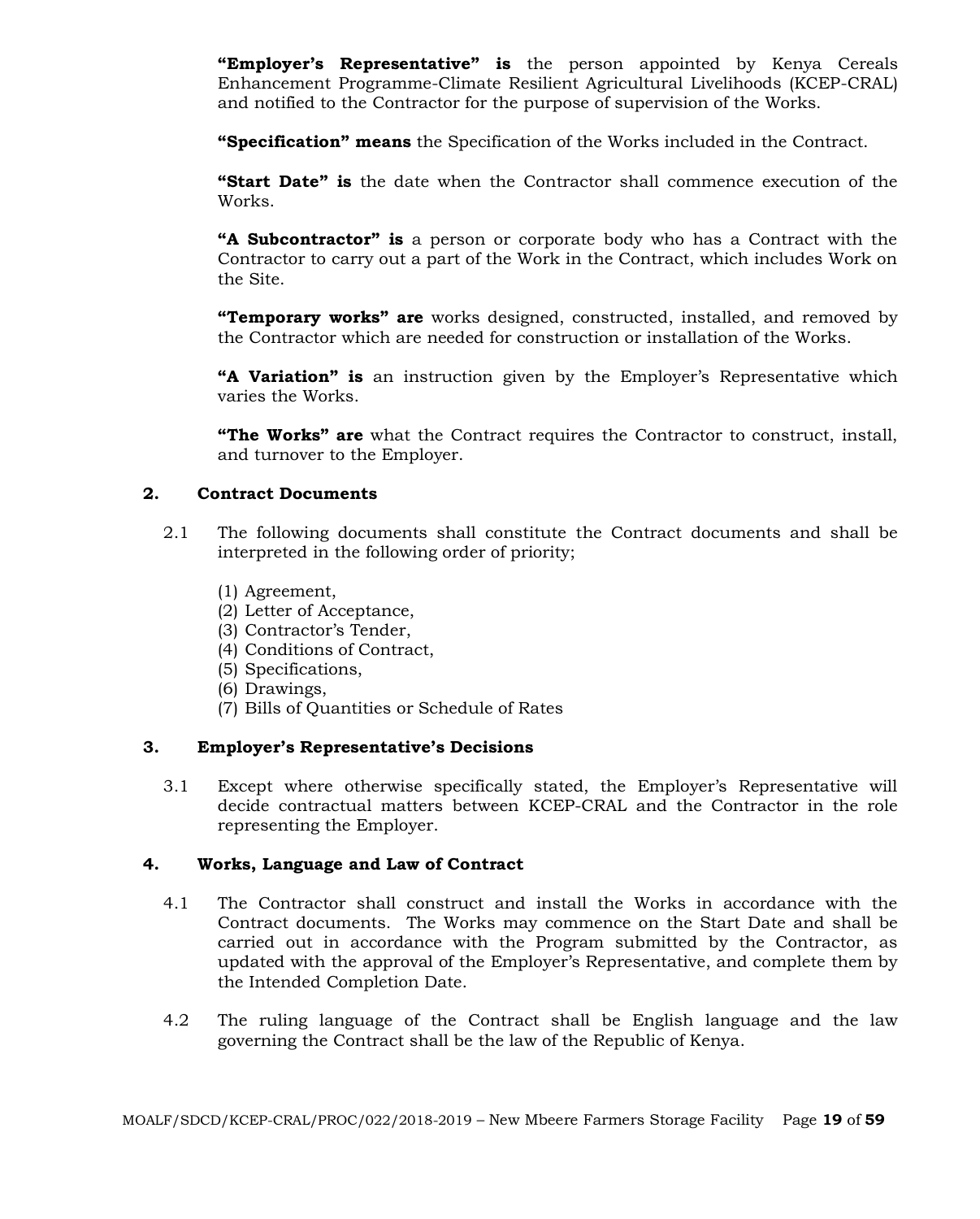**"Employer's Representative" is** the person appointed by Kenya Cereals Enhancement Programme-Climate Resilient Agricultural Livelihoods (KCEP-CRAL) and notified to the Contractor for the purpose of supervision of the Works.

**"Specification" means** the Specification of the Works included in the Contract.

**"Start Date" is** the date when the Contractor shall commence execution of the Works.

**"A Subcontractor" is** a person or corporate body who has a Contract with the Contractor to carry out a part of the Work in the Contract, which includes Work on the Site.

**"Temporary works" are** works designed, constructed, installed, and removed by the Contractor which are needed for construction or installation of the Works.

**"A Variation" is** an instruction given by the Employer's Representative which varies the Works.

**"The Works" are** what the Contract requires the Contractor to construct, install, and turnover to the Employer.

## 2. Contract Documents

2.1 The following documents shall constitute the Contract documents and shall be interpreted in the following order of priority;

(1) Agreement,
(2) Letter of Acceptance,
(3) Contractor's Tender,
(4) Conditions of Contract,
(5) Specifications,
(6) Drawings,
(7) Bills of Quantities or Schedule of Rates

## 3. Employer's Representative's Decisions

3.1 Except where otherwise specifically stated, the Employer's Representative will decide contractual matters between KCEP-CRAL and the Contractor in the role representing the Employer.

## 4. Works, Language and Law of Contract

4.1 The Contractor shall construct and install the Works in accordance with the Contract documents. The Works may commence on the Start Date and shall be carried out in accordance with the Program submitted by the Contractor, as updated with the approval of the Employer's Representative, and complete them by the Intended Completion Date.

4.2 The ruling language of the Contract shall be English language and the law governing the Contract shall be the law of the Republic of Kenya.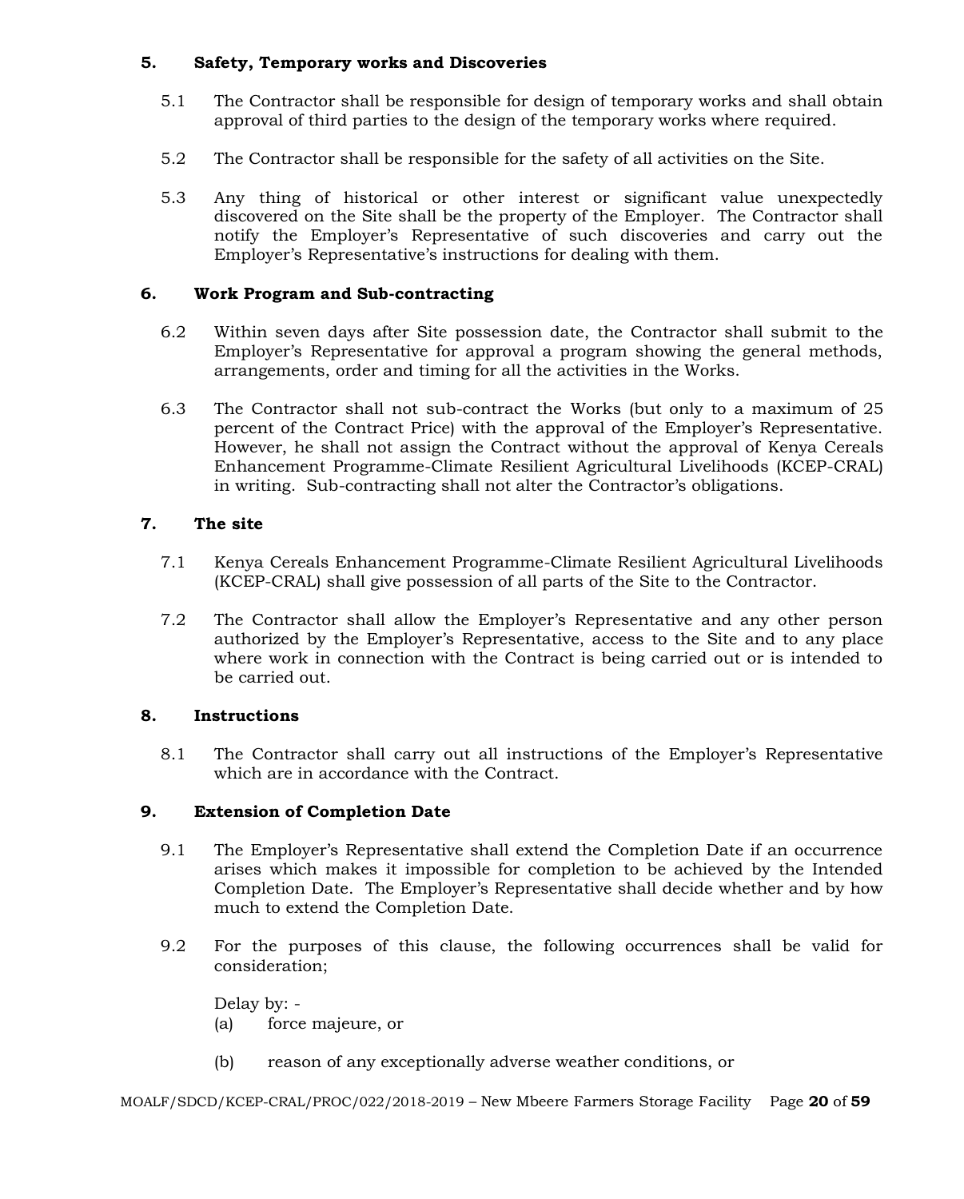## 5. Safety, Temporary works and Discoveries

5.1 The Contractor shall be responsible for design of temporary works and shall obtain approval of third parties to the design of the temporary works where required.

5.2 The Contractor shall be responsible for the safety of all activities on the Site.

5.3 Any thing of historical or other interest or significant value unexpectedly discovered on the Site shall be the property of the Employer. The Contractor shall notify the Employer's Representative of such discoveries and carry out the Employer's Representative's instructions for dealing with them.

## 6. Work Program and Sub-contracting

6.2 Within seven days after Site possession date, the Contractor shall submit to the Employer's Representative for approval a program showing the general methods, arrangements, order and timing for all the activities in the Works.

6.3 The Contractor shall not sub-contract the Works (but only to a maximum of 25 percent of the Contract Price) with the approval of the Employer's Representative. However, he shall not assign the Contract without the approval of Kenya Cereals Enhancement Programme-Climate Resilient Agricultural Livelihoods (KCEP-CRAL) in writing. Sub-contracting shall not alter the Contractor's obligations.

## 7. The site

7.1 Kenya Cereals Enhancement Programme-Climate Resilient Agricultural Livelihoods (KCEP-CRAL) shall give possession of all parts of the Site to the Contractor.

7.2 The Contractor shall allow the Employer's Representative and any other person authorized by the Employer's Representative, access to the Site and to any place where work in connection with the Contract is being carried out or is intended to be carried out.

## 8. Instructions

8.1 The Contractor shall carry out all instructions of the Employer's Representative which are in accordance with the Contract.

## 9. Extension of Completion Date

9.1 The Employer's Representative shall extend the Completion Date if an occurrence arises which makes it impossible for completion to be achieved by the Intended Completion Date. The Employer's Representative shall decide whether and by how much to extend the Completion Date.

9.2 For the purposes of this clause, the following occurrences shall be valid for consideration;

Delay by: -

(a) force majeure, or

(b) reason of any exceptionally adverse weather conditions, or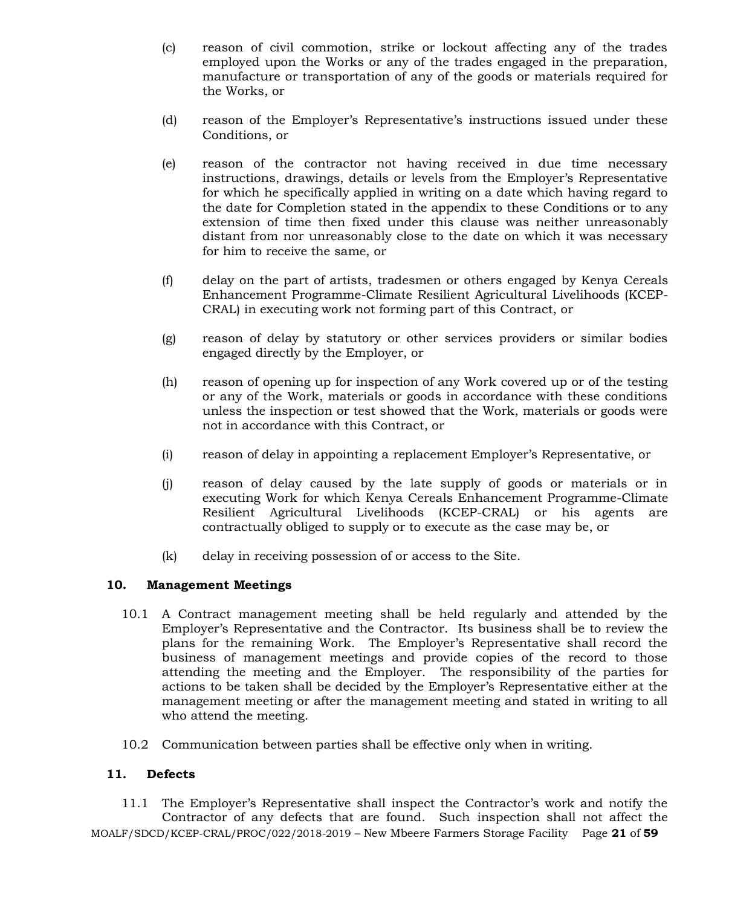(c) reason of civil commotion, strike or lockout affecting any of the trades employed upon the Works or any of the trades engaged in the preparation, manufacture or transportation of any of the goods or materials required for the Works, or

(d) reason of the Employer's Representative's instructions issued under these Conditions, or

(e) reason of the contractor not having received in due time necessary instructions, drawings, details or levels from the Employer's Representative for which he specifically applied in writing on a date which having regard to the date for Completion stated in the appendix to these Conditions or to any extension of time then fixed under this clause was neither unreasonably distant from nor unreasonably close to the date on which it was necessary for him to receive the same, or

(f) delay on the part of artists, tradesmen or others engaged by Kenya Cereals Enhancement Programme-Climate Resilient Agricultural Livelihoods (KCEP-CRAL) in executing work not forming part of this Contract, or

(g) reason of delay by statutory or other services providers or similar bodies engaged directly by the Employer, or

(h) reason of opening up for inspection of any Work covered up or of the testing or any of the Work, materials or goods in accordance with these conditions unless the inspection or test showed that the Work, materials or goods were not in accordance with this Contract, or

(i) reason of delay in appointing a replacement Employer's Representative, or

(j) reason of delay caused by the late supply of goods or materials or in executing Work for which Kenya Cereals Enhancement Programme-Climate Resilient Agricultural Livelihoods (KCEP-CRAL) or his agents are contractually obliged to supply or to execute as the case may be, or

(k) delay in receiving possession of or access to the Site.

## 10. Management Meetings

10.1 A Contract management meeting shall be held regularly and attended by the Employer's Representative and the Contractor. Its business shall be to review the plans for the remaining Work. The Employer's Representative shall record the business of management meetings and provide copies of the record to those attending the meeting and the Employer. The responsibility of the parties for actions to be taken shall be decided by the Employer's Representative either at the management meeting or after the management meeting and stated in writing to all who attend the meeting.

10.2 Communication between parties shall be effective only when in writing.

## 11. Defects

11.1 The Employer's Representative shall inspect the Contractor's work and notify the Contractor of any defects that are found. Such inspection shall not affect the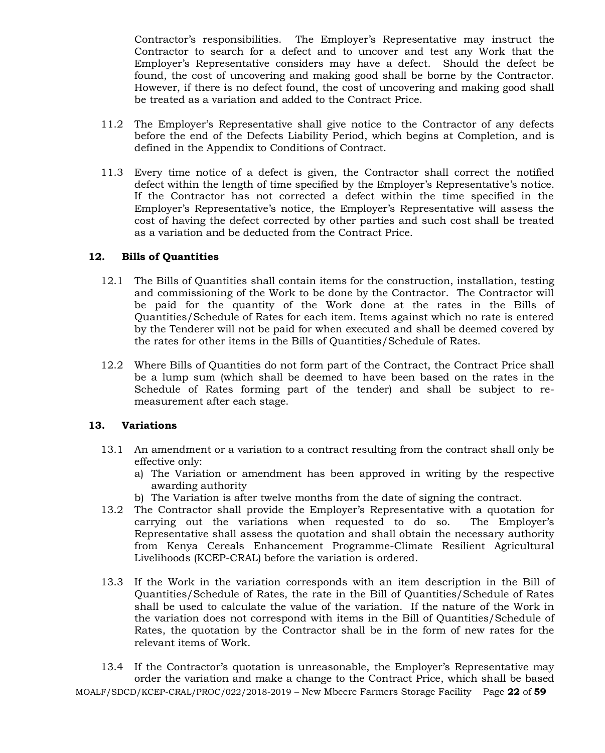Contractor's responsibilities. The Employer's Representative may instruct the Contractor to search for a defect and to uncover and test any Work that the Employer's Representative considers may have a defect. Should the defect be found, the cost of uncovering and making good shall be borne by the Contractor. However, if there is no defect found, the cost of uncovering and making good shall be treated as a variation and added to the Contract Price.

11.2 The Employer's Representative shall give notice to the Contractor of any defects before the end of the Defects Liability Period, which begins at Completion, and is defined in the Appendix to Conditions of Contract.

11.3 Every time notice of a defect is given, the Contractor shall correct the notified defect within the length of time specified by the Employer's Representative's notice. If the Contractor has not corrected a defect within the time specified in the Employer's Representative's notice, the Employer's Representative will assess the cost of having the defect corrected by other parties and such cost shall be treated as a variation and be deducted from the Contract Price.

## 12. Bills of Quantities

12.1 The Bills of Quantities shall contain items for the construction, installation, testing and commissioning of the Work to be done by the Contractor. The Contractor will be paid for the quantity of the Work done at the rates in the Bills of Quantities/Schedule of Rates for each item. Items against which no rate is entered by the Tenderer will not be paid for when executed and shall be deemed covered by the rates for other items in the Bills of Quantities/Schedule of Rates.

12.2 Where Bills of Quantities do not form part of the Contract, the Contract Price shall be a lump sum (which shall be deemed to have been based on the rates in the Schedule of Rates forming part of the tender) and shall be subject to re-measurement after each stage.

## 13. Variations

13.1 An amendment or a variation to a contract resulting from the contract shall only be effective only:

a) The Variation or amendment has been approved in writing by the respective awarding authority
b) The Variation is after twelve months from the date of signing the contract.

13.2 The Contractor shall provide the Employer's Representative with a quotation for carrying out the variations when requested to do so. The Employer's Representative shall assess the quotation and shall obtain the necessary authority from Kenya Cereals Enhancement Programme-Climate Resilient Agricultural Livelihoods (KCEP-CRAL) before the variation is ordered.

13.3 If the Work in the variation corresponds with an item description in the Bill of Quantities/Schedule of Rates, the rate in the Bill of Quantities/Schedule of Rates shall be used to calculate the value of the variation. If the nature of the Work in the variation does not correspond with items in the Bill of Quantities/Schedule of Rates, the quotation by the Contractor shall be in the form of new rates for the relevant items of Work.

13.4 If the Contractor's quotation is unreasonable, the Employer's Representative may order the variation and make a change to the Contract Price, which shall be based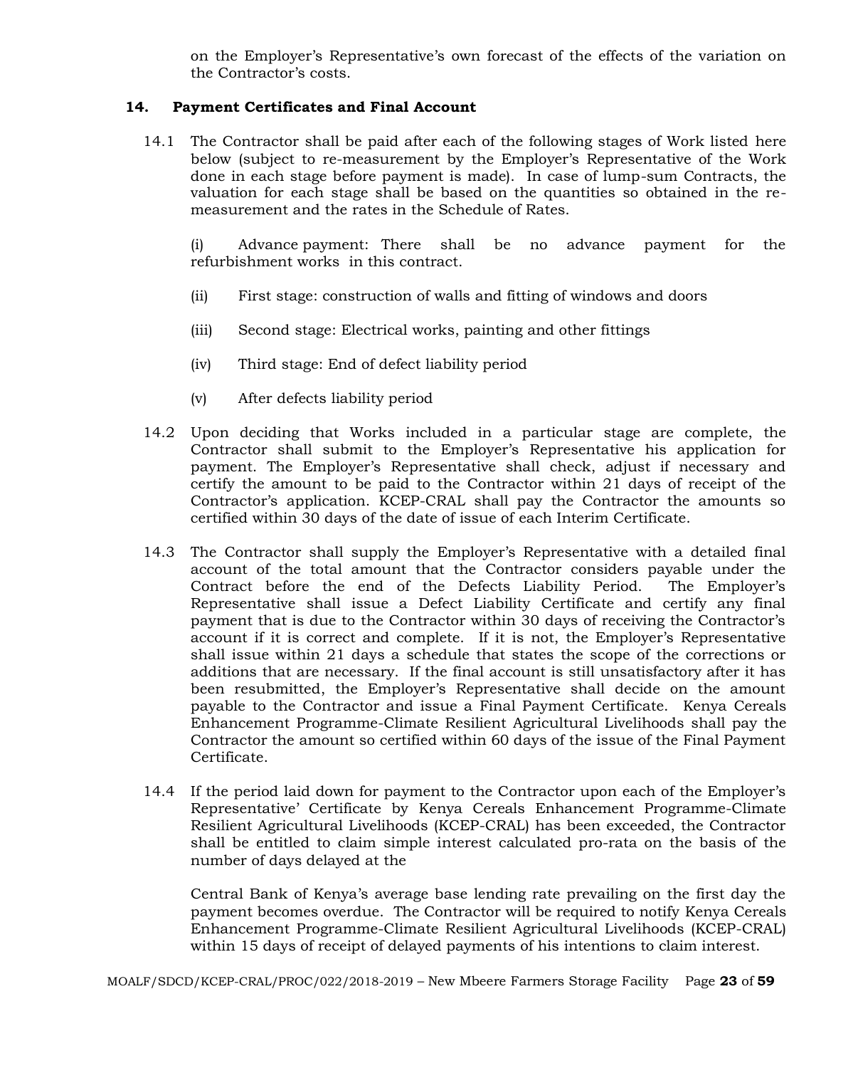on the Employer's Representative's own forecast of the effects of the variation on the Contractor's costs.

## 14. Payment Certificates and Final Account

14.1 The Contractor shall be paid after each of the following stages of Work listed here below (subject to re-measurement by the Employer's Representative of the Work done in each stage before payment is made). In case of lump-sum Contracts, the valuation for each stage shall be based on the quantities so obtained in the re-measurement and the rates in the Schedule of Rates.

(i) Advance payment: There shall be no advance payment for the refurbishment works in this contract.

(ii) First stage: construction of walls and fitting of windows and doors

(iii) Second stage: Electrical works, painting and other fittings

(iv) Third stage: End of defect liability period

(v) After defects liability period

14.2 Upon deciding that Works included in a particular stage are complete, the Contractor shall submit to the Employer's Representative his application for payment. The Employer's Representative shall check, adjust if necessary and certify the amount to be paid to the Contractor within 21 days of receipt of the Contractor's application. KCEP-CRAL shall pay the Contractor the amounts so certified within 30 days of the date of issue of each Interim Certificate.

14.3 The Contractor shall supply the Employer's Representative with a detailed final account of the total amount that the Contractor considers payable under the Contract before the end of the Defects Liability Period. The Employer's Representative shall issue a Defect Liability Certificate and certify any final payment that is due to the Contractor within 30 days of receiving the Contractor's account if it is correct and complete. If it is not, the Employer's Representative shall issue within 21 days a schedule that states the scope of the corrections or additions that are necessary. If the final account is still unsatisfactory after it has been resubmitted, the Employer's Representative shall decide on the amount payable to the Contractor and issue a Final Payment Certificate. Kenya Cereals Enhancement Programme-Climate Resilient Agricultural Livelihoods shall pay the Contractor the amount so certified within 60 days of the issue of the Final Payment Certificate.

14.4 If the period laid down for payment to the Contractor upon each of the Employer's Representative' Certificate by Kenya Cereals Enhancement Programme-Climate Resilient Agricultural Livelihoods (KCEP-CRAL) has been exceeded, the Contractor shall be entitled to claim simple interest calculated pro-rata on the basis of the number of days delayed at the

Central Bank of Kenya's average base lending rate prevailing on the first day the payment becomes overdue. The Contractor will be required to notify Kenya Cereals Enhancement Programme-Climate Resilient Agricultural Livelihoods (KCEP-CRAL) within 15 days of receipt of delayed payments of his intentions to claim interest.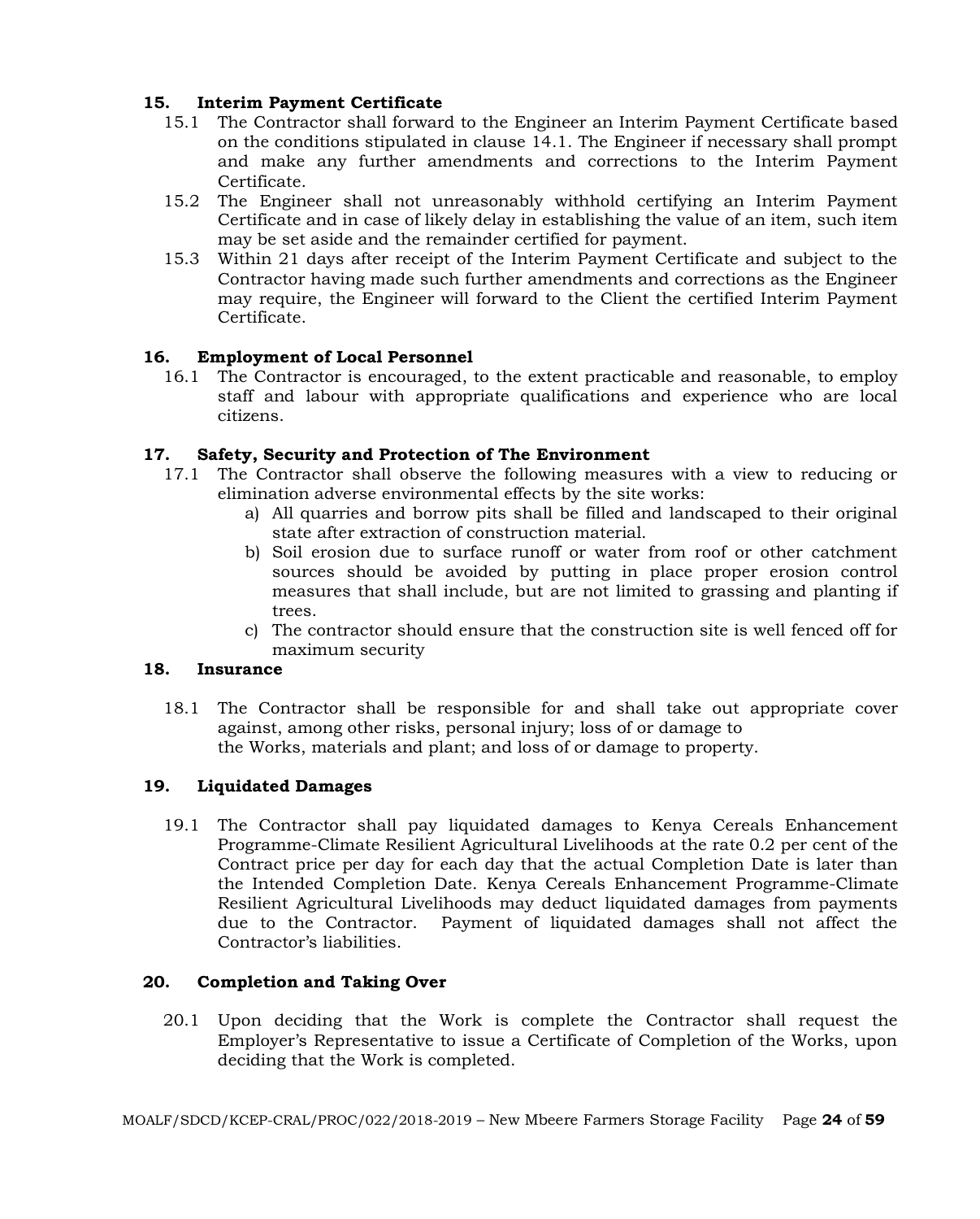## 15. Interim Payment Certificate

15.1 The Contractor shall forward to the Engineer an Interim Payment Certificate based on the conditions stipulated in clause 14.1. The Engineer if necessary shall prompt and make any further amendments and corrections to the Interim Payment Certificate.

15.2 The Engineer shall not unreasonably withhold certifying an Interim Payment Certificate and in case of likely delay in establishing the value of an item, such item may be set aside and the remainder certified for payment.

15.3 Within 21 days after receipt of the Interim Payment Certificate and subject to the Contractor having made such further amendments and corrections as the Engineer may require, the Engineer will forward to the Client the certified Interim Payment Certificate.

## 16. Employment of Local Personnel

16.1 The Contractor is encouraged, to the extent practicable and reasonable, to employ staff and labour with appropriate qualifications and experience who are local citizens.

## 17. Safety, Security and Protection of The Environment

17.1 The Contractor shall observe the following measures with a view to reducing or elimination adverse environmental effects by the site works:

a) All quarries and borrow pits shall be filled and landscaped to their original state after extraction of construction material.

b) Soil erosion due to surface runoff or water from roof or other catchment sources should be avoided by putting in place proper erosion control measures that shall include, but are not limited to grassing and planting if trees.

c) The contractor should ensure that the construction site is well fenced off for maximum security

## 18. Insurance

18.1 The Contractor shall be responsible for and shall take out appropriate cover against, among other risks, personal injury; loss of or damage to the Works, materials and plant; and loss of or damage to property.

## 19. Liquidated Damages

19.1 The Contractor shall pay liquidated damages to Kenya Cereals Enhancement Programme-Climate Resilient Agricultural Livelihoods at the rate 0.2 per cent of the Contract price per day for each day that the actual Completion Date is later than the Intended Completion Date. Kenya Cereals Enhancement Programme-Climate Resilient Agricultural Livelihoods may deduct liquidated damages from payments due to the Contractor. Payment of liquidated damages shall not affect the Contractor's liabilities.

## 20. Completion and Taking Over

20.1 Upon deciding that the Work is complete the Contractor shall request the Employer's Representative to issue a Certificate of Completion of the Works, upon deciding that the Work is completed.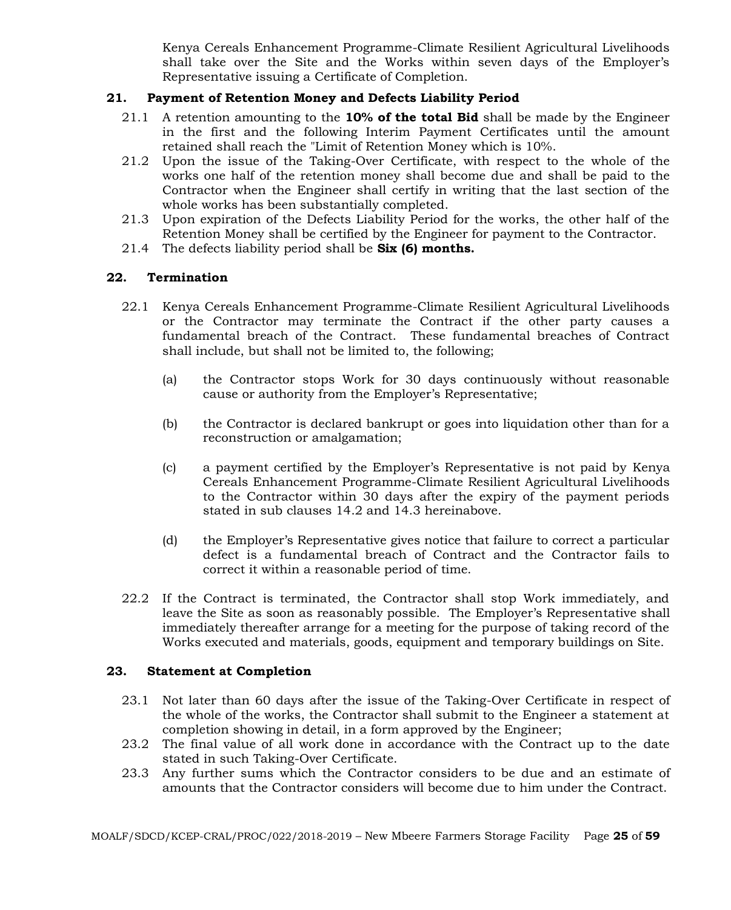Kenya Cereals Enhancement Programme-Climate Resilient Agricultural Livelihoods shall take over the Site and the Works within seven days of the Employer's Representative issuing a Certificate of Completion.

## 21. Payment of Retention Money and Defects Liability Period

21.1 A retention amounting to the **10% of the total Bid** shall be made by the Engineer in the first and the following Interim Payment Certificates until the amount retained shall reach the "Limit of Retention Money which is 10%.

21.2 Upon the issue of the Taking-Over Certificate, with respect to the whole of the works one half of the retention money shall become due and shall be paid to the Contractor when the Engineer shall certify in writing that the last section of the whole works has been substantially completed.

21.3 Upon expiration of the Defects Liability Period for the works, the other half of the Retention Money shall be certified by the Engineer for payment to the Contractor.

21.4 The defects liability period shall be **Six (6) months.**

## 22. Termination

22.1 Kenya Cereals Enhancement Programme-Climate Resilient Agricultural Livelihoods or the Contractor may terminate the Contract if the other party causes a fundamental breach of the Contract. These fundamental breaches of Contract shall include, but shall not be limited to, the following;

(a) the Contractor stops Work for 30 days continuously without reasonable cause or authority from the Employer's Representative;

(b) the Contractor is declared bankrupt or goes into liquidation other than for a reconstruction or amalgamation;

(c) a payment certified by the Employer's Representative is not paid by Kenya Cereals Enhancement Programme-Climate Resilient Agricultural Livelihoods to the Contractor within 30 days after the expiry of the payment periods stated in sub clauses 14.2 and 14.3 hereinabove.

(d) the Employer's Representative gives notice that failure to correct a particular defect is a fundamental breach of Contract and the Contractor fails to correct it within a reasonable period of time.

22.2 If the Contract is terminated, the Contractor shall stop Work immediately, and leave the Site as soon as reasonably possible. The Employer's Representative shall immediately thereafter arrange for a meeting for the purpose of taking record of the Works executed and materials, goods, equipment and temporary buildings on Site.

## 23. Statement at Completion

23.1 Not later than 60 days after the issue of the Taking-Over Certificate in respect of the whole of the works, the Contractor shall submit to the Engineer a statement at completion showing in detail, in a form approved by the Engineer;

23.2 The final value of all work done in accordance with the Contract up to the date stated in such Taking-Over Certificate.

23.3 Any further sums which the Contractor considers to be due and an estimate of amounts that the Contractor considers will become due to him under the Contract.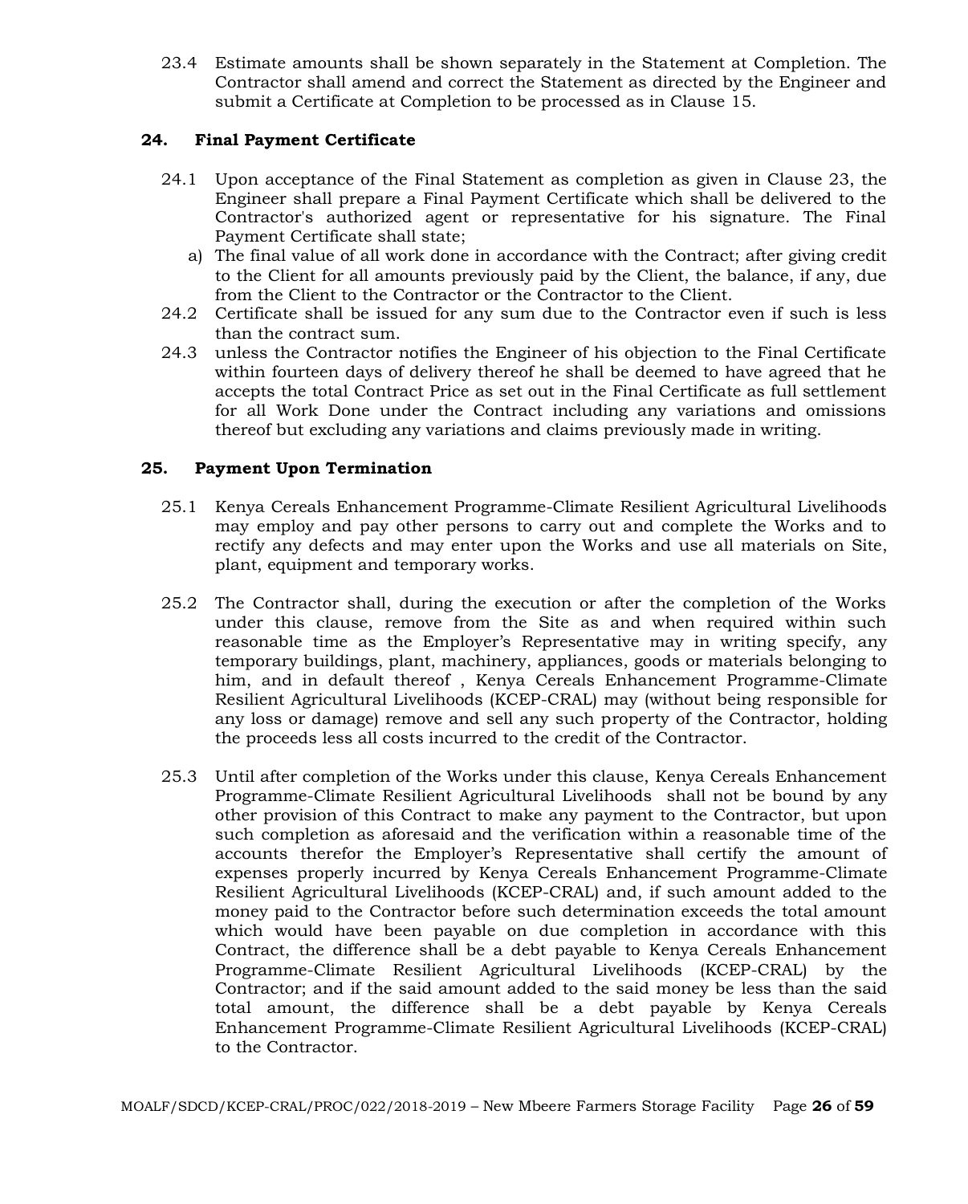23.4 Estimate amounts shall be shown separately in the Statement at Completion. The Contractor shall amend and correct the Statement as directed by the Engineer and submit a Certificate at Completion to be processed as in Clause 15.

## 24. Final Payment Certificate

24.1 Upon acceptance of the Final Statement as completion as given in Clause 23, the Engineer shall prepare a Final Payment Certificate which shall be delivered to the Contractor's authorized agent or representative for his signature. The Final Payment Certificate shall state;

a) The final value of all work done in accordance with the Contract; after giving credit to the Client for all amounts previously paid by the Client, the balance, if any, due from the Client to the Contractor or the Contractor to the Client.

24.2 Certificate shall be issued for any sum due to the Contractor even if such is less than the contract sum.

24.3 unless the Contractor notifies the Engineer of his objection to the Final Certificate within fourteen days of delivery thereof he shall be deemed to have agreed that he accepts the total Contract Price as set out in the Final Certificate as full settlement for all Work Done under the Contract including any variations and omissions thereof but excluding any variations and claims previously made in writing.

## 25. Payment Upon Termination

25.1 Kenya Cereals Enhancement Programme-Climate Resilient Agricultural Livelihoods may employ and pay other persons to carry out and complete the Works and to rectify any defects and may enter upon the Works and use all materials on Site, plant, equipment and temporary works.

25.2 The Contractor shall, during the execution or after the completion of the Works under this clause, remove from the Site as and when required within such reasonable time as the Employer's Representative may in writing specify, any temporary buildings, plant, machinery, appliances, goods or materials belonging to him, and in default thereof , Kenya Cereals Enhancement Programme-Climate Resilient Agricultural Livelihoods (KCEP-CRAL) may (without being responsible for any loss or damage) remove and sell any such property of the Contractor, holding the proceeds less all costs incurred to the credit of the Contractor.

25.3 Until after completion of the Works under this clause, Kenya Cereals Enhancement Programme-Climate Resilient Agricultural Livelihoods shall not be bound by any other provision of this Contract to make any payment to the Contractor, but upon such completion as aforesaid and the verification within a reasonable time of the accounts therefor the Employer's Representative shall certify the amount of expenses properly incurred by Kenya Cereals Enhancement Programme-Climate Resilient Agricultural Livelihoods (KCEP-CRAL) and, if such amount added to the money paid to the Contractor before such determination exceeds the total amount which would have been payable on due completion in accordance with this Contract, the difference shall be a debt payable to Kenya Cereals Enhancement Programme-Climate Resilient Agricultural Livelihoods (KCEP-CRAL) by the Contractor; and if the said amount added to the said money be less than the said total amount, the difference shall be a debt payable by Kenya Cereals Enhancement Programme-Climate Resilient Agricultural Livelihoods (KCEP-CRAL) to the Contractor.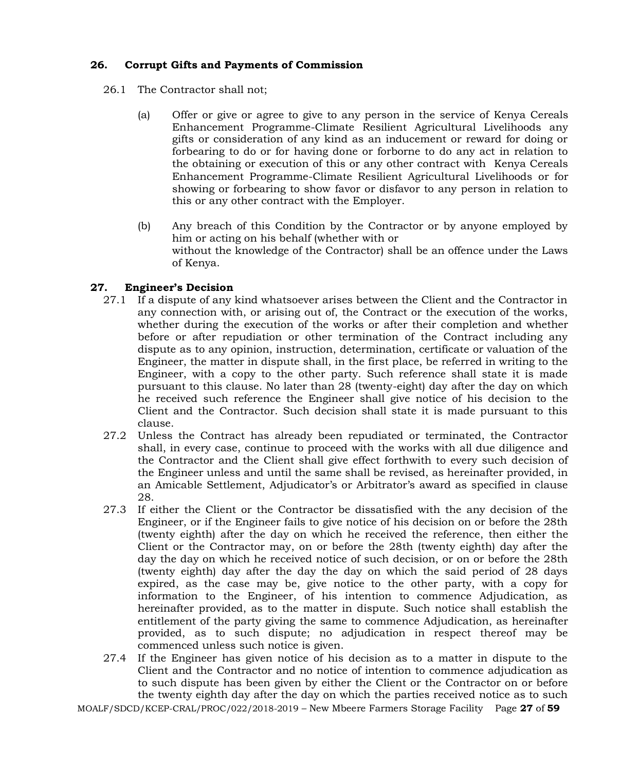## 26. Corrupt Gifts and Payments of Commission

26.1 The Contractor shall not;

(a) Offer or give or agree to give to any person in the service of Kenya Cereals Enhancement Programme-Climate Resilient Agricultural Livelihoods any gifts or consideration of any kind as an inducement or reward for doing or forbearing to do or for having done or forborne to do any act in relation to the obtaining or execution of this or any other contract with Kenya Cereals Enhancement Programme-Climate Resilient Agricultural Livelihoods or for showing or forbearing to show favor or disfavor to any person in relation to this or any other contract with the Employer.

(b) Any breach of this Condition by the Contractor or by anyone employed by him or acting on his behalf (whether with or without the knowledge of the Contractor) shall be an offence under the Laws of Kenya.

## 27. Engineer's Decision

27.1 If a dispute of any kind whatsoever arises between the Client and the Contractor in any connection with, or arising out of, the Contract or the execution of the works, whether during the execution of the works or after their completion and whether before or after repudiation or other termination of the Contract including any dispute as to any opinion, instruction, determination, certificate or valuation of the Engineer, the matter in dispute shall, in the first place, be referred in writing to the Engineer, with a copy to the other party. Such reference shall state it is made pursuant to this clause. No later than 28 (twenty-eight) day after the day on which he received such reference the Engineer shall give notice of his decision to the Client and the Contractor. Such decision shall state it is made pursuant to this clause.

27.2 Unless the Contract has already been repudiated or terminated, the Contractor shall, in every case, continue to proceed with the works with all due diligence and the Contractor and the Client shall give effect forthwith to every such decision of the Engineer unless and until the same shall be revised, as hereinafter provided, in an Amicable Settlement, Adjudicator's or Arbitrator's award as specified in clause 28.

27.3 If either the Client or the Contractor be dissatisfied with the any decision of the Engineer, or if the Engineer fails to give notice of his decision on or before the 28th (twenty eighth) after the day on which he received the reference, then either the Client or the Contractor may, on or before the 28th (twenty eighth) day after the day the day on which he received notice of such decision, or on or before the 28th (twenty eighth) day after the day the day on which the said period of 28 days expired, as the case may be, give notice to the other party, with a copy for information to the Engineer, of his intention to commence Adjudication, as hereinafter provided, as to the matter in dispute. Such notice shall establish the entitlement of the party giving the same to commence Adjudication, as hereinafter provided, as to such dispute; no adjudication in respect thereof may be commenced unless such notice is given.

27.4 If the Engineer has given notice of his decision as to a matter in dispute to the Client and the Contractor and no notice of intention to commence adjudication as to such dispute has been given by either the Client or the Contractor on or before the twenty eighth day after the day on which the parties received notice as to such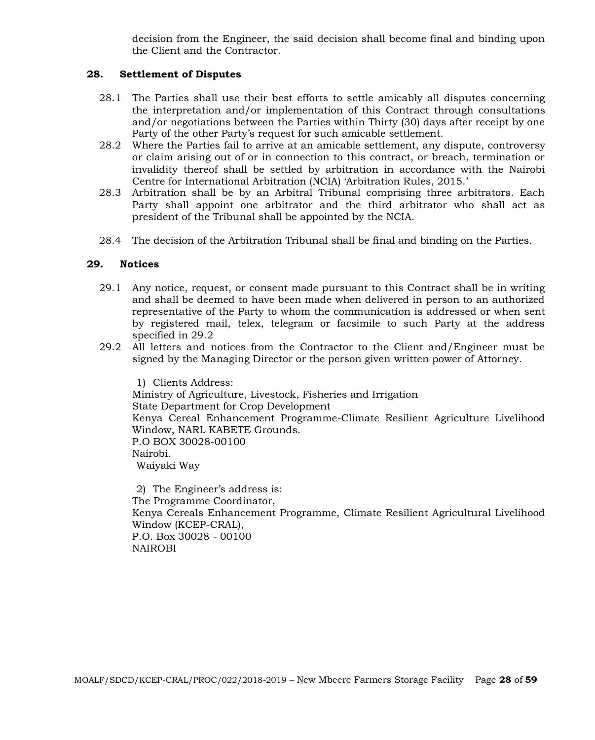decision from the Engineer, the said decision shall become final and binding upon the Client and the Contractor.

## 28. Settlement of Disputes

28.1 The Parties shall use their best efforts to settle amicably all disputes concerning the interpretation and/or implementation of this Contract through consultations and/or negotiations between the Parties within Thirty (30) days after receipt by one Party of the other Party's request for such amicable settlement.

28.2 Where the Parties fail to arrive at an amicable settlement, any dispute, controversy or claim arising out of or in connection to this contract, or breach, termination or invalidity thereof shall be settled by arbitration in accordance with the Nairobi Centre for International Arbitration (NCIA) 'Arbitration Rules, 2015.'

28.3 Arbitration shall be by an Arbitral Tribunal comprising three arbitrators. Each Party shall appoint one arbitrator and the third arbitrator who shall act as president of the Tribunal shall be appointed by the NCIA.

28.4 The decision of the Arbitration Tribunal shall be final and binding on the Parties.

## 29. Notices

29.1 Any notice, request, or consent made pursuant to this Contract shall be in writing and shall be deemed to have been made when delivered in person to an authorized representative of the Party to whom the communication is addressed or when sent by registered mail, telex, telegram or facsimile to such Party at the address specified in 29.2

29.2 All letters and notices from the Contractor to the Client and/Engineer must be signed by the Managing Director or the person given written power of Attorney.

1) Clients Address:
Ministry of Agriculture, Livestock, Fisheries and Irrigation
State Department for Crop Development
Kenya Cereal Enhancement Programme-Climate Resilient Agriculture Livelihood Window, NARL KABETE Grounds.
P.O BOX 30028-00100
Nairobi.
Waiyaki Way

2) The Engineer's address is:
The Programme Coordinator,
Kenya Cereals Enhancement Programme, Climate Resilient Agricultural Livelihood Window (KCEP-CRAL),
P.O. Box 30028 - 00100
NAIROBI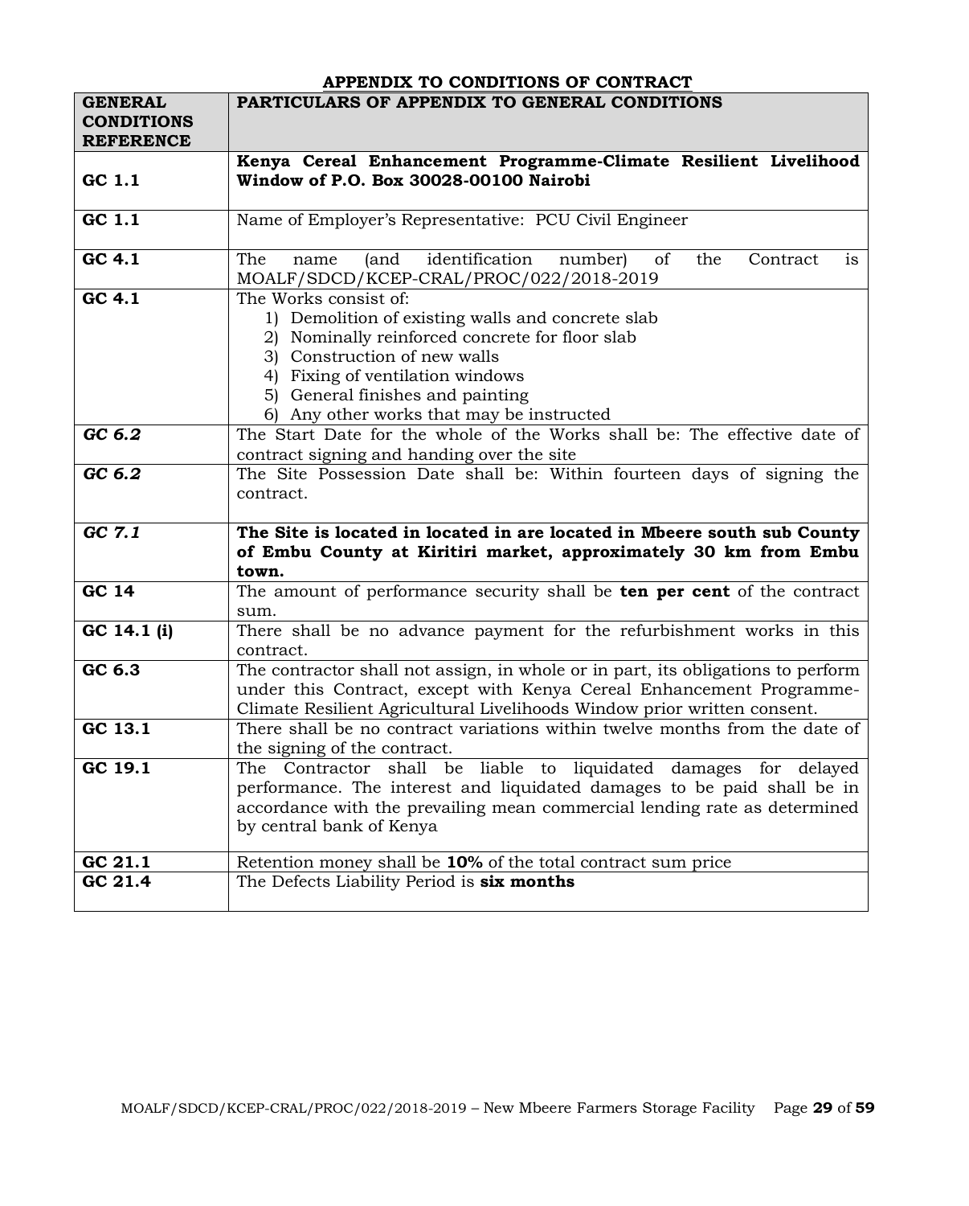## APPENDIX TO CONDITIONS OF CONTRACT

| **GENERAL CONDITIONS REFERENCE** | **PARTICULARS OF APPENDIX TO GENERAL CONDITIONS** |
|---|---|
| **GC 1.1** | **Kenya Cereal Enhancement Programme-Climate Resilient Livelihood Window of P.O. Box 30028-00100 Nairobi** |
| **GC 1.1** | Name of Employer's Representative: PCU Civil Engineer |
| **GC 4.1** | The name (and identification number) of the Contract is MOALF/SDCD/KCEP-CRAL/PROC/022/2018-2019 |
| **GC 4.1** | The Works consist of:<br>1) Demolition of existing walls and concrete slab<br>2) Nominally reinforced concrete for floor slab<br>3) Construction of new walls<br>4) Fixing of ventilation windows<br>5) General finishes and painting<br>6) Any other works that may be instructed |
| ***GC 6.2*** | The Start Date for the whole of the Works shall be: The effective date of contract signing and handing over the site |
| ***GC 6.2*** | The Site Possession Date shall be: Within fourteen days of signing the contract. |
| ***GC 7.1*** | **The Site is located in located in are located in Mbeere south sub County of Embu County at Kiritiri market, approximately 30 km from Embu town.** |
| **GC 14** | The amount of performance security shall be **ten per cent** of the contract sum. |
| **GC 14.1 (i)** | There shall be no advance payment for the refurbishment works in this contract. |
| **GC 6.3** | The contractor shall not assign, in whole or in part, its obligations to perform under this Contract, except with Kenya Cereal Enhancement Programme-Climate Resilient Agricultural Livelihoods Window prior written consent. |
| **GC 13.1** | There shall be no contract variations within twelve months from the date of the signing of the contract. |
| **GC 19.1** | The Contractor shall be liable to liquidated damages for delayed performance. The interest and liquidated damages to be paid shall be in accordance with the prevailing mean commercial lending rate as determined by central bank of Kenya |
| **GC 21.1** | Retention money shall be **10%** of the total contract sum price |
| **GC 21.4** | The Defects Liability Period is **six months** |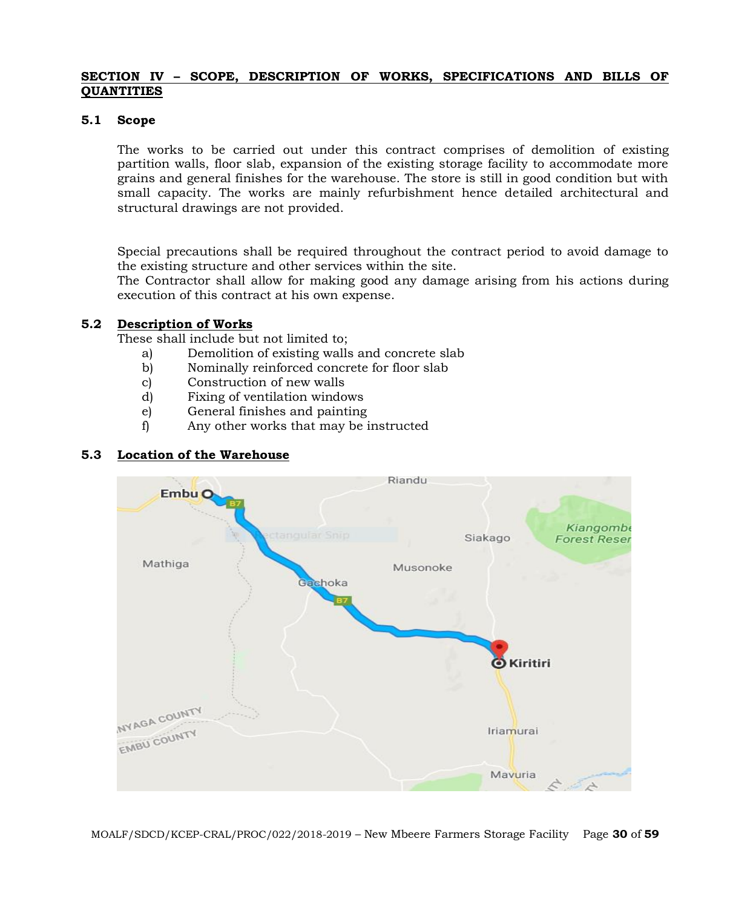**SECTION IV – SCOPE, DESCRIPTION OF WORKS, SPECIFICATIONS AND BILLS OF QUANTITIES**

**5.1 Scope**

The works to be carried out under this contract comprises of demolition of existing partition walls, floor slab, expansion of the existing storage facility to accommodate more grains and general finishes for the warehouse. The store is still in good condition but with small capacity. The works are mainly refurbishment hence detailed architectural and structural drawings are not provided.

Special precautions shall be required throughout the contract period to avoid damage to the existing structure and other services within the site.
The Contractor shall allow for making good any damage arising from his actions during execution of this contract at his own expense.

**5.2 Description of Works**

These shall include but not limited to;

a) Demolition of existing walls and concrete slab
b) Nominally reinforced concrete for floor slab
c) Construction of new walls
d) Fixing of ventilation windows
e) General finishes and painting
f) Any other works that may be instructed

**5.3 Location of the Warehouse**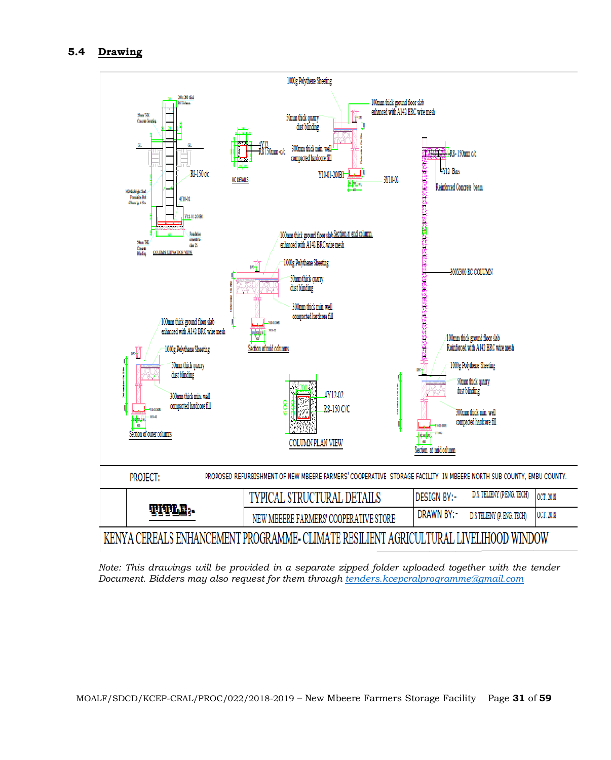## 5.4 Drawing

1000g Polythene Sheeting

100mm thick ground floor slab enhanced with A142 BRC wire mesh

50mm thick quarry dust blinding

300mm thick min. well compacted hardcore fill

Y10-01-200B1

3Y10-02

4Y12

R8 150mm c/c

RC DETAILS

R8-150mm c/c

4Y12 Bars

Reinforced Concrete beam

R8-150 c/c

4Y10-02

Y12-01-200B1

COLUMN ELEVATION VIEW

100mm thick ground floor slab enhanced with A142 BRC wire mesh

Section at end column

1000g Polythene Sheeting

50mm thick quarry dust blinding

300mm thick min. well compacted hardcore fill

Section of mid columns

300X300 RC COLUMN

100mm thick ground floor slab enhanced with A142 BRC wire mesh

1000g Polythene Sheeting

50mm thick quarry dust blinding

300mm thick min. well compacted hardcore fill

Section of outer columns

4Y12-02

R8-150 C/C

COLUMN PLAN VIEW

100mm thick ground floor slab Reinforced with A142 BRC wire mesh

1000g Polythene Sheeting

50mm thick quarry dust blinding

300mm thick min. well compacted hardcore fill

Section at mid column

| PROJECT: | PROPOSED REFURBISHMENT OF NEW MBEERE FARMERS' COOPERATIVE STORAGE FACILITY IN MBEERE NORTH SUB COUNTY, EMBU COUNTY. | | | |
|---|---|---|---|---|
| TITLE:- | TYPICAL STRUCTURAL DETAILS | DESIGN BY:- | D.S. TELIENY (P.ENG. TECH) | OCT. 2018 |
| | NEW MBEERE FARMERS' COOPERATIVE STORE | DRAWN BY:- | D.S TELIENY (P. ENG. TECH) | OCT. 2018 |
| KENYA CEREALS ENHANCEMENT PROGRAMME- CLIMATE RESILIENT AGRICULTURAL LIVELIHOOD WINDOW | | | | |

*Note: This drawings will be provided in a separate zipped folder uploaded together with the tender Document. Bidders may also request for them through* [tenders.kcepcralprogramme@gmail.com](mailto:tenders.kcepcralprogramme@gmail.com)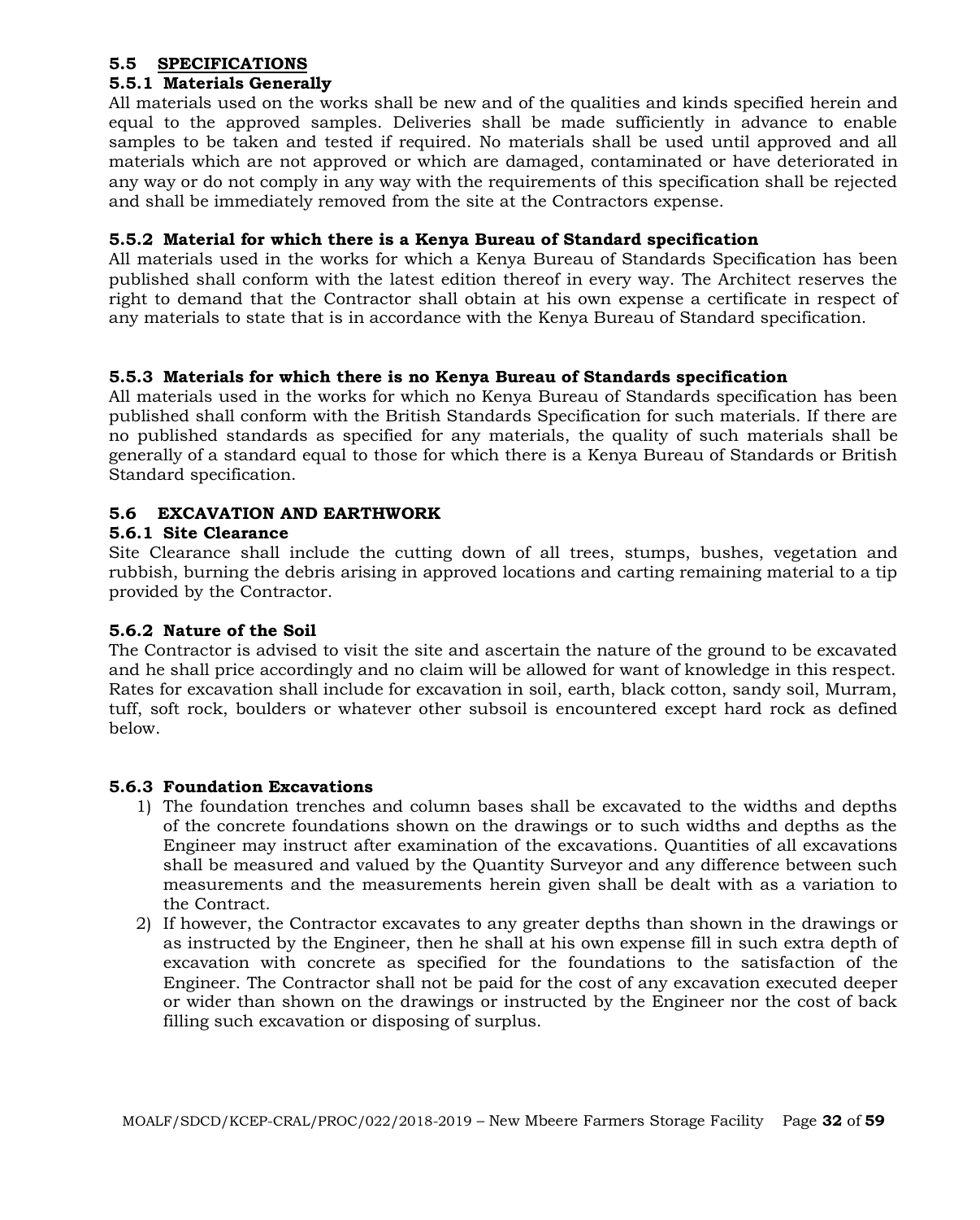## 5.5 SPECIFICATIONS

### 5.5.1 Materials Generally

All materials used on the works shall be new and of the qualities and kinds specified herein and equal to the approved samples. Deliveries shall be made sufficiently in advance to enable samples to be taken and tested if required. No materials shall be used until approved and all materials which are not approved or which are damaged, contaminated or have deteriorated in any way or do not comply in any way with the requirements of this specification shall be rejected and shall be immediately removed from the site at the Contractors expense.

### 5.5.2 Material for which there is a Kenya Bureau of Standard specification

All materials used in the works for which a Kenya Bureau of Standards Specification has been published shall conform with the latest edition thereof in every way. The Architect reserves the right to demand that the Contractor shall obtain at his own expense a certificate in respect of any materials to state that is in accordance with the Kenya Bureau of Standard specification.

### 5.5.3 Materials for which there is no Kenya Bureau of Standards specification

All materials used in the works for which no Kenya Bureau of Standards specification has been published shall conform with the British Standards Specification for such materials. If there are no published standards as specified for any materials, the quality of such materials shall be generally of a standard equal to those for which there is a Kenya Bureau of Standards or British Standard specification.

## 5.6 EXCAVATION AND EARTHWORK

### 5.6.1 Site Clearance

Site Clearance shall include the cutting down of all trees, stumps, bushes, vegetation and rubbish, burning the debris arising in approved locations and carting remaining material to a tip provided by the Contractor.

### 5.6.2 Nature of the Soil

The Contractor is advised to visit the site and ascertain the nature of the ground to be excavated and he shall price accordingly and no claim will be allowed for want of knowledge in this respect. Rates for excavation shall include for excavation in soil, earth, black cotton, sandy soil, Murram, tuff, soft rock, boulders or whatever other subsoil is encountered except hard rock as defined below.

### 5.6.3 Foundation Excavations

1) The foundation trenches and column bases shall be excavated to the widths and depths of the concrete foundations shown on the drawings or to such widths and depths as the Engineer may instruct after examination of the excavations. Quantities of all excavations shall be measured and valued by the Quantity Surveyor and any difference between such measurements and the measurements herein given shall be dealt with as a variation to the Contract.
2) If however, the Contractor excavates to any greater depths than shown in the drawings or as instructed by the Engineer, then he shall at his own expense fill in such extra depth of excavation with concrete as specified for the foundations to the satisfaction of the Engineer. The Contractor shall not be paid for the cost of any excavation executed deeper or wider than shown on the drawings or instructed by the Engineer nor the cost of back filling such excavation or disposing of surplus.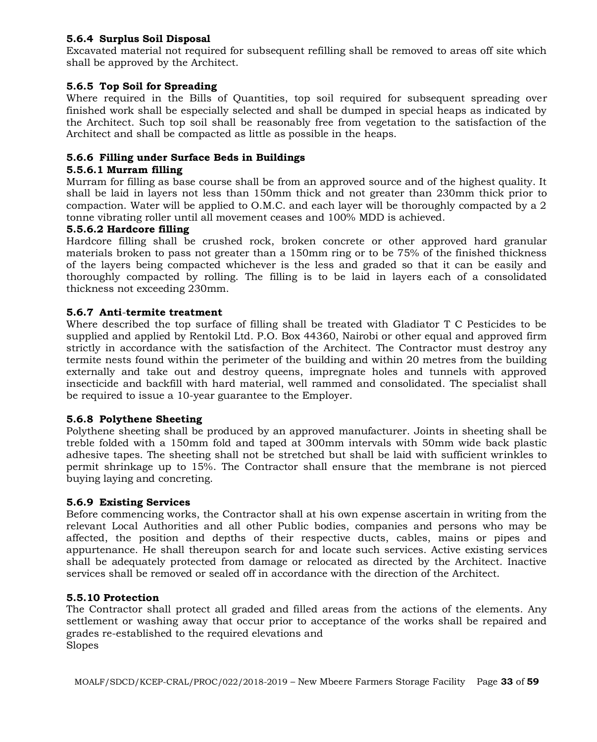#### 5.6.4 Surplus Soil Disposal

Excavated material not required for subsequent refilling shall be removed to areas off site which shall be approved by the Architect.

#### 5.6.5 Top Soil for Spreading

Where required in the Bills of Quantities, top soil required for subsequent spreading over finished work shall be especially selected and shall be dumped in special heaps as indicated by the Architect. Such top soil shall be reasonably free from vegetation to the satisfaction of the Architect and shall be compacted as little as possible in the heaps.

#### 5.6.6 Filling under Surface Beds in Buildings

##### 5.5.6.1 Murram filling

Murram for filling as base course shall be from an approved source and of the highest quality. It shall be laid in layers not less than 150mm thick and not greater than 230mm thick prior to compaction. Water will be applied to O.M.C. and each layer will be thoroughly compacted by a 2 tonne vibrating roller until all movement ceases and 100% MDD is achieved.

##### 5.5.6.2 Hardcore filling

Hardcore filling shall be crushed rock, broken concrete or other approved hard granular materials broken to pass not greater than a 150mm ring or to be 75% of the finished thickness of the layers being compacted whichever is the less and graded so that it can be easily and thoroughly compacted by rolling. The filling is to be laid in layers each of a consolidated thickness not exceeding 230mm.

#### 5.6.7 Anti-termite treatment

Where described the top surface of filling shall be treated with Gladiator T C Pesticides to be supplied and applied by Rentokil Ltd. P.O. Box 44360, Nairobi or other equal and approved firm strictly in accordance with the satisfaction of the Architect. The Contractor must destroy any termite nests found within the perimeter of the building and within 20 metres from the building externally and take out and destroy queens, impregnate holes and tunnels with approved insecticide and backfill with hard material, well rammed and consolidated. The specialist shall be required to issue a 10-year guarantee to the Employer.

#### 5.6.8 Polythene Sheeting

Polythene sheeting shall be produced by an approved manufacturer. Joints in sheeting shall be treble folded with a 150mm fold and taped at 300mm intervals with 50mm wide back plastic adhesive tapes. The sheeting shall not be stretched but shall be laid with sufficient wrinkles to permit shrinkage up to 15%. The Contractor shall ensure that the membrane is not pierced buying laying and concreting.

#### 5.6.9 Existing Services

Before commencing works, the Contractor shall at his own expense ascertain in writing from the relevant Local Authorities and all other Public bodies, companies and persons who may be affected, the position and depths of their respective ducts, cables, mains or pipes and appurtenance. He shall thereupon search for and locate such services. Active existing services shall be adequately protected from damage or relocated as directed by the Architect. Inactive services shall be removed or sealed off in accordance with the direction of the Architect.

#### 5.5.10 Protection

The Contractor shall protect all graded and filled areas from the actions of the elements. Any settlement or washing away that occur prior to acceptance of the works shall be repaired and grades re-established to the required elevations and
Slopes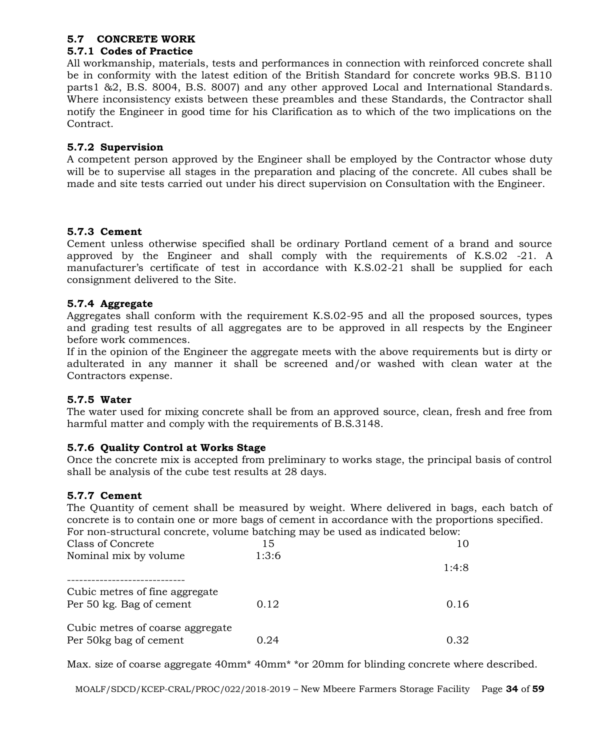## 5.7 CONCRETE WORK

### 5.7.1 Codes of Practice

All workmanship, materials, tests and performances in connection with reinforced concrete shall be in conformity with the latest edition of the British Standard for concrete works 9B.S. B110 parts1 &2, B.S. 8004, B.S. 8007) and any other approved Local and International Standards. Where inconsistency exists between these preambles and these Standards, the Contractor shall notify the Engineer in good time for his Clarification as to which of the two implications on the Contract.

### 5.7.2 Supervision

A competent person approved by the Engineer shall be employed by the Contractor whose duty will be to supervise all stages in the preparation and placing of the concrete. All cubes shall be made and site tests carried out under his direct supervision on Consultation with the Engineer.

### 5.7.3 Cement

Cement unless otherwise specified shall be ordinary Portland cement of a brand and source approved by the Engineer and shall comply with the requirements of K.S.02 -21. A manufacturer's certificate of test in accordance with K.S.02-21 shall be supplied for each consignment delivered to the Site.

### 5.7.4 Aggregate

Aggregates shall conform with the requirement K.S.02-95 and all the proposed sources, types and grading test results of all aggregates are to be approved in all respects by the Engineer before work commences.

If in the opinion of the Engineer the aggregate meets with the above requirements but is dirty or adulterated in any manner it shall be screened and/or washed with clean water at the Contractors expense.

### 5.7.5 Water

The water used for mixing concrete shall be from an approved source, clean, fresh and free from harmful matter and comply with the requirements of B.S.3148.

### 5.7.6 Quality Control at Works Stage

Once the concrete mix is accepted from preliminary to works stage, the principal basis of control shall be analysis of the cube test results at 28 days.

### 5.7.7 Cement

The Quantity of cement shall be measured by weight. Where delivered in bags, each batch of concrete is to contain one or more bags of cement in accordance with the proportions specified. For non-structural concrete, volume batching may be used as indicated below:

| Class of Concrete | 15 | 10 |
|---|---|---|
| Nominal mix by volume | 1:3:6 | 1:4:8 |
| Cubic metres of fine aggregate Per 50 kg. Bag of cement | 0.12 | 0.16 |
| Cubic metres of coarse aggregate Per 50kg bag of cement | 0.24 | 0.32 |

Max. size of coarse aggregate 40mm* 40mm* *or 20mm for blinding concrete where described.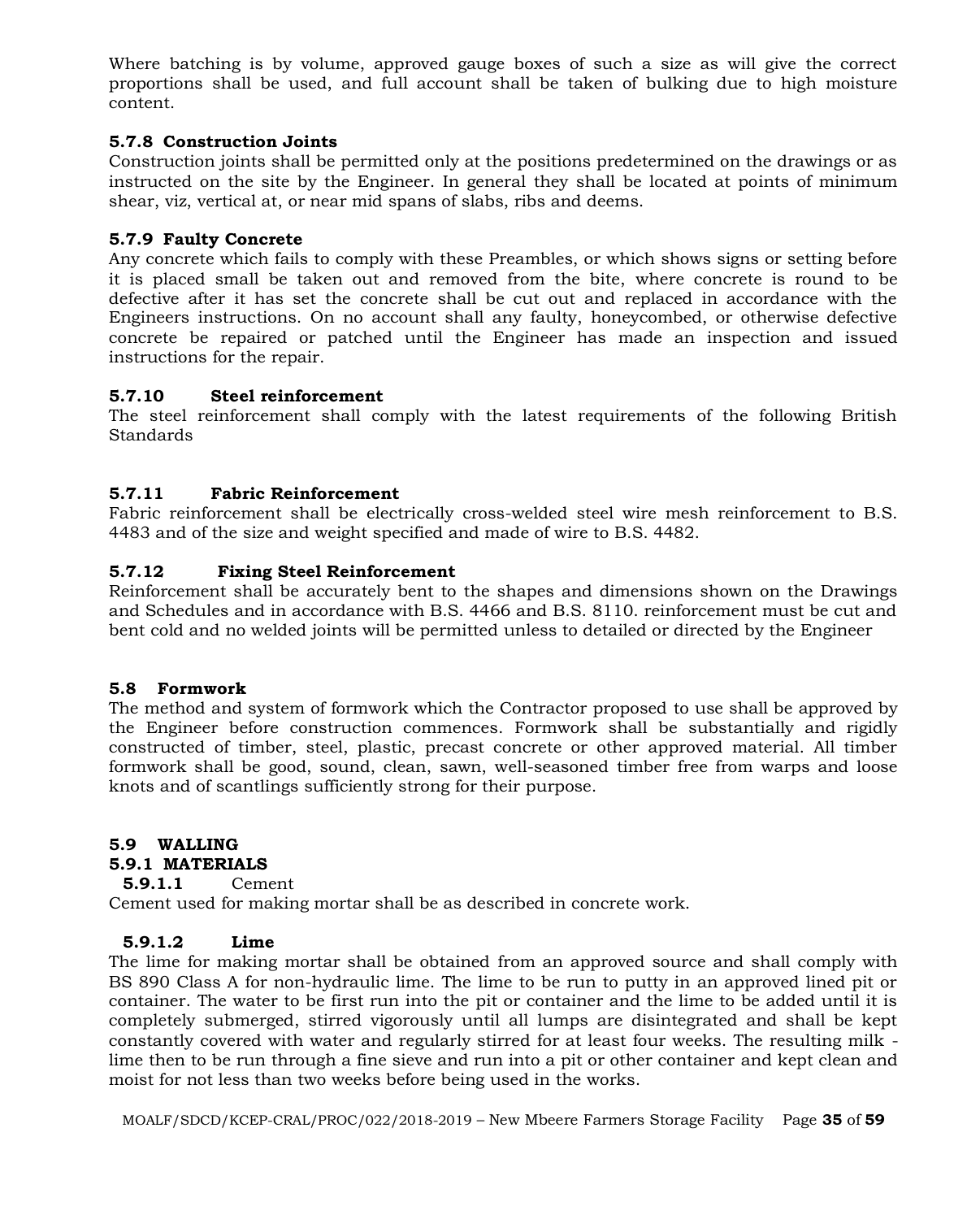Where batching is by volume, approved gauge boxes of such a size as will give the correct proportions shall be used, and full account shall be taken of bulking due to high moisture content.

#### 5.7.8 Construction Joints

Construction joints shall be permitted only at the positions predetermined on the drawings or as instructed on the site by the Engineer. In general they shall be located at points of minimum shear, viz, vertical at, or near mid spans of slabs, ribs and deems.

#### 5.7.9 Faulty Concrete

Any concrete which fails to comply with these Preambles, or which shows signs or setting before it is placed small be taken out and removed from the bite, where concrete is round to be defective after it has set the concrete shall be cut out and replaced in accordance with the Engineers instructions. On no account shall any faulty, honeycombed, or otherwise defective concrete be repaired or patched until the Engineer has made an inspection and issued instructions for the repair.

#### 5.7.10 Steel reinforcement

The steel reinforcement shall comply with the latest requirements of the following British Standards

#### 5.7.11 Fabric Reinforcement

Fabric reinforcement shall be electrically cross-welded steel wire mesh reinforcement to B.S. 4483 and of the size and weight specified and made of wire to B.S. 4482.

#### 5.7.12 Fixing Steel Reinforcement

Reinforcement shall be accurately bent to the shapes and dimensions shown on the Drawings and Schedules and in accordance with B.S. 4466 and B.S. 8110. reinforcement must be cut and bent cold and no welded joints will be permitted unless to detailed or directed by the Engineer

### 5.8 Formwork

The method and system of formwork which the Contractor proposed to use shall be approved by the Engineer before construction commences. Formwork shall be substantially and rigidly constructed of timber, steel, plastic, precast concrete or other approved material. All timber formwork shall be good, sound, clean, sawn, well-seasoned timber free from warps and loose knots and of scantlings sufficiently strong for their purpose.

### 5.9 WALLING

#### 5.9.1 MATERIALS

##### 5.9.1.1 Cement

Cement used for making mortar shall be as described in concrete work.

##### 5.9.1.2 Lime

The lime for making mortar shall be obtained from an approved source and shall comply with BS 890 Class A for non-hydraulic lime. The lime to be run to putty in an approved lined pit or container. The water to be first run into the pit or container and the lime to be added until it is completely submerged, stirred vigorously until all lumps are disintegrated and shall be kept constantly covered with water and regularly stirred for at least four weeks. The resulting milk - lime then to be run through a fine sieve and run into a pit or other container and kept clean and moist for not less than two weeks before being used in the works.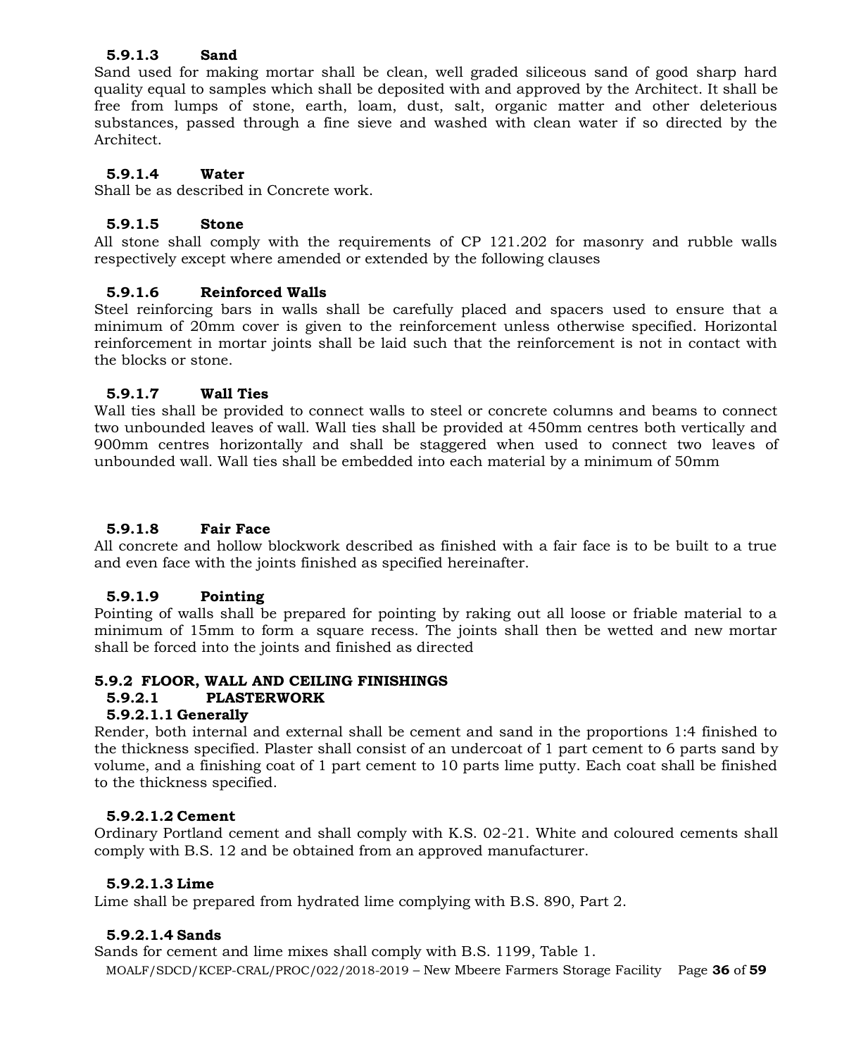#### 5.9.1.3 Sand

Sand used for making mortar shall be clean, well graded siliceous sand of good sharp hard quality equal to samples which shall be deposited with and approved by the Architect. It shall be free from lumps of stone, earth, loam, dust, salt, organic matter and other deleterious substances, passed through a fine sieve and washed with clean water if so directed by the Architect.

#### 5.9.1.4 Water

Shall be as described in Concrete work.

#### 5.9.1.5 Stone

All stone shall comply with the requirements of CP 121.202 for masonry and rubble walls respectively except where amended or extended by the following clauses

#### 5.9.1.6 Reinforced Walls

Steel reinforcing bars in walls shall be carefully placed and spacers used to ensure that a minimum of 20mm cover is given to the reinforcement unless otherwise specified. Horizontal reinforcement in mortar joints shall be laid such that the reinforcement is not in contact with the blocks or stone.

#### 5.9.1.7 Wall Ties

Wall ties shall be provided to connect walls to steel or concrete columns and beams to connect two unbounded leaves of wall. Wall ties shall be provided at 450mm centres both vertically and 900mm centres horizontally and shall be staggered when used to connect two leaves of unbounded wall. Wall ties shall be embedded into each material by a minimum of 50mm

#### 5.9.1.8 Fair Face

All concrete and hollow blockwork described as finished with a fair face is to be built to a true and even face with the joints finished as specified hereinafter.

#### 5.9.1.9 Pointing

Pointing of walls shall be prepared for pointing by raking out all loose or friable material to a minimum of 15mm to form a square recess. The joints shall then be wetted and new mortar shall be forced into the joints and finished as directed

### 5.9.2 FLOOR, WALL AND CEILING FINISHINGS

#### 5.9.2.1 PLASTERWORK

##### 5.9.2.1.1 Generally

Render, both internal and external shall be cement and sand in the proportions 1:4 finished to the thickness specified. Plaster shall consist of an undercoat of 1 part cement to 6 parts sand by volume, and a finishing coat of 1 part cement to 10 parts lime putty. Each coat shall be finished to the thickness specified.

##### 5.9.2.1.2 Cement

Ordinary Portland cement and shall comply with K.S. 02-21. White and coloured cements shall comply with B.S. 12 and be obtained from an approved manufacturer.

##### 5.9.2.1.3 Lime

Lime shall be prepared from hydrated lime complying with B.S. 890, Part 2.

##### 5.9.2.1.4 Sands

Sands for cement and lime mixes shall comply with B.S. 1199, Table 1.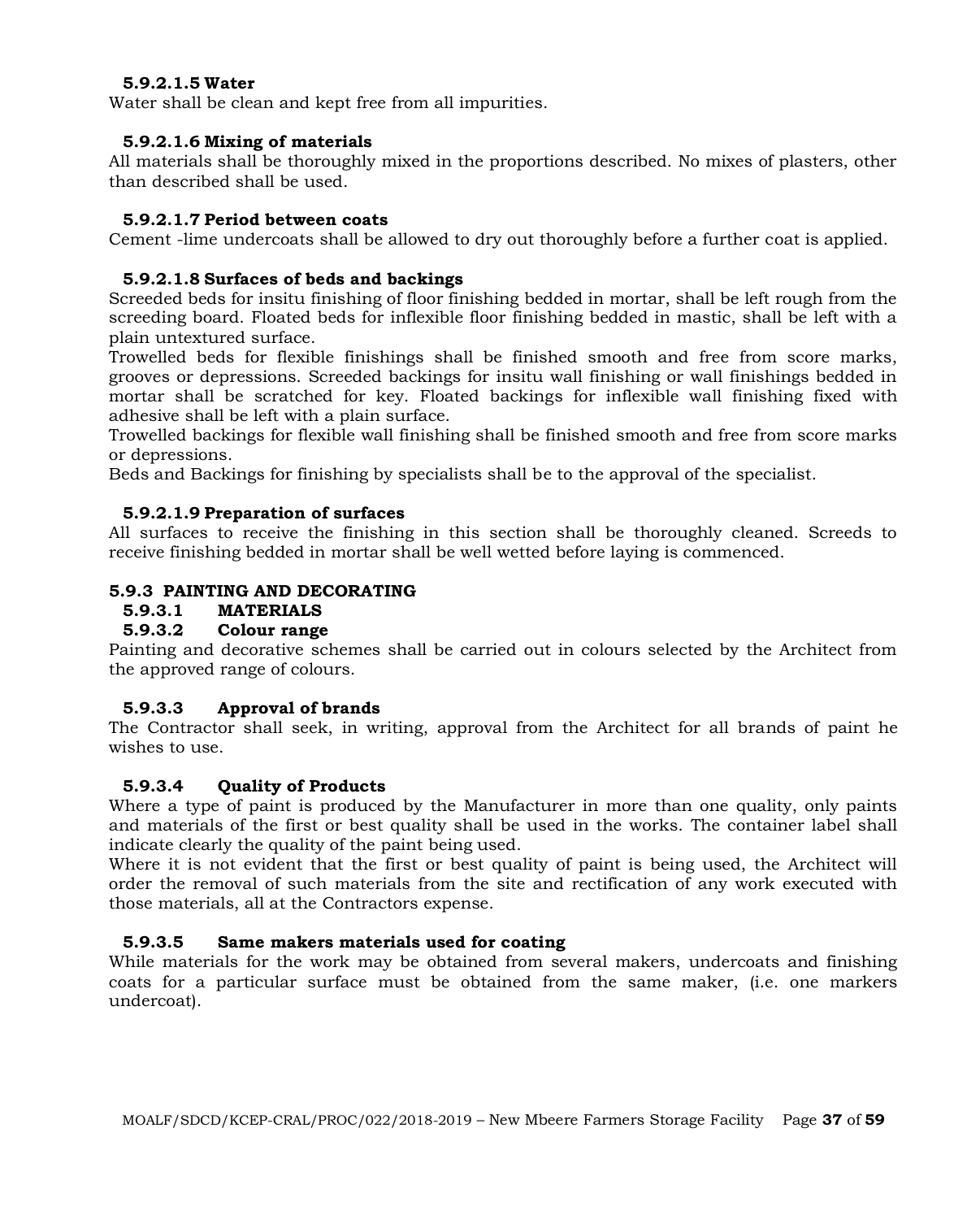#### 5.9.2.1.5 Water

Water shall be clean and kept free from all impurities.

#### 5.9.2.1.6 Mixing of materials

All materials shall be thoroughly mixed in the proportions described. No mixes of plasters, other than described shall be used.

#### 5.9.2.1.7 Period between coats

Cement -lime undercoats shall be allowed to dry out thoroughly before a further coat is applied.

#### 5.9.2.1.8 Surfaces of beds and backings

Screeded beds for insitu finishing of floor finishing bedded in mortar, shall be left rough from the screeding board. Floated beds for inflexible floor finishing bedded in mastic, shall be left with a plain untextured surface.

Trowelled beds for flexible finishings shall be finished smooth and free from score marks, grooves or depressions. Screeded backings for insitu wall finishing or wall finishings bedded in mortar shall be scratched for key. Floated backings for inflexible wall finishing fixed with adhesive shall be left with a plain surface.

Trowelled backings for flexible wall finishing shall be finished smooth and free from score marks or depressions.

Beds and Backings for finishing by specialists shall be to the approval of the specialist.

#### 5.9.2.1.9 Preparation of surfaces

All surfaces to receive the finishing in this section shall be thoroughly cleaned. Screeds to receive finishing bedded in mortar shall be well wetted before laying is commenced.

### 5.9.3 PAINTING AND DECORATING

#### 5.9.3.1 MATERIALS

#### 5.9.3.2 Colour range

Painting and decorative schemes shall be carried out in colours selected by the Architect from the approved range of colours.

#### 5.9.3.3 Approval of brands

The Contractor shall seek, in writing, approval from the Architect for all brands of paint he wishes to use.

#### 5.9.3.4 Quality of Products

Where a type of paint is produced by the Manufacturer in more than one quality, only paints and materials of the first or best quality shall be used in the works. The container label shall indicate clearly the quality of the paint being used.

Where it is not evident that the first or best quality of paint is being used, the Architect will order the removal of such materials from the site and rectification of any work executed with those materials, all at the Contractors expense.

#### 5.9.3.5 Same makers materials used for coating

While materials for the work may be obtained from several makers, undercoats and finishing coats for a particular surface must be obtained from the same maker, (i.e. one markers undercoat).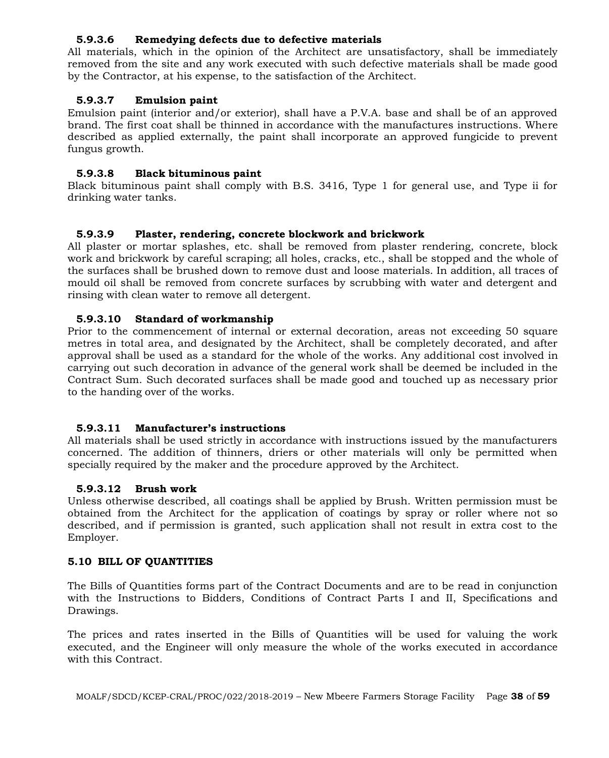#### 5.9.3.6 Remedying defects due to defective materials

All materials, which in the opinion of the Architect are unsatisfactory, shall be immediately removed from the site and any work executed with such defective materials shall be made good by the Contractor, at his expense, to the satisfaction of the Architect.

#### 5.9.3.7 Emulsion paint

Emulsion paint (interior and/or exterior), shall have a P.V.A. base and shall be of an approved brand. The first coat shall be thinned in accordance with the manufactures instructions. Where described as applied externally, the paint shall incorporate an approved fungicide to prevent fungus growth.

#### 5.9.3.8 Black bituminous paint

Black bituminous paint shall comply with B.S. 3416, Type 1 for general use, and Type ii for drinking water tanks.

#### 5.9.3.9 Plaster, rendering, concrete blockwork and brickwork

All plaster or mortar splashes, etc. shall be removed from plaster rendering, concrete, block work and brickwork by careful scraping; all holes, cracks, etc., shall be stopped and the whole of the surfaces shall be brushed down to remove dust and loose materials. In addition, all traces of mould oil shall be removed from concrete surfaces by scrubbing with water and detergent and rinsing with clean water to remove all detergent.

#### 5.9.3.10 Standard of workmanship

Prior to the commencement of internal or external decoration, areas not exceeding 50 square metres in total area, and designated by the Architect, shall be completely decorated, and after approval shall be used as a standard for the whole of the works. Any additional cost involved in carrying out such decoration in advance of the general work shall be deemed be included in the Contract Sum. Such decorated surfaces shall be made good and touched up as necessary prior to the handing over of the works.

#### 5.9.3.11 Manufacturer's instructions

All materials shall be used strictly in accordance with instructions issued by the manufacturers concerned. The addition of thinners, driers or other materials will only be permitted when specially required by the maker and the procedure approved by the Architect.

#### 5.9.3.12 Brush work

Unless otherwise described, all coatings shall be applied by Brush. Written permission must be obtained from the Architect for the application of coatings by spray or roller where not so described, and if permission is granted, such application shall not result in extra cost to the Employer.

### 5.10 BILL OF QUANTITIES

The Bills of Quantities forms part of the Contract Documents and are to be read in conjunction with the Instructions to Bidders, Conditions of Contract Parts I and II, Specifications and Drawings.

The prices and rates inserted in the Bills of Quantities will be used for valuing the work executed, and the Engineer will only measure the whole of the works executed in accordance with this Contract.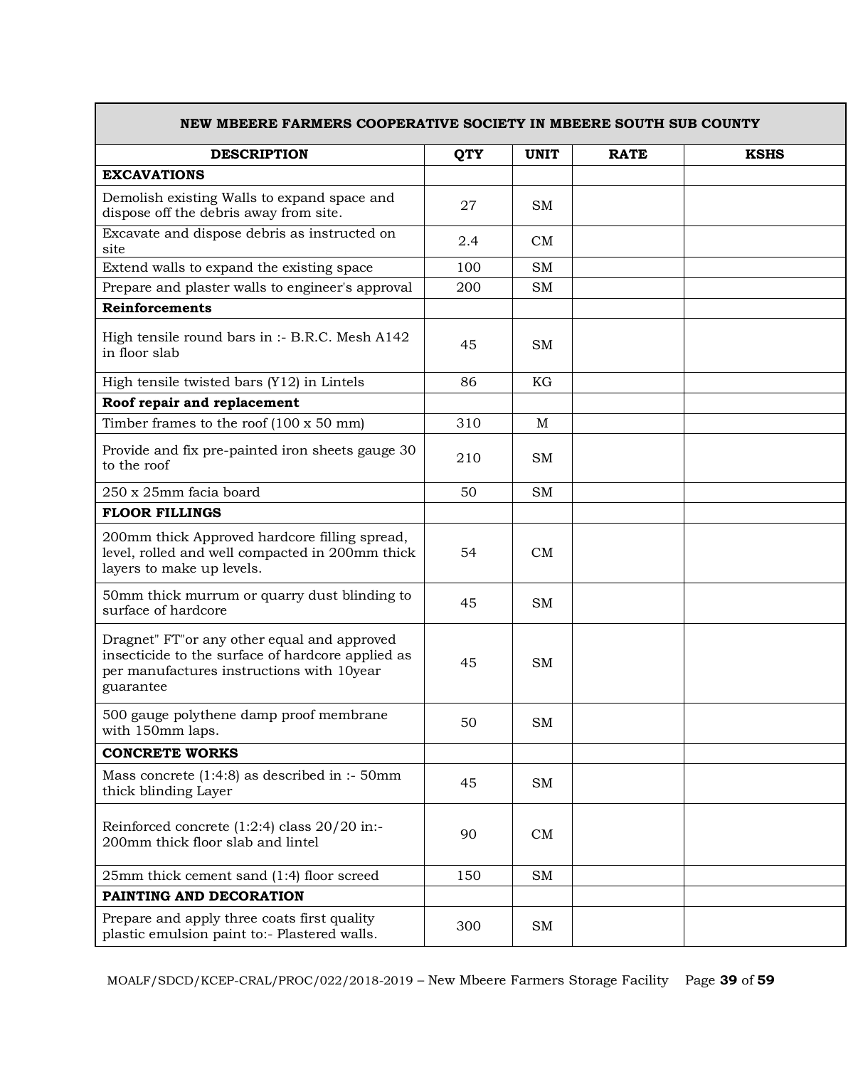| NEW MBEERE FARMERS COOPERATIVE SOCIETY IN MBEERE SOUTH SUB COUNTY | | | | |
|---|---|---|---|---|
| **DESCRIPTION** | **QTY** | **UNIT** | **RATE** | **KSHS** |
| **EXCAVATIONS** | | | | |
| Demolish existing Walls to expand space and dispose off the debris away from site. | 27 | SM | | |
| Excavate and dispose debris as instructed on site | 2.4 | CM | | |
| Extend walls to expand the existing space | 100 | SM | | |
| Prepare and plaster walls to engineer's approval | 200 | SM | | |
| **Reinforcements** | | | | |
| High tensile round bars in :- B.R.C. Mesh A142 in floor slab | 45 | SM | | |
| High tensile twisted bars (Y12) in Lintels | 86 | KG | | |
| **Roof repair and replacement** | | | | |
| Timber frames to the roof (100 x 50 mm) | 310 | M | | |
| Provide and fix pre-painted iron sheets gauge 30 to the roof | 210 | SM | | |
| 250 x 25mm facia board | 50 | SM | | |
| **FLOOR FILLINGS** | | | | |
| 200mm thick Approved hardcore filling spread, level, rolled and well compacted in 200mm thick layers to make up levels. | 54 | CM | | |
| 50mm thick murrum or quarry dust blinding to surface of hardcore | 45 | SM | | |
| Dragnet" FT"or any other equal and approved insecticide to the surface of hardcore applied as per manufactures instructions with 10year guarantee | 45 | SM | | |
| 500 gauge polythene damp proof membrane with 150mm laps. | 50 | SM | | |
| **CONCRETE WORKS** | | | | |
| Mass concrete (1:4:8) as described in :- 50mm thick blinding Layer | 45 | SM | | |
| Reinforced concrete (1:2:4) class 20/20 in:- 200mm thick floor slab and lintel | 90 | CM | | |
| 25mm thick cement sand (1:4) floor screed | 150 | SM | | |
| **PAINTING AND DECORATION** | | | | |
| Prepare and apply three coats first quality plastic emulsion paint to:- Plastered walls. | 300 | SM | | |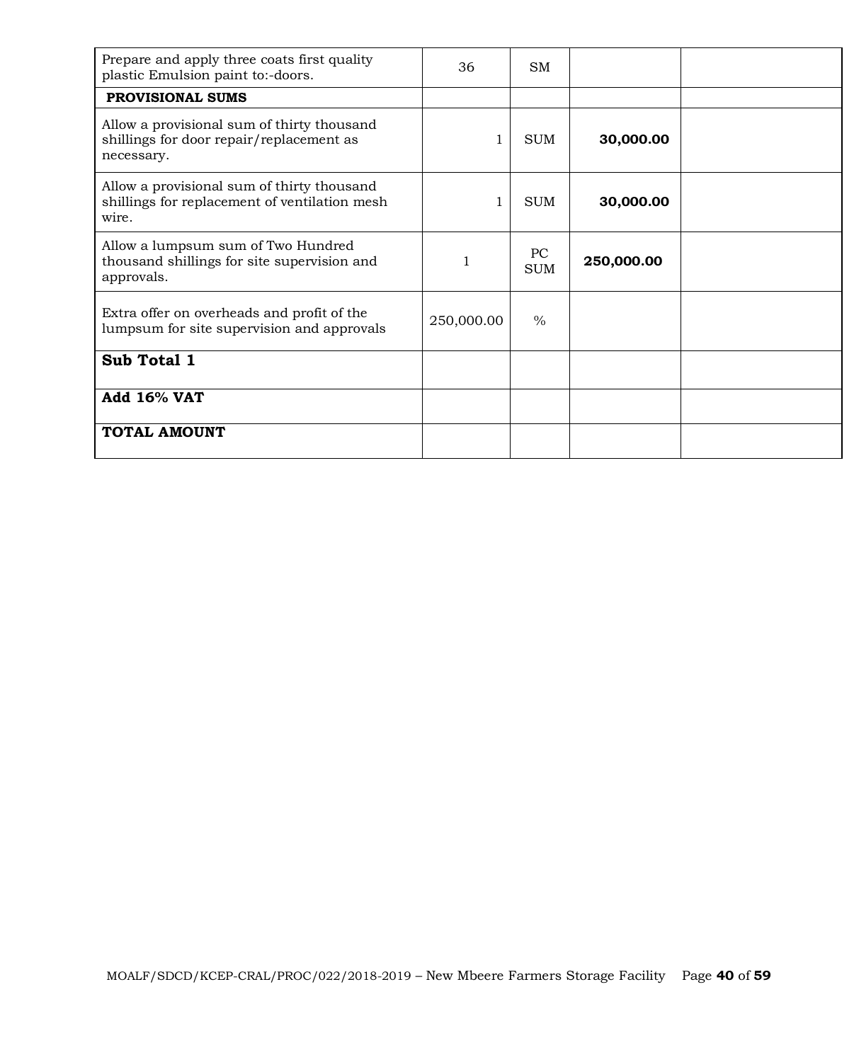| | | | | |
|---|---|---|---|---|
| Prepare and apply three coats first quality plastic Emulsion paint to:-doors. | 36 | SM | | |
| **PROVISIONAL SUMS** | | | | |
| Allow a provisional sum of thirty thousand shillings for door repair/replacement as necessary. | 1 | SUM | **30,000.00** | |
| Allow a provisional sum of thirty thousand shillings for replacement of ventilation mesh wire. | 1 | SUM | **30,000.00** | |
| Allow a lumpsum sum of Two Hundred thousand shillings for site supervision and approvals. | 1 | PC SUM | **250,000.00** | |
| Extra offer on overheads and profit of the lumpsum for site supervision and approvals | 250,000.00 | % | | |
| **Sub Total 1** | | | | |
| **Add 16% VAT** | | | | |
| **TOTAL AMOUNT** | | | | |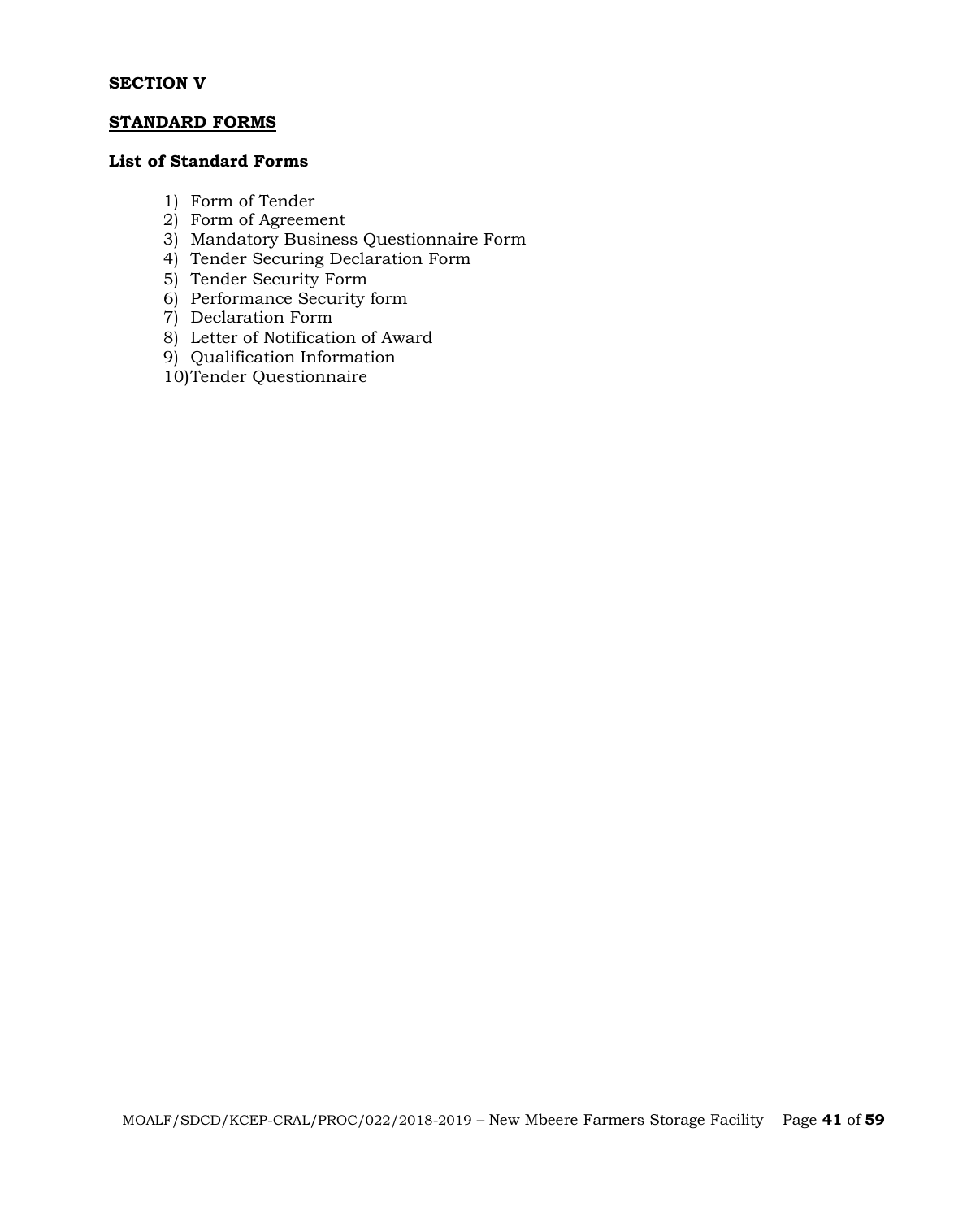**SECTION V**

## STANDARD FORMS

**List of Standard Forms**

1) Form of Tender
2) Form of Agreement
3) Mandatory Business Questionnaire Form
4) Tender Securing Declaration Form
5) Tender Security Form
6) Performance Security form
7) Declaration Form
8) Letter of Notification of Award
9) Qualification Information
10) Tender Questionnaire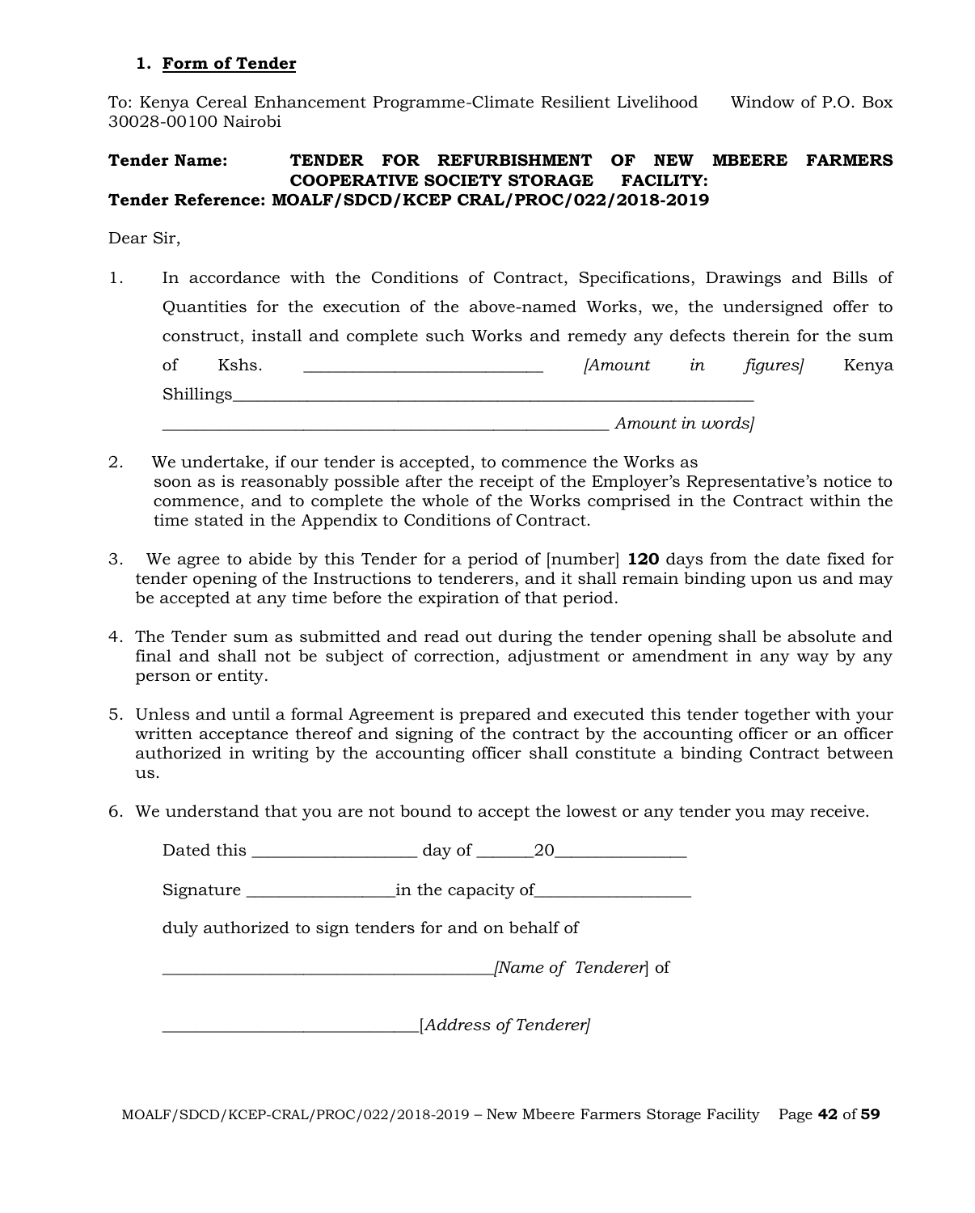### 1. Form of Tender

To: Kenya Cereal Enhancement Programme-Climate Resilient Livelihood Window of P.O. Box 30028-00100 Nairobi

**Tender Name: TENDER FOR REFURBISHMENT OF NEW MBEERE FARMERS COOPERATIVE SOCIETY STORAGE FACILITY:**
**Tender Reference: MOALF/SDCD/KCEP CRAL/PROC/022/2018-2019**

Dear Sir,

1. In accordance with the Conditions of Contract, Specifications, Drawings and Bills of Quantities for the execution of the above-named Works, we, the undersigned offer to construct, install and complete such Works and remedy any defects therein for the sum of Kshs. ___________________________ *[Amount in figures]* Kenya Shillings_____________________________________________________________ __________________________________________________ *Amount in words]*

2. We undertake, if our tender is accepted, to commence the Works as soon as is reasonably possible after the receipt of the Employer's Representative's notice to commence, and to complete the whole of the Works comprised in the Contract within the time stated in the Appendix to Conditions of Contract.

3. We agree to abide by this Tender for a period of [number] **120** days from the date fixed for tender opening of the Instructions to tenderers, and it shall remain binding upon us and may be accepted at any time before the expiration of that period.

4. The Tender sum as submitted and read out during the tender opening shall be absolute and final and shall not be subject of correction, adjustment or amendment in any way by any person or entity.

5. Unless and until a formal Agreement is prepared and executed this tender together with your written acceptance thereof and signing of the contract by the accounting officer or an officer authorized in writing by the accounting officer shall constitute a binding Contract between us.

6. We understand that you are not bound to accept the lowest or any tender you may receive.

Dated this __________________ day of ______20______________

Signature ________________in the capacity of_________________

duly authorized to sign tenders for and on behalf of

_____________________________________*[Name of Tenderer*] of

____________________________[*Address of Tenderer]*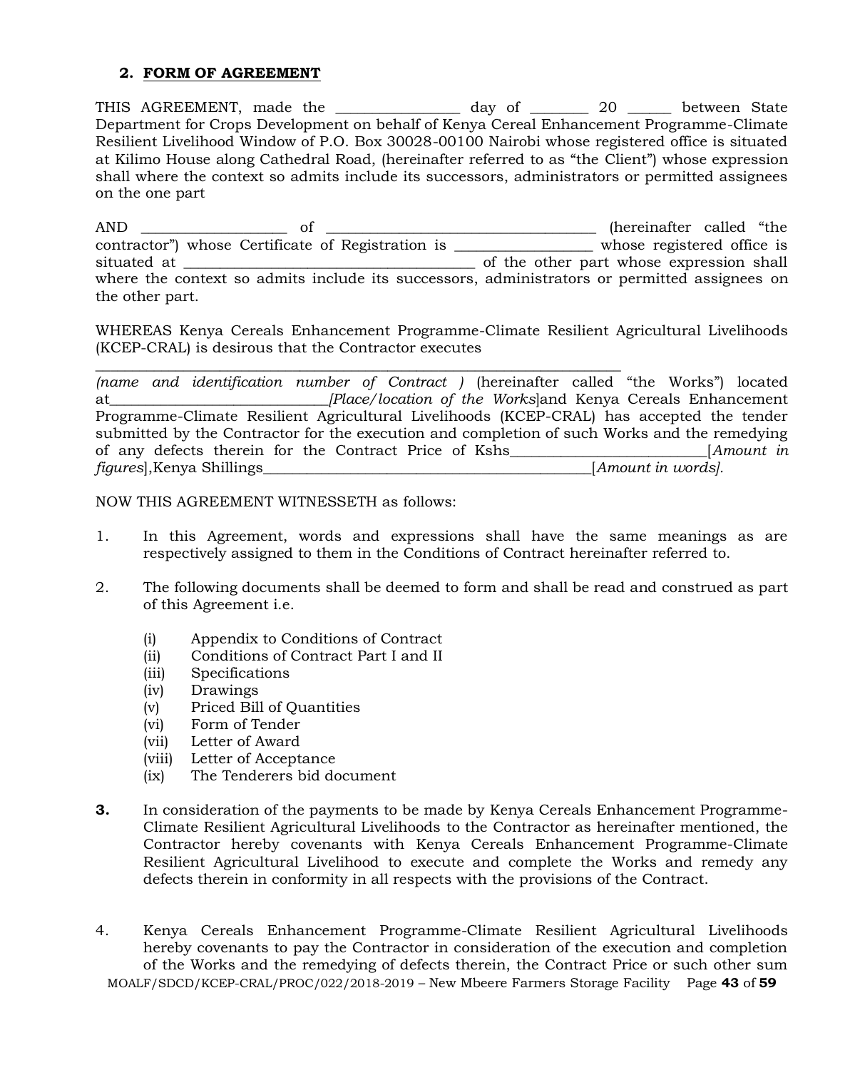## 2. FORM OF AGREEMENT

THIS AGREEMENT, made the ________________ day of _______ 20 _____ between State Department for Crops Development on behalf of Kenya Cereal Enhancement Programme-Climate Resilient Livelihood Window of P.O. Box 30028-00100 Nairobi whose registered office is situated at Kilimo House along Cathedral Road, (hereinafter referred to as "the Client") whose expression shall where the context so admits include its successors, administrators or permitted assignees on the one part

AND ___________________ of ___________________________________ (hereinafter called "the contractor") whose Certificate of Registration is __________________ whose registered office is situated at _____________________________________ of the other part whose expression shall where the context so admits include its successors, administrators or permitted assignees on the other part.

WHEREAS Kenya Cereals Enhancement Programme-Climate Resilient Agricultural Livelihoods (KCEP-CRAL) is desirous that the Contractor executes

_______________________________________________________________________

*(name and identification number of Contract )* (hereinafter called "the Works") located at___________________________*[Place/location of the Works*]and Kenya Cereals Enhancement Programme-Climate Resilient Agricultural Livelihoods (KCEP-CRAL) has accepted the tender submitted by the Contractor for the execution and completion of such Works and the remedying of any defects therein for the Contract Price of Kshs_________________________[*Amount in figures*],Kenya Shillings____________________________________________[*Amount in words]*.

NOW THIS AGREEMENT WITNESSETH as follows:

1. In this Agreement, words and expressions shall have the same meanings as are respectively assigned to them in the Conditions of Contract hereinafter referred to.

2. The following documents shall be deemed to form and shall be read and construed as part of this Agreement i.e.

   (i) Appendix to Conditions of Contract
   (ii) Conditions of Contract Part I and II
   (iii) Specifications
   (iv) Drawings
   (v) Priced Bill of Quantities
   (vi) Form of Tender
   (vii) Letter of Award
   (viii) Letter of Acceptance
   (ix) The Tenderers bid document

**3.** In consideration of the payments to be made by Kenya Cereals Enhancement Programme-Climate Resilient Agricultural Livelihoods to the Contractor as hereinafter mentioned, the Contractor hereby covenants with Kenya Cereals Enhancement Programme-Climate Resilient Agricultural Livelihood to execute and complete the Works and remedy any defects therein in conformity in all respects with the provisions of the Contract.

4. Kenya Cereals Enhancement Programme-Climate Resilient Agricultural Livelihoods hereby covenants to pay the Contractor in consideration of the execution and completion of the Works and the remedying of defects therein, the Contract Price or such other sum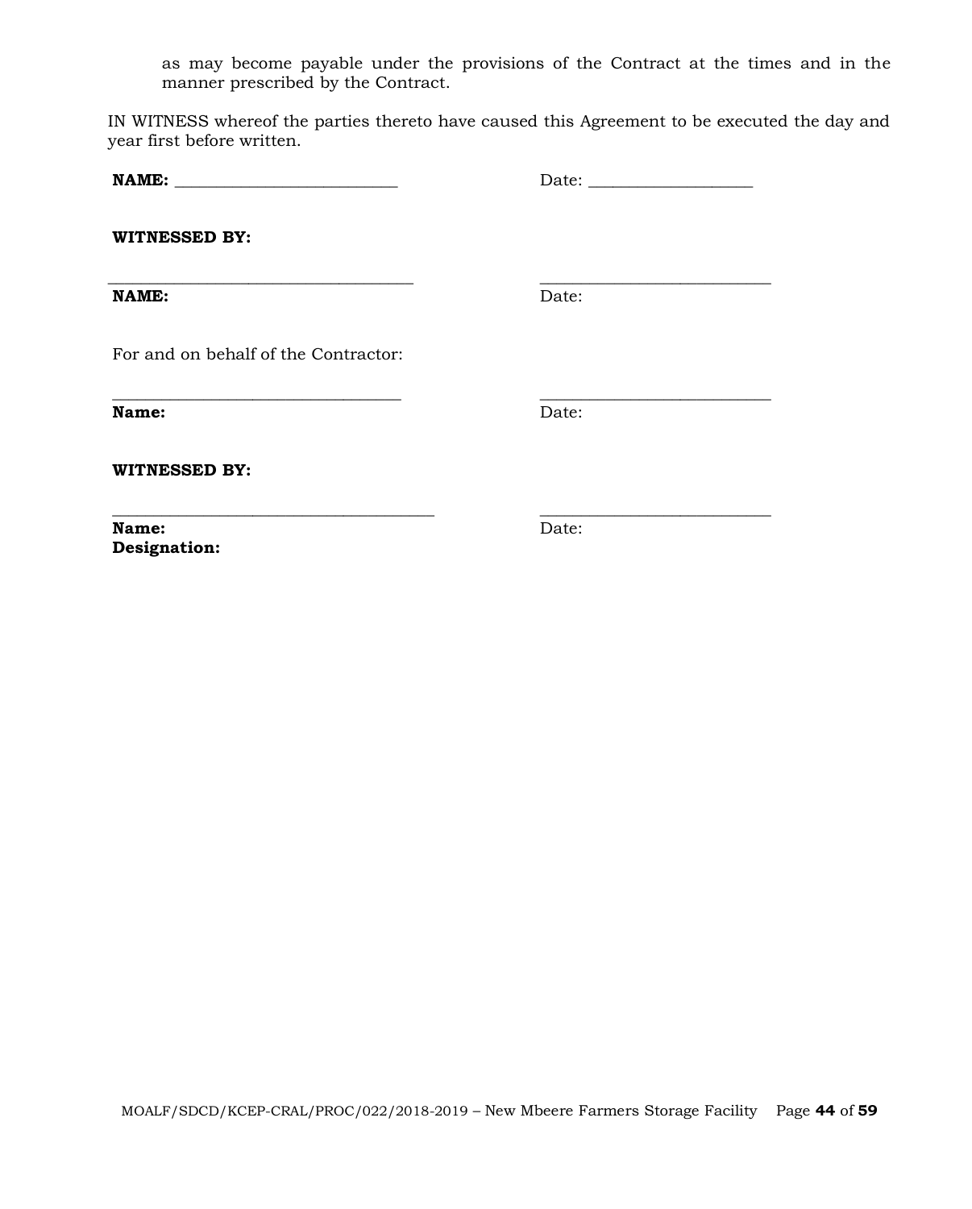as may become payable under the provisions of the Contract at the times and in the manner prescribed by the Contract.

IN WITNESS whereof the parties thereto have caused this Agreement to be executed the day and year first before written.

**NAME:** ___________________________ Date: ____________________

**WITNESSED BY:**

_____________________________________ ____________________________

**NAME:** Date:

For and on behalf of the Contractor:

___________________________________ ____________________________

**Name:** Date:

**WITNESSED BY:**

_______________________________________ ____________________________

**Name:** Date:
**Designation:**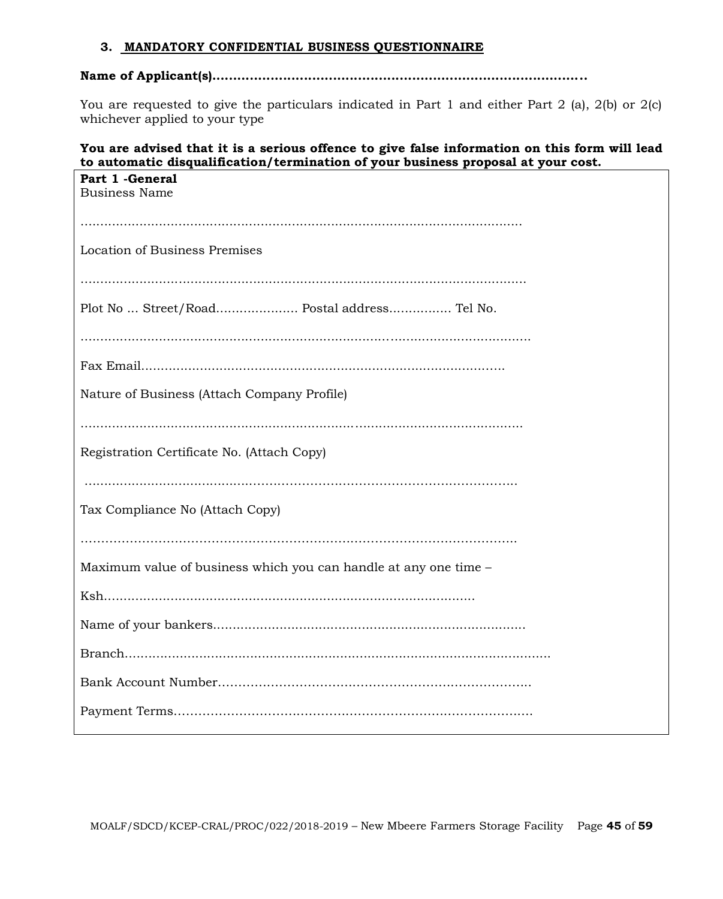### 3. MANDATORY CONFIDENTIAL BUSINESS QUESTIONNAIRE

**Name of Applicant(s)……………………………………………………………………………….**

You are requested to give the particulars indicated in Part 1 and either Part 2 (a), 2(b) or 2(c) whichever applied to your type

**You are advised that it is a serious offence to give false information on this form will lead to automatic disqualification/termination of your business proposal at your cost.**

**Part 1 -General**

Business Name

…………………………………………………………………………………………………

Location of Business Premises

…………………………………………………………………………………………………

Plot No … Street/Road………………… Postal address……………. Tel No.

…………………………………………………………………………………………………

Fax Email…………………………………………………………………………………

Nature of Business (Attach Company Profile)

…………………………………………………………………………………………………

Registration Certificate No. (Attach Copy)

…………………………………………………………………………………………………

Tax Compliance No (Attach Copy)

…………………………………………………………………………………………………

Maximum value of business which you can handle at any one time –

Ksh…………………………………………………………………………………

Name of your bankers……………………………………………………………………

Branch……………………………………………………………………………………………

Bank Account Number……………………………………………………………………

Payment Terms……………………………………………………………………………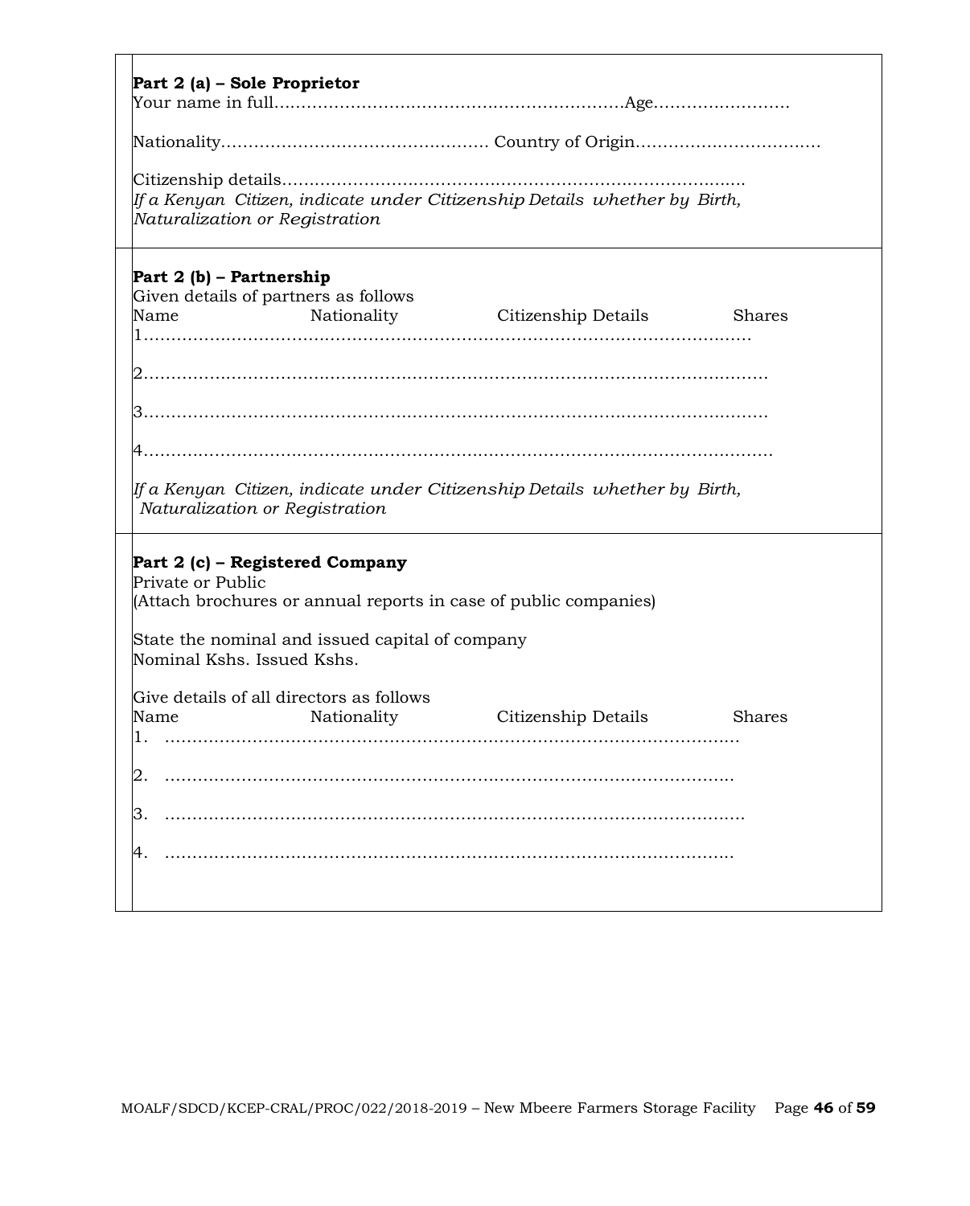**Part 2 (a) – Sole Proprietor**

Your name in full……………………………………………………….Age……………………

Nationality………………………………………… Country of Origin……………………………

Citizenship details………………………………………………………………………….

*If a Kenyan Citizen, indicate under Citizenship Details whether by Birth, Naturalization or Registration*

**Part 2 (b) – Partnership**

Given details of partners as follows

| Name | Nationality | Citizenship Details | Shares |
|---|---|---|---|
| 1……………………………………………………………………………………………… | | | |
| 2……………………………………………………………………………………………… | | | |
| 3……………………………………………………………………………………………… | | | |
| 4……………………………………………………………………………………………… | | | |

*If a Kenyan Citizen, indicate under Citizenship Details whether by Birth, Naturalization or Registration*

**Part 2 (c) – Registered Company**

Private or Public

(Attach brochures or annual reports in case of public companies)

State the nominal and issued capital of company

Nominal Kshs. Issued Kshs.

Give details of all directors as follows

| Name | Nationality | Citizenship Details | Shares |
|---|---|---|---|
| 1. ………………………………………………………………………………………… | | | |
| 2. ………………………………………………………………………………………… | | | |
| 3. ………………………………………………………………………………………… | | | |
| 4. ………………………………………………………………………………………… | | | |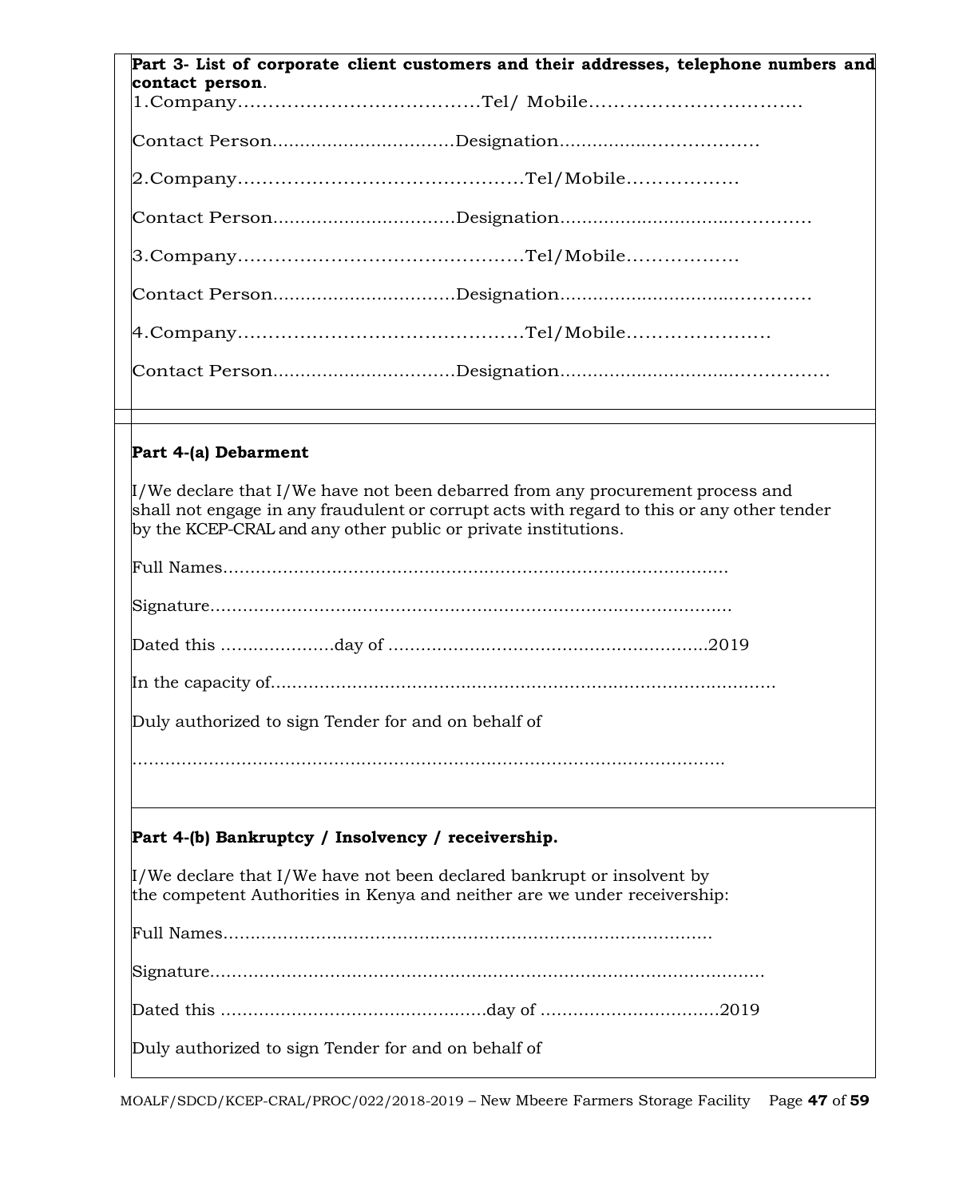**Part 3- List of corporate client customers and their addresses, telephone numbers and contact person**.

1.Company…………………………………Tel/ Mobile…………………………….

Contact Person................................Designation.................………………

2.Company………………………………………Tel/Mobile………………

Contact Person................................Designation............................……………

3.Company………………………………………Tel/Mobile………………

Contact Person................................Designation............................……………

4.Company………………………………………Tel/Mobile……………………

Contact Person................................Designation..............................……………

**Part 4-(a) Debarment**

I/We declare that I/We have not been debarred from any procurement process and shall not engage in any fraudulent or corrupt acts with regard to this or any other tender by the KCEP-CRAL and any other public or private institutions.

Full Names………………………………………………………………………….

Signature……………………………………………………………………………

Dated this …………………day of …………………………………………………2019

In the capacity of…………………………………………………………………………

Duly authorized to sign Tender for and on behalf of

………………………………………………………………………………………….

**Part 4-(b) Bankruptcy / Insolvency / receivership.**

I/We declare that I/We have not been declared bankrupt or insolvent by the competent Authorities in Kenya and neither are we under receivership:

Full Names……………………………………………………………………….

Signature……………………………………………………………………………

Dated this …………………………………………day of ……………………………2019

Duly authorized to sign Tender for and on behalf of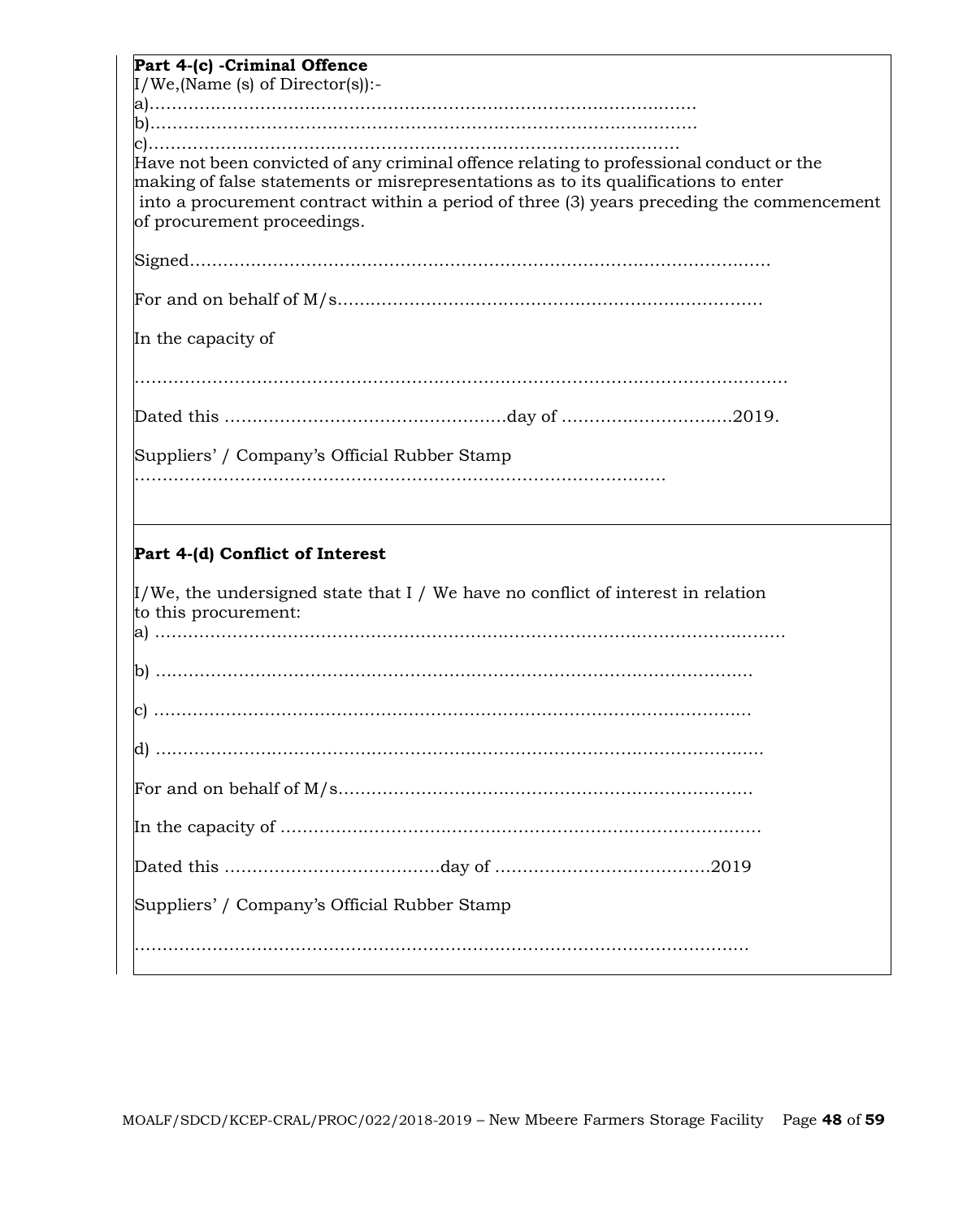**Part 4-(c) -Criminal Offence**

I/We,(Name (s) of Director(s)):-

a)…………………………………………………………………………………

b)…………………………………………………………………………………

c)………………………………………………………………………………

Have not been convicted of any criminal offence relating to professional conduct or the making of false statements or misrepresentations as to its qualifications to enter into a procurement contract within a period of three (3) years preceding the commencement of procurement proceedings.

Signed………………………………………………………………………………………

For and on behalf of M/s…………………………………………………………………

In the capacity of

……………………………………………………………………………………………………

Dated this ……………………………………………day of …………………………2019.

Suppliers' / Company's Official Rubber Stamp

………………………………………………………………………………………

**Part 4-(d) Conflict of Interest**

I/We, the undersigned state that I / We have no conflict of interest in relation to this procurement:

a) ……………………………………………………………………………………………

b) …………………………………………………………………………………………

c) …………………………………………………………………………………………

d) …………………………………………………………………………………………

For and on behalf of M/s…………………………………………………………………

In the capacity of ……………………………………………………………………………

Dated this …………………………………day of …………………………………2019

Suppliers' / Company's Official Rubber Stamp

…………………………………………………………………………………………………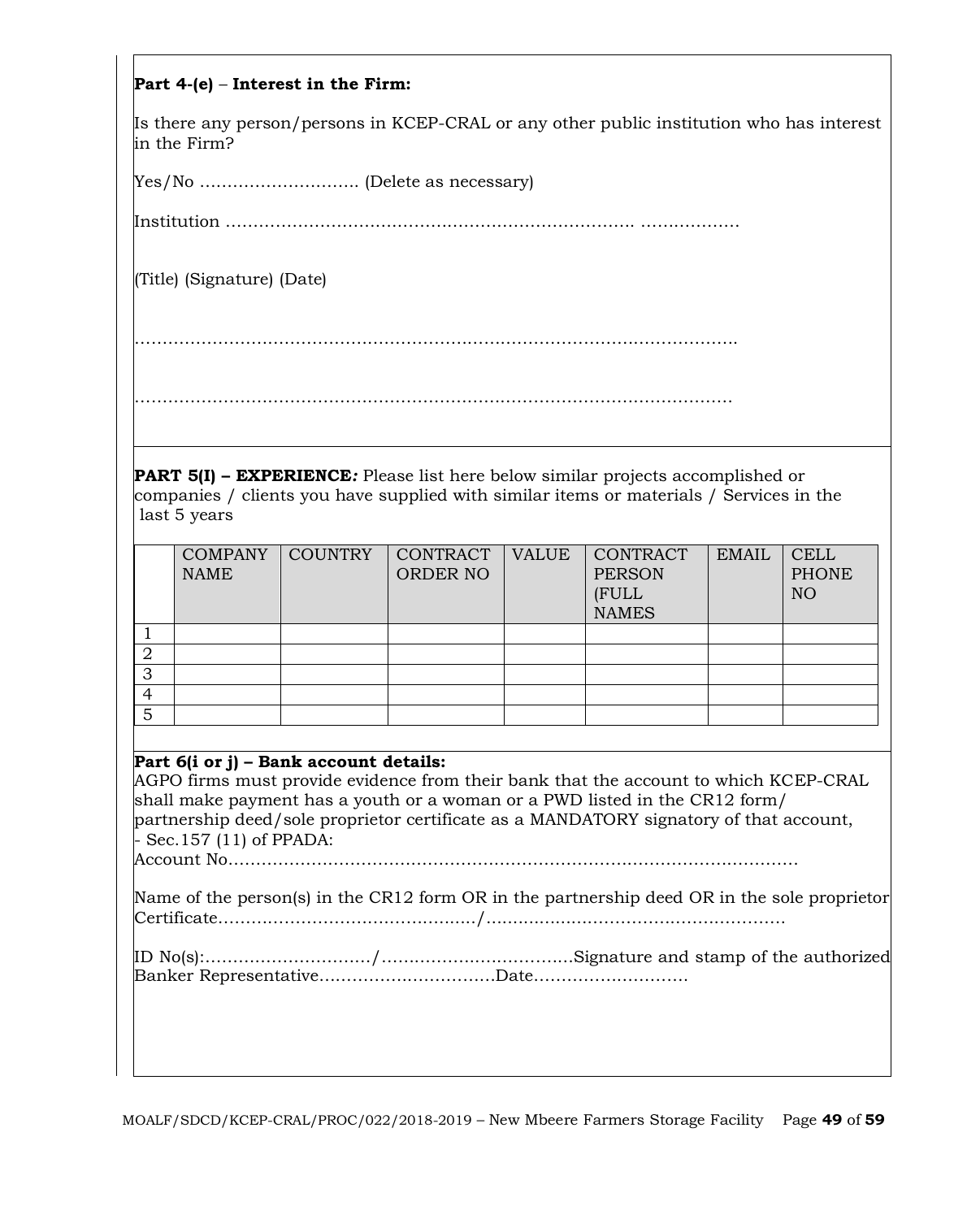**Part 4-(e)** – **Interest in the Firm:**

Is there any person/persons in KCEP-CRAL or any other public institution who has interest in the Firm?

Yes/No ………………………. (Delete as necessary)

Institution ………………………………………………………………. ………………

(Title) (Signature) (Date)

…………………………………………………………………………………………….

……………………………………………………………………………………………

**PART 5(I) – EXPERIENCE*:*** Please list here below similar projects accomplished or companies / clients you have supplied with similar items or materials / Services in the last 5 years

| | COMPANY NAME | COUNTRY | CONTRACT ORDER NO | VALUE | CONTRACT PERSON (FULL NAMES | EMAIL | CELL PHONE NO |
|---|---|---|---|---|---|---|---|
| 1 | | | | | | | |
| 2 | | | | | | | |
| 3 | | | | | | | |
| 4 | | | | | | | |
| 5 | | | | | | | |

**Part 6(i or j) – Bank account details:**
AGPO firms must provide evidence from their bank that the account to which KCEP-CRAL shall make payment has a youth or a woman or a PWD listed in the CR12 form/ partnership deed/sole proprietor certificate as a MANDATORY signatory of that account, - Sec.157 (11) of PPADA:
Account No……………………………………………………………………………………

Name of the person(s) in the CR12 form OR in the partnership deed OR in the sole proprietor Certificate………………………………………/………………………………………………

ID No(s):…………………………/……………………………Signature and stamp of the authorized Banker Representative…………………………Date……………………….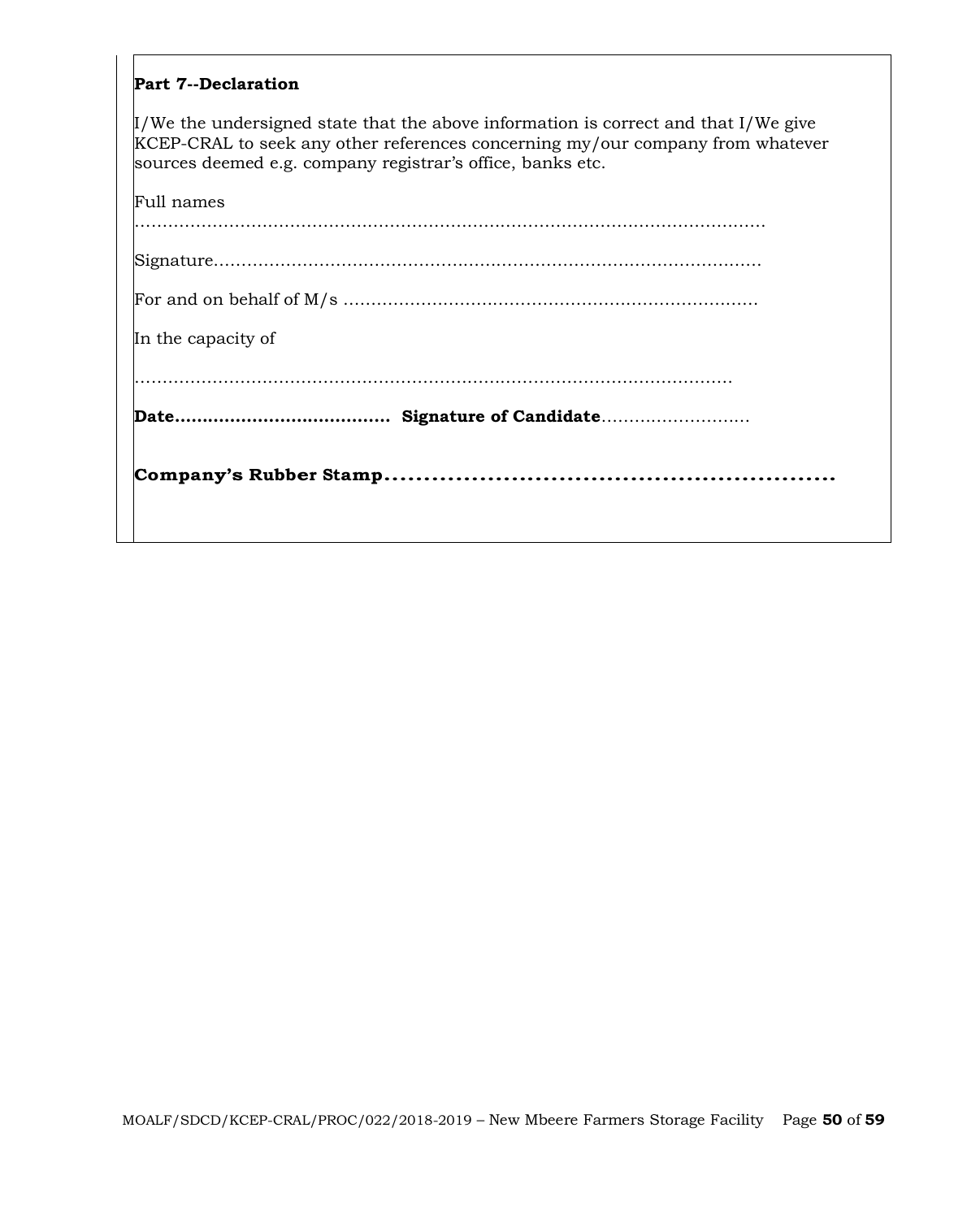**Part 7--Declaration**

I/We the undersigned state that the above information is correct and that I/We give KCEP-CRAL to seek any other references concerning my/our company from whatever sources deemed e.g. company registrar's office, banks etc.

Full names

……………………………………………………………………………………………………

Signature…………………………………………………………………………………….

For and on behalf of M/s …………………………………………………………………

In the capacity of

…………………………………………………………………………………………………

**Date…………………………………** **Signature of Candidate**………………………

**Company's Rubber Stamp……………………………………………………**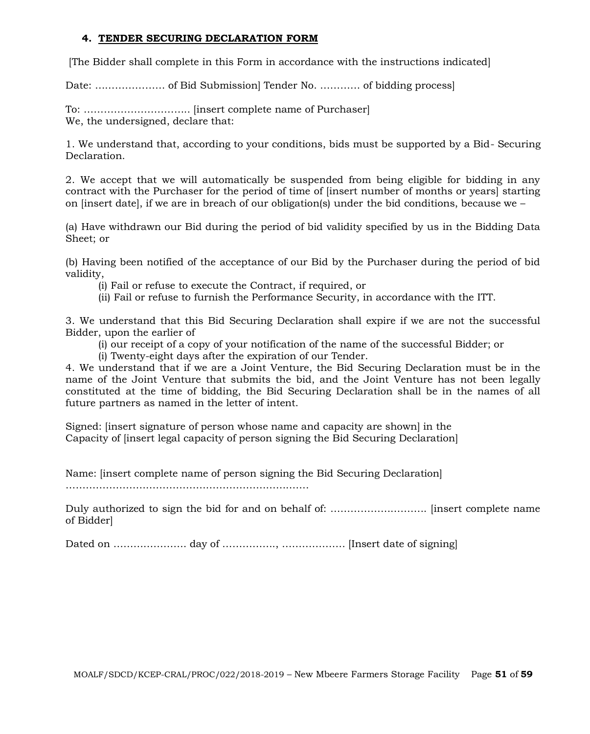## 4. TENDER SECURING DECLARATION FORM

[The Bidder shall complete in this Form in accordance with the instructions indicated]

Date: ………………… of Bid Submission] Tender No. ………… of bidding process]

To: ………………………….. [insert complete name of Purchaser]
We, the undersigned, declare that:

1. We understand that, according to your conditions, bids must be supported by a Bid- Securing Declaration.

2. We accept that we will automatically be suspended from being eligible for bidding in any contract with the Purchaser for the period of time of [insert number of months or years] starting on [insert date], if we are in breach of our obligation(s) under the bid conditions, because we –

(a) Have withdrawn our Bid during the period of bid validity specified by us in the Bidding Data Sheet; or

(b) Having been notified of the acceptance of our Bid by the Purchaser during the period of bid validity,
 (i) Fail or refuse to execute the Contract, if required, or
 (ii) Fail or refuse to furnish the Performance Security, in accordance with the ITT.

3. We understand that this Bid Securing Declaration shall expire if we are not the successful Bidder, upon the earlier of
 (i) our receipt of a copy of your notification of the name of the successful Bidder; or
 (i) Twenty-eight days after the expiration of our Tender.

4. We understand that if we are a Joint Venture, the Bid Securing Declaration must be in the name of the Joint Venture that submits the bid, and the Joint Venture has not been legally constituted at the time of bidding, the Bid Securing Declaration shall be in the names of all future partners as named in the letter of intent.

Signed: [insert signature of person whose name and capacity are shown] in the Capacity of [insert legal capacity of person signing the Bid Securing Declaration]

Name: [insert complete name of person signing the Bid Securing Declaration]
………………………………………………………………

Duly authorized to sign the bid for and on behalf of: ………………………. [insert complete name of Bidder]

Dated on …………………. day of ……………., ………………. [Insert date of signing]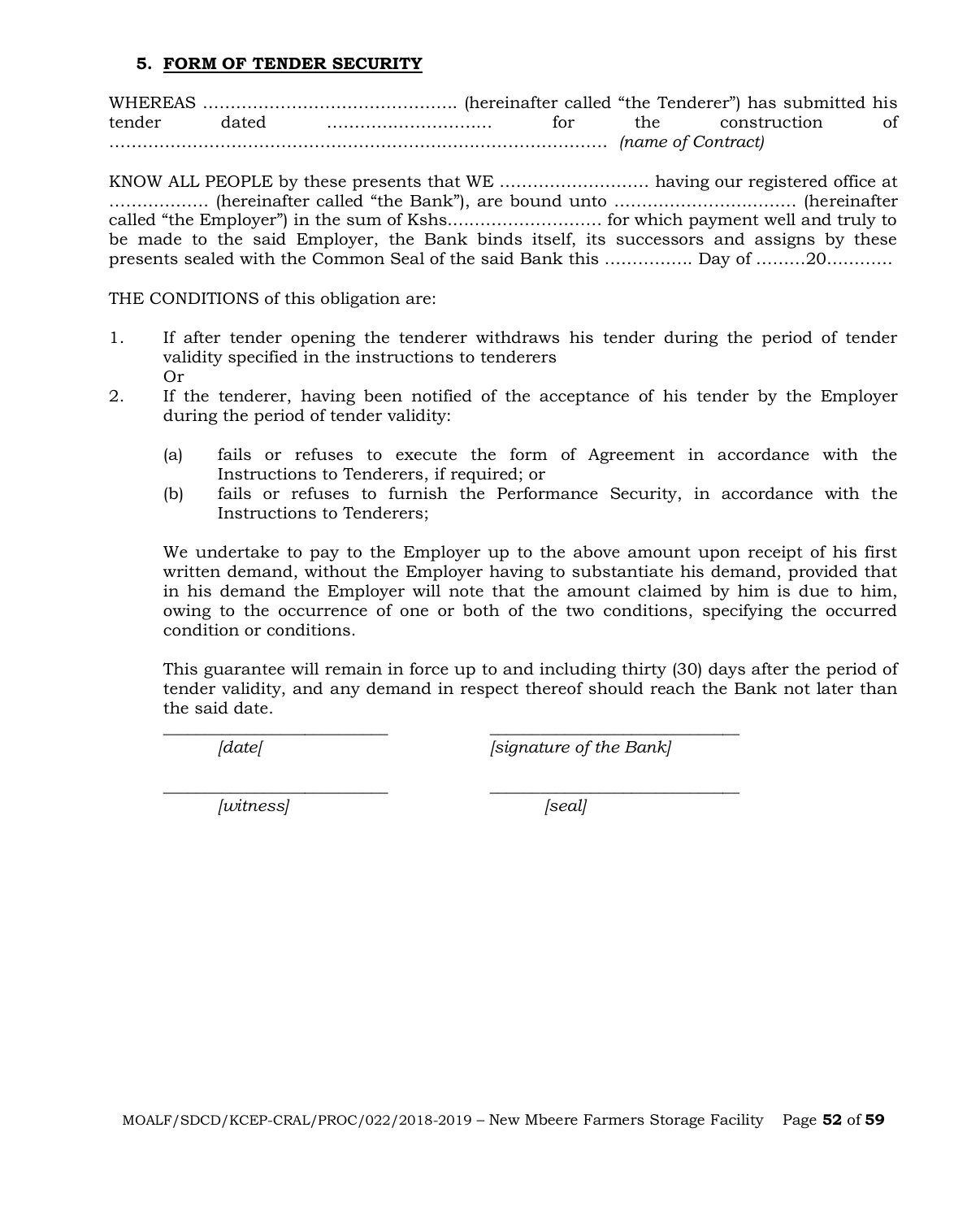### 5. FORM OF TENDER SECURITY

WHEREAS ……………………………………….. (hereinafter called "the Tenderer") has submitted his tender dated ………………………… for the construction of ……………………………………………………………………………… *(name of Contract)*

KNOW ALL PEOPLE by these presents that WE ……………………… having our registered office at …………….. (hereinafter called "the Bank"), are bound unto …………………………… (hereinafter called "the Employer") in the sum of Kshs.……………………… for which payment well and truly to be made to the said Employer, the Bank binds itself, its successors and assigns by these presents sealed with the Common Seal of the said Bank this ……………. Day of ………20…………

THE CONDITIONS of this obligation are:

1. If after tender opening the tenderer withdraws his tender during the period of tender validity specified in the instructions to tenderers
   Or
2. If the tenderer, having been notified of the acceptance of his tender by the Employer during the period of tender validity:

   (a) fails or refuses to execute the form of Agreement in accordance with the Instructions to Tenderers, if required; or

   (b) fails or refuses to furnish the Performance Security, in accordance with the Instructions to Tenderers;

   We undertake to pay to the Employer up to the above amount upon receipt of his first written demand, without the Employer having to substantiate his demand, provided that in his demand the Employer will note that the amount claimed by him is due to him, owing to the occurrence of one or both of the two conditions, specifying the occurred condition or conditions.

   This guarantee will remain in force up to and including thirty (30) days after the period of tender validity, and any demand in respect thereof should reach the Bank not later than the said date.

___________________________ ______________________________
*[date[* *[signature of the Bank]*

___________________________ ______________________________
*[witness]* *[seal]*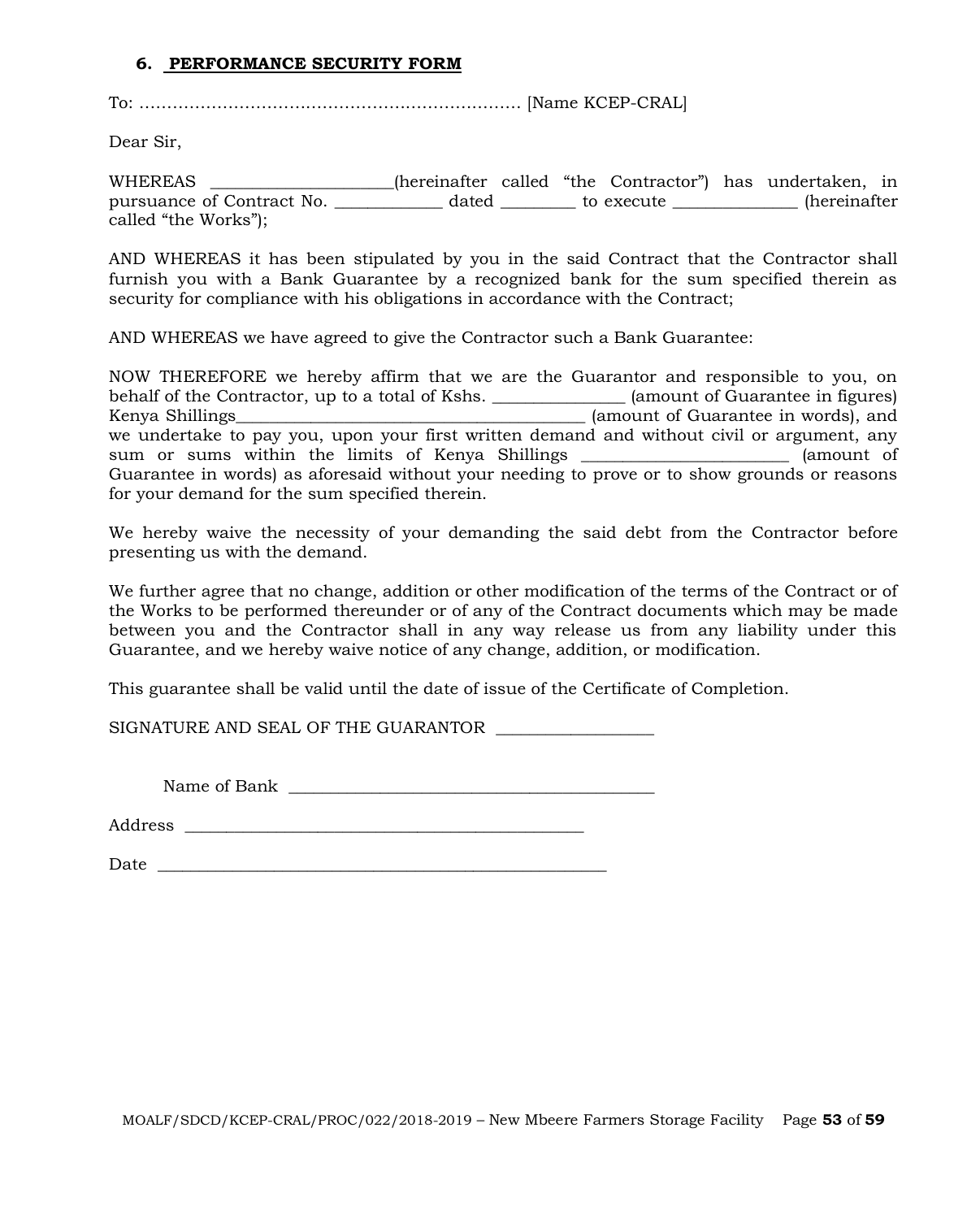### 6. **PERFORMANCE SECURITY FORM**

To: ……………………………………………………………. [Name KCEP-CRAL]

Dear Sir,

WHEREAS ____________________(hereinafter called "the Contractor") has undertaken, in pursuance of Contract No. ____________ dated ________ to execute ______________ (hereinafter called "the Works");

AND WHEREAS it has been stipulated by you in the said Contract that the Contractor shall furnish you with a Bank Guarantee by a recognized bank for the sum specified therein as security for compliance with his obligations in accordance with the Contract;

AND WHEREAS we have agreed to give the Contractor such a Bank Guarantee:

NOW THEREFORE we hereby affirm that we are the Guarantor and responsible to you, on behalf of the Contractor, up to a total of Kshs. ______________ (amount of Guarantee in figures) Kenya Shillings_______________________________________ (amount of Guarantee in words), and we undertake to pay you, upon your first written demand and without civil or argument, any sum or sums within the limits of Kenya Shillings _______________________ (amount of Guarantee in words) as aforesaid without your needing to prove or to show grounds or reasons for your demand for the sum specified therein.

We hereby waive the necessity of your demanding the said debt from the Contractor before presenting us with the demand.

We further agree that no change, addition or other modification of the terms of the Contract or of the Works to be performed thereunder or of any of the Contract documents which may be made between you and the Contractor shall in any way release us from any liability under this Guarantee, and we hereby waive notice of any change, addition, or modification.

This guarantee shall be valid until the date of issue of the Certificate of Completion.

SIGNATURE AND SEAL OF THE GUARANTOR _________________

Name of Bank _________________________________________

Address ______________________________________________

Date ___________________________________________________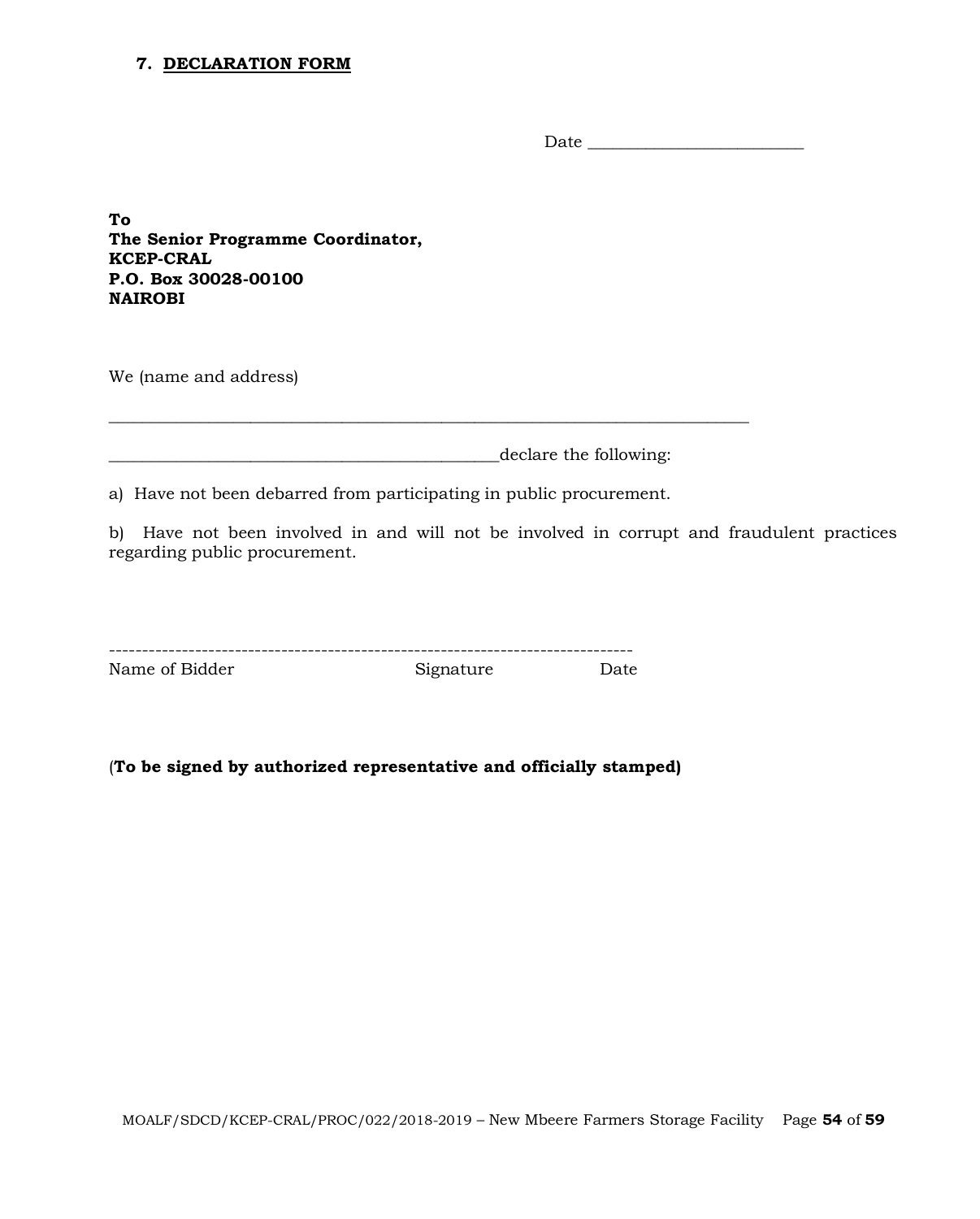### 7. <u>DECLARATION FORM</u>

Date ___________________________

**To**
**The Senior Programme Coordinator,**
**KCEP-CRAL**
**P.O. Box 30028-00100**
**NAIROBI**

We (name and address)

________________________________________________________________________________

________________________________________________declare the following:

a) Have not been debarred from participating in public procurement.

b) Have not been involved in and will not be involved in corrupt and fraudulent practices regarding public procurement.

--------------------------------------------------------------------------------

Name of Bidder                    Signature                    Date

(**To be signed by authorized representative and officially stamped)**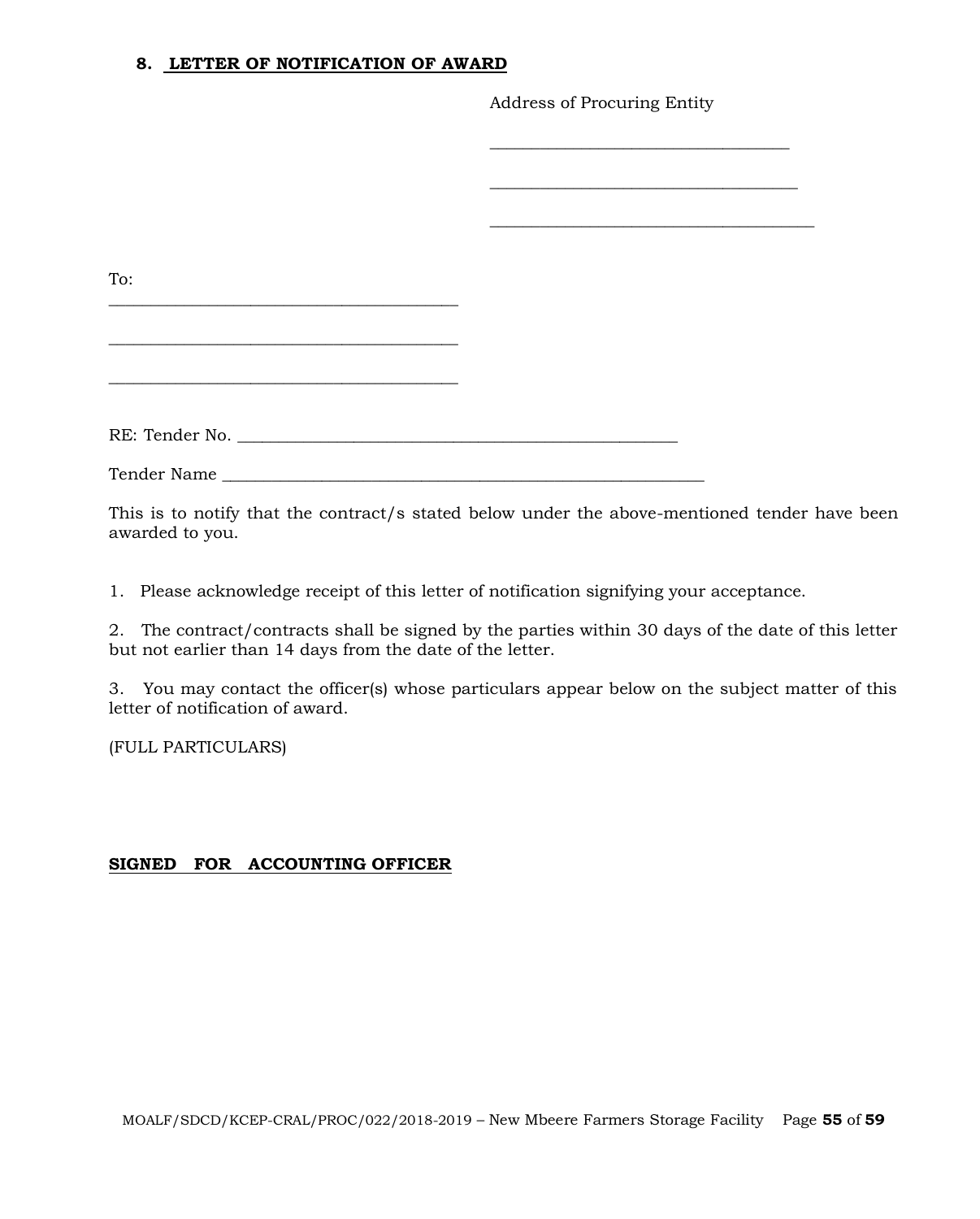## 8. LETTER OF NOTIFICATION OF AWARD

Address of Procuring Entity

\_\_\_\_\_\_\_\_\_\_\_\_\_\_\_\_\_\_\_\_\_\_\_\_\_\_\_\_\_\_\_\_\_\_\_\_

\_\_\_\_\_\_\_\_\_\_\_\_\_\_\_\_\_\_\_\_\_\_\_\_\_\_\_\_\_\_\_\_\_\_\_\_

\_\_\_\_\_\_\_\_\_\_\_\_\_\_\_\_\_\_\_\_\_\_\_\_\_\_\_\_\_\_\_\_\_\_\_\_

To:
\_\_\_\_\_\_\_\_\_\_\_\_\_\_\_\_\_\_\_\_\_\_\_\_\_\_\_\_\_\_\_\_\_\_\_\_

\_\_\_\_\_\_\_\_\_\_\_\_\_\_\_\_\_\_\_\_\_\_\_\_\_\_\_\_\_\_\_\_\_\_\_\_

\_\_\_\_\_\_\_\_\_\_\_\_\_\_\_\_\_\_\_\_\_\_\_\_\_\_\_\_\_\_\_\_\_\_\_\_

RE: Tender No. \_\_\_\_\_\_\_\_\_\_\_\_\_\_\_\_\_\_\_\_\_\_\_\_\_\_\_\_\_\_\_\_\_\_\_\_\_\_\_\_\_\_\_\_\_\_\_\_

Tender Name \_\_\_\_\_\_\_\_\_\_\_\_\_\_\_\_\_\_\_\_\_\_\_\_\_\_\_\_\_\_\_\_\_\_\_\_\_\_\_\_\_\_\_\_\_\_\_\_\_\_\_\_

This is to notify that the contract/s stated below under the above-mentioned tender have been awarded to you.

1. Please acknowledge receipt of this letter of notification signifying your acceptance.

2. The contract/contracts shall be signed by the parties within 30 days of the date of this letter but not earlier than 14 days from the date of the letter.

3. You may contact the officer(s) whose particulars appear below on the subject matter of this letter of notification of award.

(FULL PARTICULARS)

**SIGNED FOR ACCOUNTING OFFICER**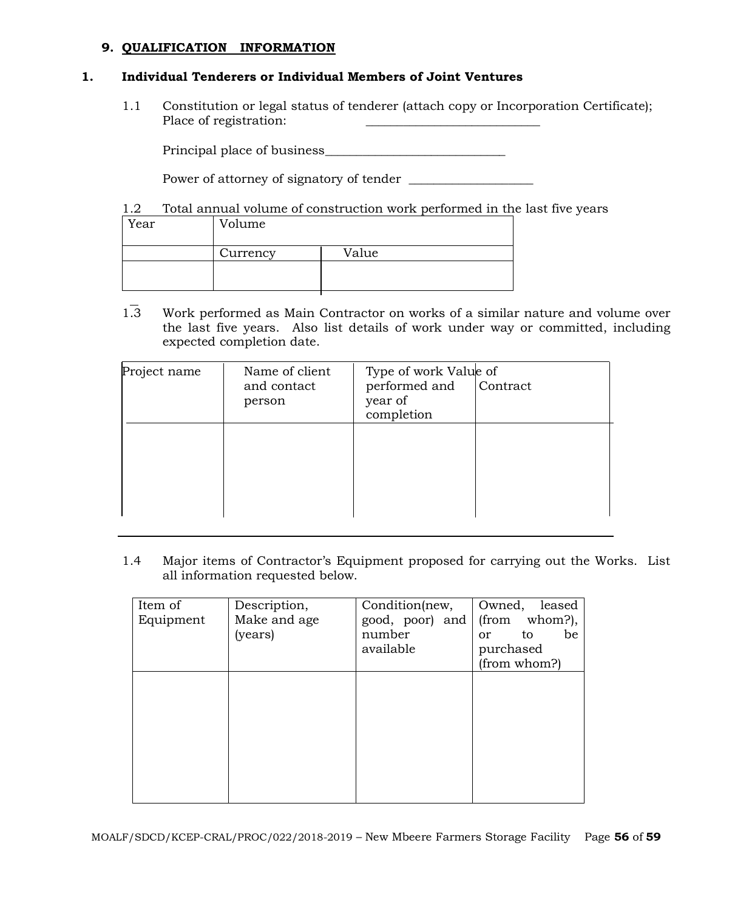## 9. QUALIFICATION INFORMATION

### 1. Individual Tenderers or Individual Members of Joint Ventures

1.1 Constitution or legal status of tenderer (attach copy or Incorporation Certificate); Place of registration: ___________________________

Principal place of business____________________________

Power of attorney of signatory of tender ___________________

1.2 Total annual volume of construction work performed in the last five years

| Year | Volume | |
|---|---|---|
| | Currency | Value |
| | | |

1.3 Work performed as Main Contractor on works of a similar nature and volume over the last five years. Also list details of work under way or committed, including expected completion date.

| Project name | Name of client and contact person | Type of work performed and year of completion | Value of Contract |
|---|---|---|---|
| | | | |

1.4 Major items of Contractor's Equipment proposed for carrying out the Works. List all information requested below.

| Item of Equipment | Description, Make and age (years) | Condition(new, good, poor) and number available | Owned, leased (from whom?), or to be purchased (from whom?) |
|---|---|---|---|
| | | | |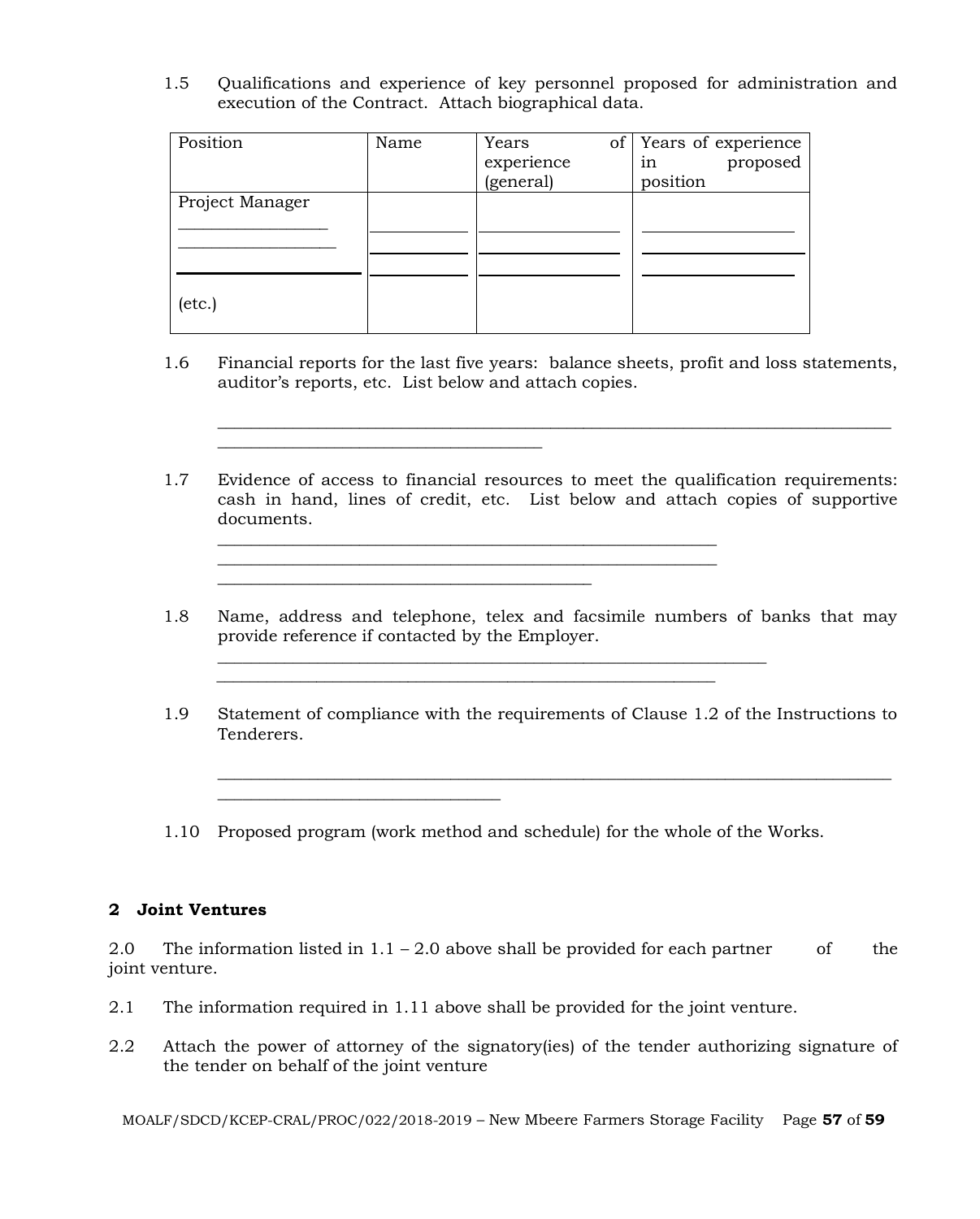1.5 Qualifications and experience of key personnel proposed for administration and execution of the Contract. Attach biographical data.

| Position | Name | Years of experience (general) | Years of experience in proposed position |
|---|---|---|---|
| Project Manager | | | |
| ________________ | ___________ | ________________ | ________________ |
| ________________ | ___________ | ________________ | ________________ |
| ________________ | ___________ | ________________ | ________________ |
| (etc.) | | | |

1.6 Financial reports for the last five years: balance sheets, profit and loss statements, auditor's reports, etc. List below and attach copies.

_______________________________________________________________________________
______________________________________

1.7 Evidence of access to financial resources to meet the qualification requirements: cash in hand, lines of credit, etc. List below and attach copies of supportive documents.

___________________________________________________________
___________________________________________________________
____________________________________________

1.8 Name, address and telephone, telex and facsimile numbers of banks that may provide reference if contacted by the Employer.

_________________________________________________________________
___________________________________________________________

1.9 Statement of compliance with the requirements of Clause 1.2 of the Instructions to Tenderers.

_______________________________________________________________________________
_________________________________

1.10 Proposed program (work method and schedule) for the whole of the Works.

## 2 Joint Ventures

2.0 The information listed in 1.1 – 2.0 above shall be provided for each partner of the joint venture.

2.1 The information required in 1.11 above shall be provided for the joint venture.

2.2 Attach the power of attorney of the signatory(ies) of the tender authorizing signature of the tender on behalf of the joint venture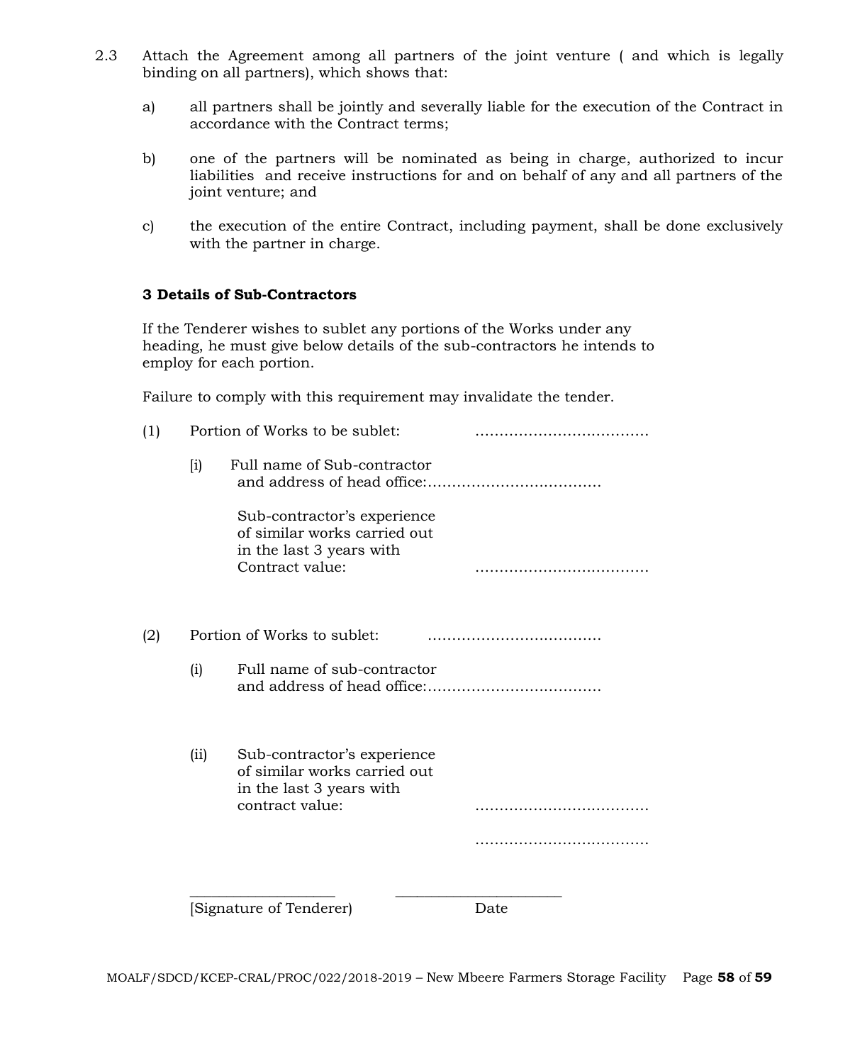2.3 Attach the Agreement among all partners of the joint venture ( and which is legally binding on all partners), which shows that:

a) all partners shall be jointly and severally liable for the execution of the Contract in accordance with the Contract terms;

b) one of the partners will be nominated as being in charge, authorized to incur liabilities and receive instructions for and on behalf of any and all partners of the joint venture; and

c) the execution of the entire Contract, including payment, shall be done exclusively with the partner in charge.

**3 Details of Sub-Contractors**

If the Tenderer wishes to sublet any portions of the Works under any heading, he must give below details of the sub-contractors he intends to employ for each portion.

Failure to comply with this requirement may invalidate the tender.

(1) Portion of Works to be sublet: ………………………………

[i] Full name of Sub-contractor and address of head office:………………………………

Sub-contractor's experience of similar works carried out in the last 3 years with Contract value: ………………………………

(2) Portion of Works to sublet: ………………………………

(i) Full name of sub-contractor and address of head office:………………………………

(ii) Sub-contractor's experience of similar works carried out in the last 3 years with contract value: ………………………………

………………………………

\_\_\_\_\_\_\_\_\_\_\_\_\_\_\_\_\_\_\_\_ \_\_\_\_\_\_\_\_\_\_\_\_\_\_\_\_\_\_\_\_\_\_

[Signature of Tenderer) Date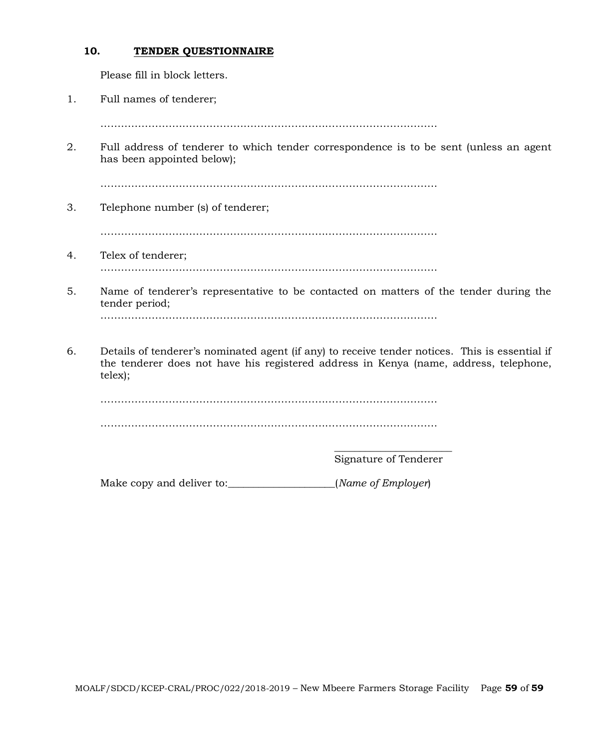### 10. TENDER QUESTIONNAIRE

Please fill in block letters.

1. Full names of tenderer;

   …………………………………………………………………………………………

2. Full address of tenderer to which tender correspondence is to be sent (unless an agent has been appointed below);

   …………………………………………………………………………………………

3. Telephone number (s) of tenderer;

   …………………………………………………………………………………………

4. Telex of tenderer;

   …………………………………………………………………………………………

5. Name of tenderer's representative to be contacted on matters of the tender during the tender period;

   …………………………………………………………………………………………

6. Details of tenderer's nominated agent (if any) to receive tender notices. This is essential if the tenderer does not have his registered address in Kenya (name, address, telephone, telex);

   …………………………………………………………………………………………

   …………………………………………………………………………………………

_______________________
Signature of Tenderer

Make copy and deliver to:____________________(*Name of Employer*)